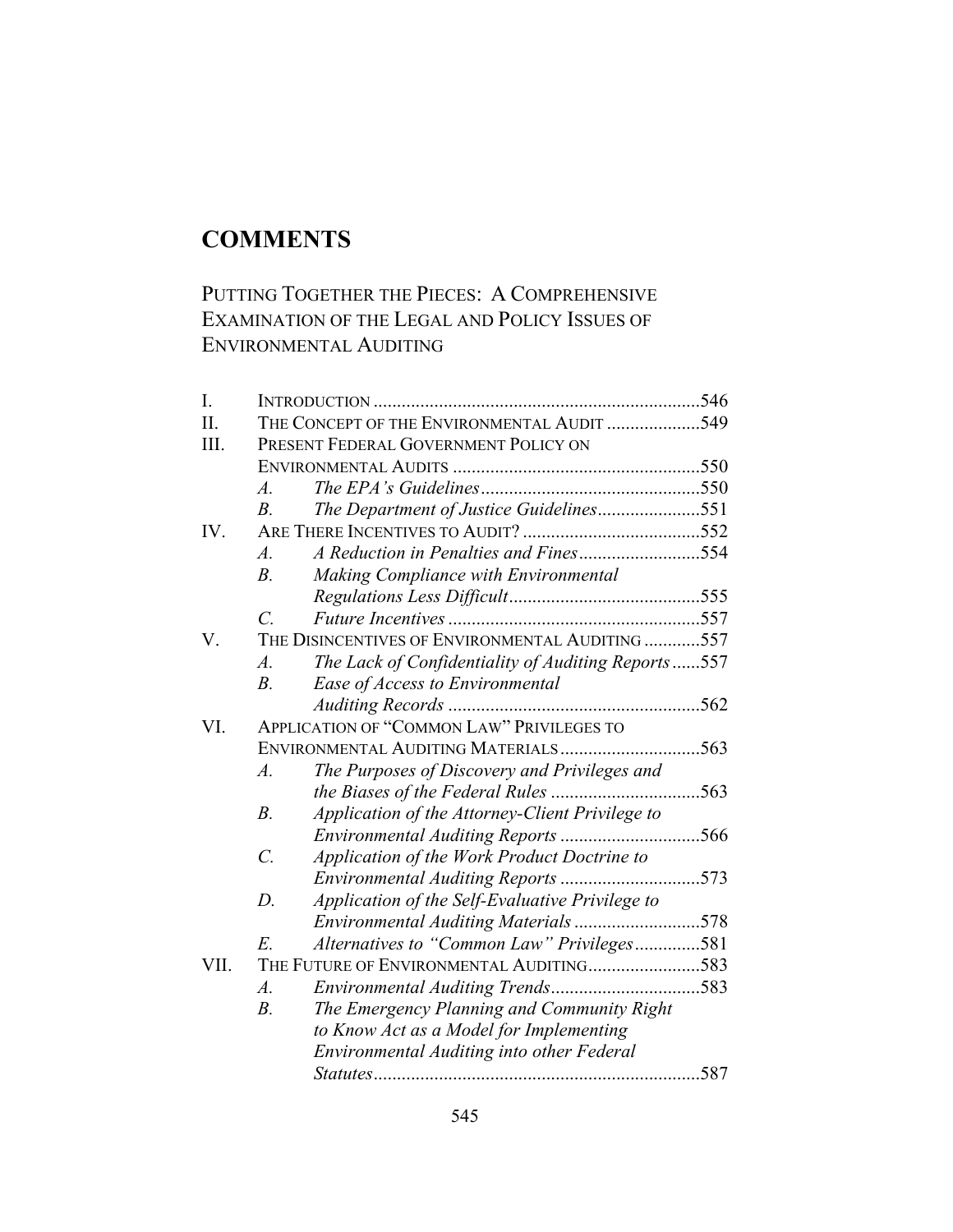# COMMENTS

## PUTTING TOGETHER THE PIECES: A COMPREHENSIVE EXAMINATION OF THE LEGAL AND POLICY ISSUES OF ENVIRONMENTAL AUDITING

I. INTRODUCTION ....................................................................546

II. THE CONCEPT OF THE ENVIRONMENTAL AUDIT ....................549

III. PRESENT FEDERAL GOVERNMENT POLICY ON ENVIRONMENTAL AUDITS .....................................................550

- A. *The EPA's Guidelines*...............................................550
- B. *The Department of Justice Guidelines*......................551

IV. ARE THERE INCENTIVES TO AUDIT? ......................................552

- A. *A Reduction in Penalties and Fines*..........................554
- B. *Making Compliance with Environmental Regulations Less Difficult*.........................................555
- C. *Future Incentives* ......................................................557

V. THE DISINCENTIVES OF ENVIRONMENTAL AUDITING ............557

- A. *The Lack of Confidentiality of Auditing Reports* ......557
- B. *Ease of Access to Environmental Auditing Records* ......................................................562

VI. APPLICATION OF "COMMON LAW" PRIVILEGES TO ENVIRONMENTAL AUDITING MATERIALS..............................563

- A. *The Purposes of Discovery and Privileges and the Biases of the Federal Rules* ................................563
- B. *Application of the Attorney-Client Privilege to Environmental Auditing Reports* ..............................566
- C. *Application of the Work Product Doctrine to Environmental Auditing Reports* ..............................573
- D. *Application of the Self-Evaluative Privilege to Environmental Auditing Materials* ...........................578
- E. *Alternatives to "Common Law" Privileges*..............581

VII. THE FUTURE OF ENVIRONMENTAL AUDITING........................583

- A. *Environmental Auditing Trends*................................583
- B. *The Emergency Planning and Community Right to Know Act as a Model for Implementing Environmental Auditing into other Federal Statutes*......................................................................587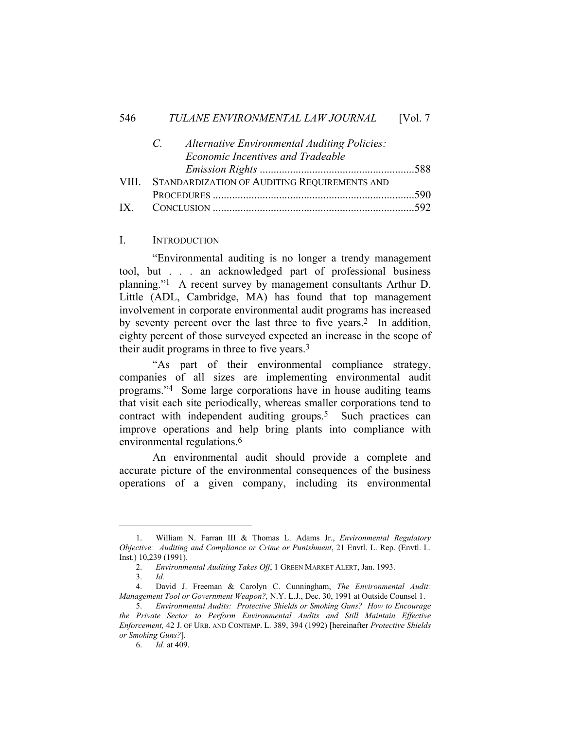C. *Alternative Environmental Auditing Policies: Economic Incentives and Tradeable Emission Rights* ........................................................588

VIII. STANDARDIZATION OF AUDITING REQUIREMENTS AND PROCEDURES ........................................................................590

IX. CONCLUSION ........................................................................592

## I. INTRODUCTION

"Environmental auditing is no longer a trendy management tool, but . . . an acknowledged part of professional business planning."[1] A recent survey by management consultants Arthur D. Little (ADL, Cambridge, MA) has found that top management involvement in corporate environmental audit programs has increased by seventy percent over the last three to five years.[2] In addition, eighty percent of those surveyed expected an increase in the scope of their audit programs in three to five years.[3]

"As part of their environmental compliance strategy, companies of all sizes are implementing environmental audit programs."[4] Some large corporations have in house auditing teams that visit each site periodically, whereas smaller corporations tend to contract with independent auditing groups.[5] Such practices can improve operations and help bring plants into compliance with environmental regulations.[6]

An environmental audit should provide a complete and accurate picture of the environmental consequences of the business operations of a given company, including its environmental

---

1. William N. Farran III & Thomas L. Adams Jr., *Environmental Regulatory Objective: Auditing and Compliance or Crime or Punishment*, 21 Envtl. L. Rep. (Envtl. L. Inst.) 10,239 (1991).

2. *Environmental Auditing Takes Off*, 1 GREEN MARKET ALERT, Jan. 1993.

3. *Id.*

4. David J. Freeman & Carolyn C. Cunningham, *The Environmental Audit: Management Tool or Government Weapon?,* N.Y. L.J., Dec. 30, 1991 at Outside Counsel 1.

5. *Environmental Audits: Protective Shields or Smoking Guns? How to Encourage the Private Sector to Perform Environmental Audits and Still Maintain Effective Enforcement,* 42 J. OF URB. AND CONTEMP. L. 389, 394 (1992) [hereinafter *Protective Shields or Smoking Guns?*].

6. *Id.* at 409.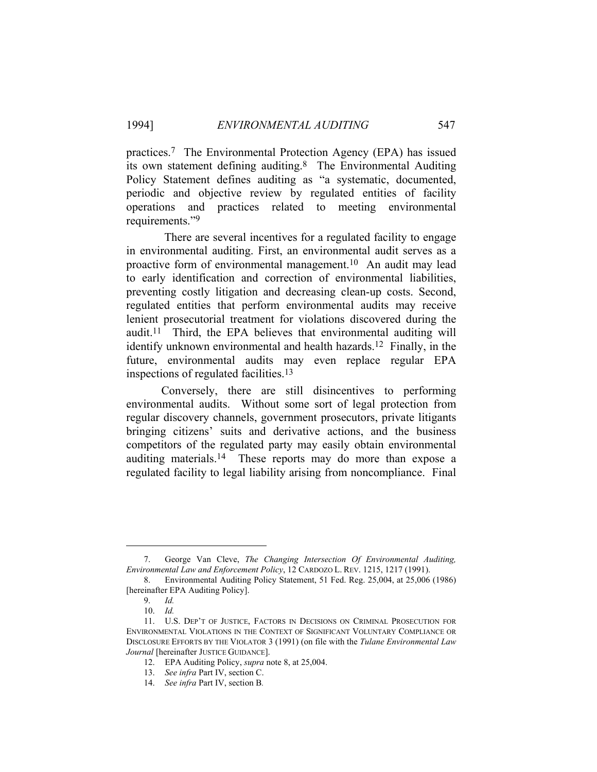practices.[7] The Environmental Protection Agency (EPA) has issued its own statement defining auditing.[8] The Environmental Auditing Policy Statement defines auditing as "a systematic, documented, periodic and objective review by regulated entities of facility operations and practices related to meeting environmental requirements."[9]

There are several incentives for a regulated facility to engage in environmental auditing. First, an environmental audit serves as a proactive form of environmental management.[10] An audit may lead to early identification and correction of environmental liabilities, preventing costly litigation and decreasing clean-up costs. Second, regulated entities that perform environmental audits may receive lenient prosecutorial treatment for violations discovered during the audit.[11] Third, the EPA believes that environmental auditing will identify unknown environmental and health hazards.[12] Finally, in the future, environmental audits may even replace regular EPA inspections of regulated facilities.[13]

Conversely, there are still disincentives to performing environmental audits. Without some sort of legal protection from regular discovery channels, government prosecutors, private litigants bringing citizens' suits and derivative actions, and the business competitors of the regulated party may easily obtain environmental auditing materials.[14] These reports may do more than expose a regulated facility to legal liability arising from noncompliance. Final

---

7. George Van Cleve, *The Changing Intersection Of Environmental Auditing, Environmental Law and Enforcement Policy*, 12 CARDOZO L. REV. 1215, 1217 (1991).

8. Environmental Auditing Policy Statement, 51 Fed. Reg. 25,004, at 25,006 (1986) [hereinafter EPA Auditing Policy].

9. *Id.*

10. *Id.*

11. U.S. DEP'T OF JUSTICE, FACTORS IN DECISIONS ON CRIMINAL PROSECUTION FOR ENVIRONMENTAL VIOLATIONS IN THE CONTEXT OF SIGNIFICANT VOLUNTARY COMPLIANCE OR DISCLOSURE EFFORTS BY THE VIOLATOR 3 (1991) (on file with the *Tulane Environmental Law Journal* [hereinafter JUSTICE GUIDANCE].

12. EPA Auditing Policy, *supra* note 8, at 25,004.

13. *See infra* Part IV, section C.

14. *See infra* Part IV, section B.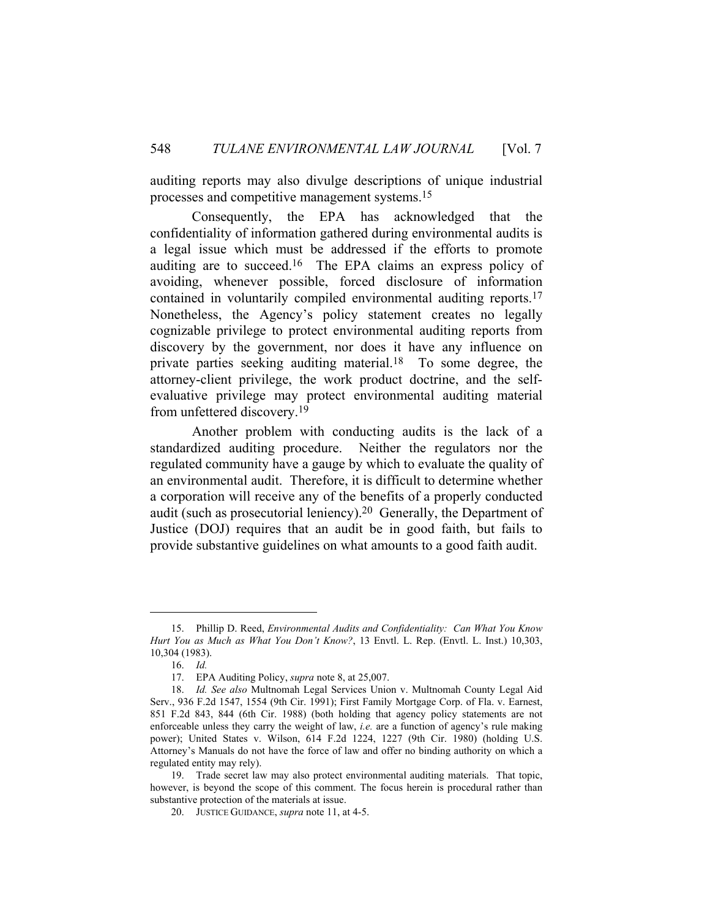auditing reports may also divulge descriptions of unique industrial processes and competitive management systems.[15]

Consequently, the EPA has acknowledged that the confidentiality of information gathered during environmental audits is a legal issue which must be addressed if the efforts to promote auditing are to succeed.[16] The EPA claims an express policy of avoiding, whenever possible, forced disclosure of information contained in voluntarily compiled environmental auditing reports.[17] Nonetheless, the Agency's policy statement creates no legally cognizable privilege to protect environmental auditing reports from discovery by the government, nor does it have any influence on private parties seeking auditing material.[18] To some degree, the attorney-client privilege, the work product doctrine, and the self-evaluative privilege may protect environmental auditing material from unfettered discovery.[19]

Another problem with conducting audits is the lack of a standardized auditing procedure. Neither the regulators nor the regulated community have a gauge by which to evaluate the quality of an environmental audit. Therefore, it is difficult to determine whether a corporation will receive any of the benefits of a properly conducted audit (such as prosecutorial leniency).[20] Generally, the Department of Justice (DOJ) requires that an audit be in good faith, but fails to provide substantive guidelines on what amounts to a good faith audit.

---

15. Phillip D. Reed, *Environmental Audits and Confidentiality: Can What You Know Hurt You as Much as What You Don't Know?*, 13 Envtl. L. Rep. (Envtl. L. Inst.) 10,303, 10,304 (1983).

16. *Id.*

17. EPA Auditing Policy, *supra* note 8, at 25,007.

18. *Id. See also* Multnomah Legal Services Union v. Multnomah County Legal Aid Serv., 936 F.2d 1547, 1554 (9th Cir. 1991); First Family Mortgage Corp. of Fla. v. Earnest, 851 F.2d 843, 844 (6th Cir. 1988) (both holding that agency policy statements are not enforceable unless they carry the weight of law, *i.e.* are a function of agency's rule making power); United States v. Wilson, 614 F.2d 1224, 1227 (9th Cir. 1980) (holding U.S. Attorney's Manuals do not have the force of law and offer no binding authority on which a regulated entity may rely).

19. Trade secret law may also protect environmental auditing materials. That topic, however, is beyond the scope of this comment. The focus herein is procedural rather than substantive protection of the materials at issue.

20. JUSTICE GUIDANCE, *supra* note 11, at 4-5.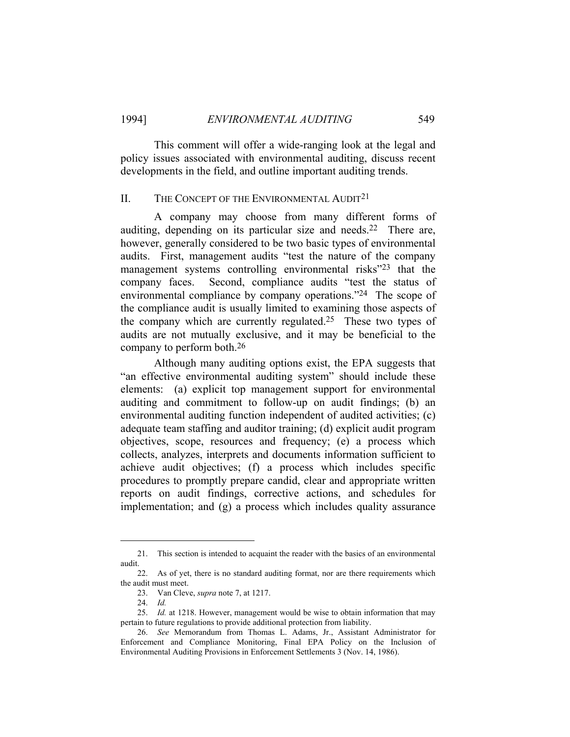This comment will offer a wide-ranging look at the legal and policy issues associated with environmental auditing, discuss recent developments in the field, and outline important auditing trends.

## II. THE CONCEPT OF THE ENVIRONMENTAL AUDIT[21]

A company may choose from many different forms of auditing, depending on its particular size and needs.[22] There are, however, generally considered to be two basic types of environmental audits. First, management audits "test the nature of the company management systems controlling environmental risks"[23] that the company faces. Second, compliance audits "test the status of environmental compliance by company operations."[24] The scope of the compliance audit is usually limited to examining those aspects of the company which are currently regulated.[25] These two types of audits are not mutually exclusive, and it may be beneficial to the company to perform both.[26]

Although many auditing options exist, the EPA suggests that "an effective environmental auditing system" should include these elements: (a) explicit top management support for environmental auditing and commitment to follow-up on audit findings; (b) an environmental auditing function independent of audited activities; (c) adequate team staffing and auditor training; (d) explicit audit program objectives, scope, resources and frequency; (e) a process which collects, analyzes, interprets and documents information sufficient to achieve audit objectives; (f) a process which includes specific procedures to promptly prepare candid, clear and appropriate written reports on audit findings, corrective actions, and schedules for implementation; and (g) a process which includes quality assurance

---

21. This section is intended to acquaint the reader with the basics of an environmental audit.

22. As of yet, there is no standard auditing format, nor are there requirements which the audit must meet.

23. Van Cleve, *supra* note 7, at 1217.

24. *Id.*

25. *Id.* at 1218. However, management would be wise to obtain information that may pertain to future regulations to provide additional protection from liability.

26. *See* Memorandum from Thomas L. Adams, Jr., Assistant Administrator for Enforcement and Compliance Monitoring, Final EPA Policy on the Inclusion of Environmental Auditing Provisions in Enforcement Settlements 3 (Nov. 14, 1986).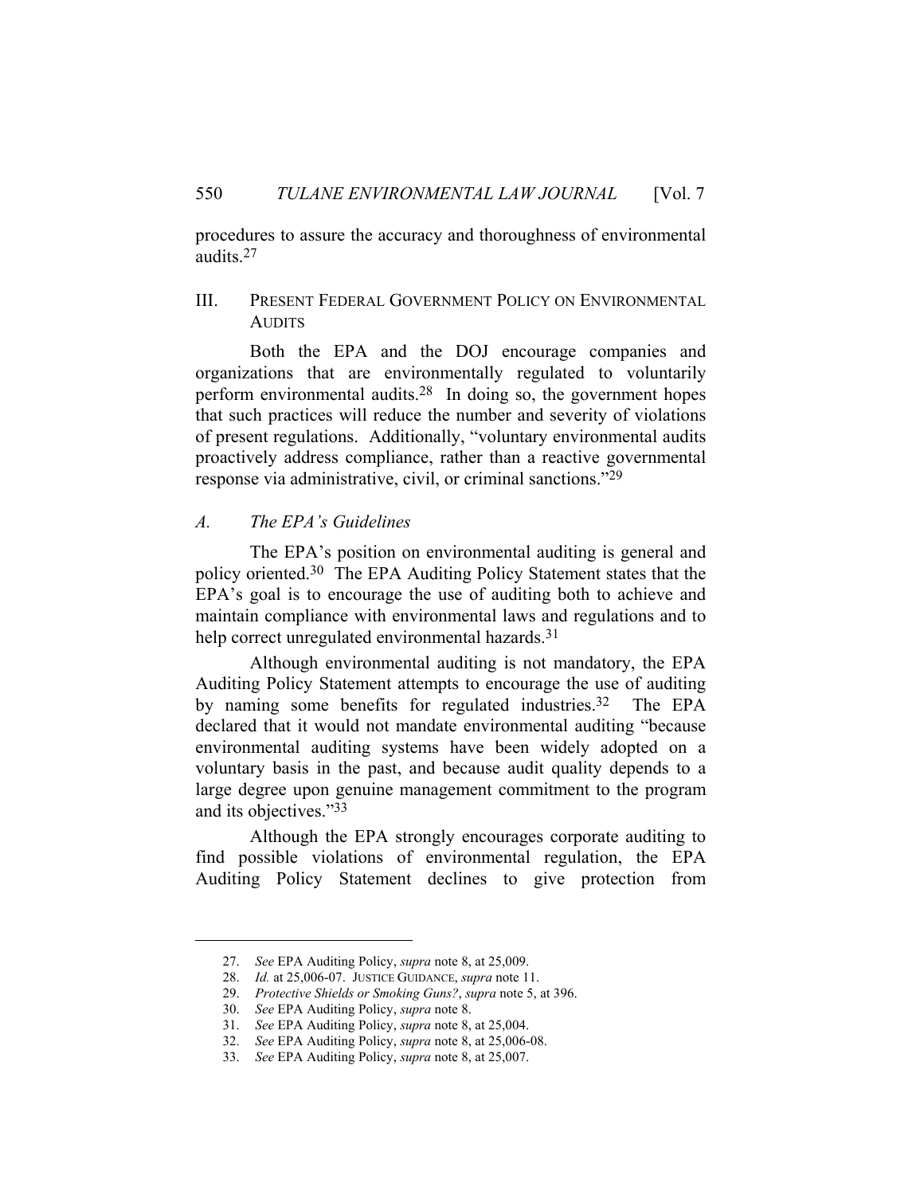procedures to assure the accuracy and thoroughness of environmental audits.[27]

## III. PRESENT FEDERAL GOVERNMENT POLICY ON ENVIRONMENTAL AUDITS

Both the EPA and the DOJ encourage companies and organizations that are environmentally regulated to voluntarily perform environmental audits.[28] In doing so, the government hopes that such practices will reduce the number and severity of violations of present regulations. Additionally, "voluntary environmental audits proactively address compliance, rather than a reactive governmental response via administrative, civil, or criminal sanctions."[29]

### A. *The EPA's Guidelines*

The EPA's position on environmental auditing is general and policy oriented.[30] The EPA Auditing Policy Statement states that the EPA's goal is to encourage the use of auditing both to achieve and maintain compliance with environmental laws and regulations and to help correct unregulated environmental hazards.[31]

Although environmental auditing is not mandatory, the EPA Auditing Policy Statement attempts to encourage the use of auditing by naming some benefits for regulated industries.[32] The EPA declared that it would not mandate environmental auditing "because environmental auditing systems have been widely adopted on a voluntary basis in the past, and because audit quality depends to a large degree upon genuine management commitment to the program and its objectives."[33]

Although the EPA strongly encourages corporate auditing to find possible violations of environmental regulation, the EPA Auditing Policy Statement declines to give protection from

---

27. *See* EPA Auditing Policy, *supra* note 8, at 25,009.
28. *Id.* at 25,006-07. JUSTICE GUIDANCE, *supra* note 11.
29. *Protective Shields or Smoking Guns?*, *supra* note 5, at 396.
30. *See* EPA Auditing Policy, *supra* note 8.
31. *See* EPA Auditing Policy, *supra* note 8, at 25,004.
32. *See* EPA Auditing Policy, *supra* note 8, at 25,006-08.
33. *See* EPA Auditing Policy, *supra* note 8, at 25,007.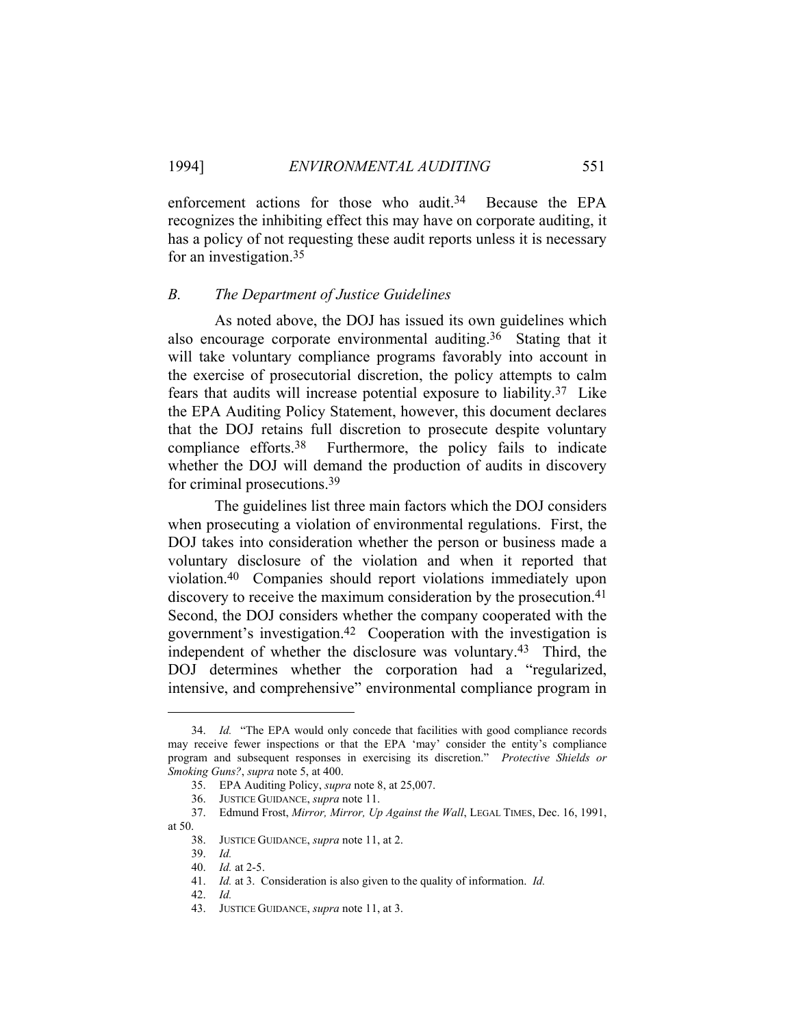enforcement actions for those who audit.[34] Because the EPA recognizes the inhibiting effect this may have on corporate auditing, it has a policy of not requesting these audit reports unless it is necessary for an investigation.[35]

### *B. The Department of Justice Guidelines*

As noted above, the DOJ has issued its own guidelines which also encourage corporate environmental auditing.[36] Stating that it will take voluntary compliance programs favorably into account in the exercise of prosecutorial discretion, the policy attempts to calm fears that audits will increase potential exposure to liability.[37] Like the EPA Auditing Policy Statement, however, this document declares that the DOJ retains full discretion to prosecute despite voluntary compliance efforts.[38] Furthermore, the policy fails to indicate whether the DOJ will demand the production of audits in discovery for criminal prosecutions.[39]

The guidelines list three main factors which the DOJ considers when prosecuting a violation of environmental regulations. First, the DOJ takes into consideration whether the person or business made a voluntary disclosure of the violation and when it reported that violation.[40] Companies should report violations immediately upon discovery to receive the maximum consideration by the prosecution.[41] Second, the DOJ considers whether the company cooperated with the government's investigation.[42] Cooperation with the investigation is independent of whether the disclosure was voluntary.[43] Third, the DOJ determines whether the corporation had a "regularized, intensive, and comprehensive" environmental compliance program in

---

34. *Id.* "The EPA would only concede that facilities with good compliance records may receive fewer inspections or that the EPA 'may' consider the entity's compliance program and subsequent responses in exercising its discretion." *Protective Shields or Smoking Guns?*, *supra* note 5, at 400.

35. EPA Auditing Policy, *supra* note 8, at 25,007.

36. JUSTICE GUIDANCE, *supra* note 11.

37. Edmund Frost, *Mirror, Mirror, Up Against the Wall*, LEGAL TIMES, Dec. 16, 1991, at 50.

38. JUSTICE GUIDANCE, *supra* note 11, at 2.

39. *Id.*

40. *Id.* at 2-5.

41. *Id.* at 3. Consideration is also given to the quality of information. *Id.*

42. *Id.*

43. JUSTICE GUIDANCE, *supra* note 11, at 3.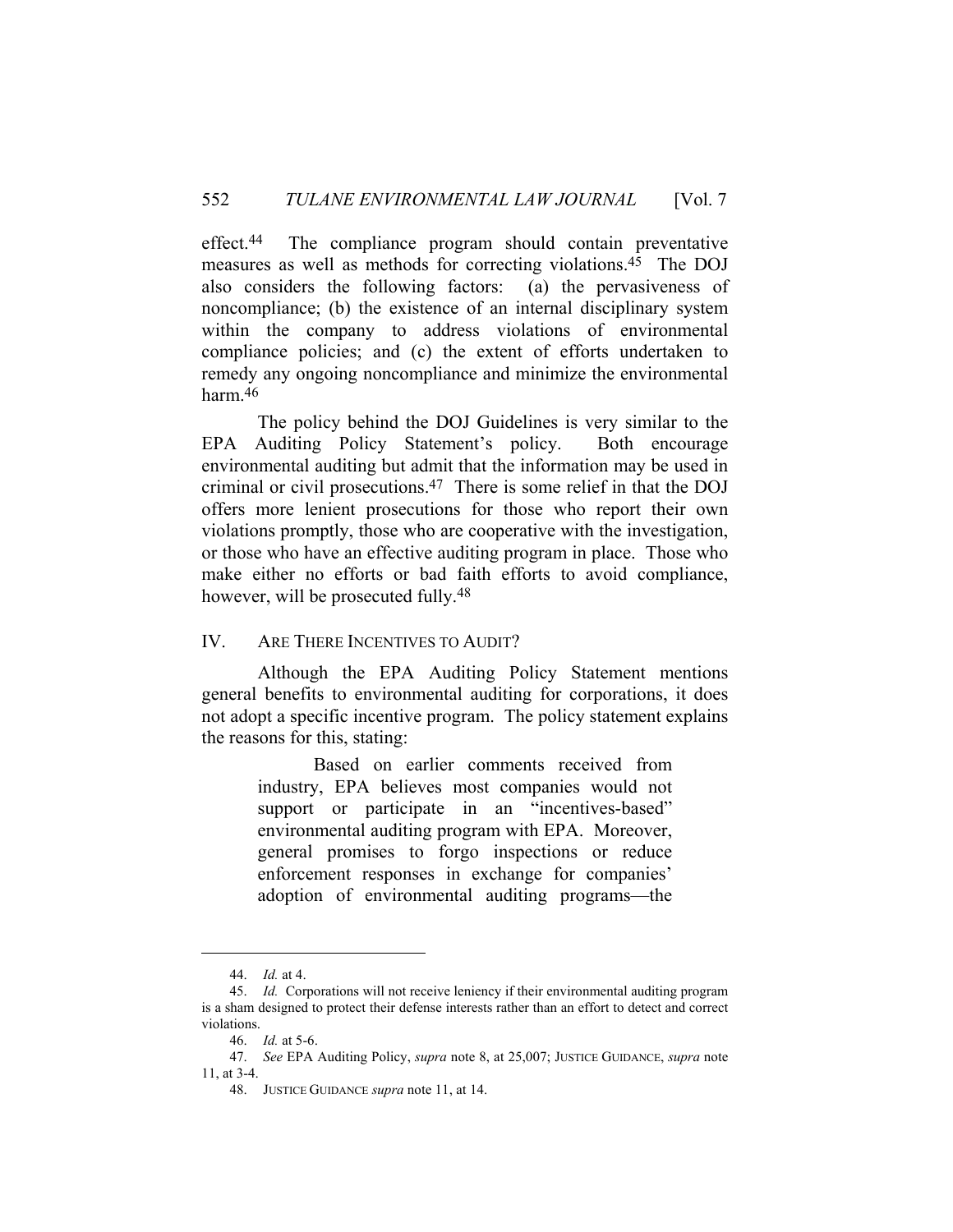effect.[44] The compliance program should contain preventative measures as well as methods for correcting violations.[45] The DOJ also considers the following factors: (a) the pervasiveness of noncompliance; (b) the existence of an internal disciplinary system within the company to address violations of environmental compliance policies; and (c) the extent of efforts undertaken to remedy any ongoing noncompliance and minimize the environmental harm.[46]

The policy behind the DOJ Guidelines is very similar to the EPA Auditing Policy Statement's policy. Both encourage environmental auditing but admit that the information may be used in criminal or civil prosecutions.[47] There is some relief in that the DOJ offers more lenient prosecutions for those who report their own violations promptly, those who are cooperative with the investigation, or those who have an effective auditing program in place. Those who make either no efforts or bad faith efforts to avoid compliance, however, will be prosecuted fully.[48]

## IV. ARE THERE INCENTIVES TO AUDIT?

Although the EPA Auditing Policy Statement mentions general benefits to environmental auditing for corporations, it does not adopt a specific incentive program. The policy statement explains the reasons for this, stating:

> Based on earlier comments received from industry, EPA believes most companies would not support or participate in an "incentives-based" environmental auditing program with EPA. Moreover, general promises to forgo inspections or reduce enforcement responses in exchange for companies' adoption of environmental auditing programs—the

---

44. *Id.* at 4.

45. *Id.* Corporations will not receive leniency if their environmental auditing program is a sham designed to protect their defense interests rather than an effort to detect and correct violations.

46. *Id.* at 5-6.

47. *See* EPA Auditing Policy, *supra* note 8, at 25,007; JUSTICE GUIDANCE, *supra* note 11, at 3-4.

48. JUSTICE GUIDANCE *supra* note 11, at 14.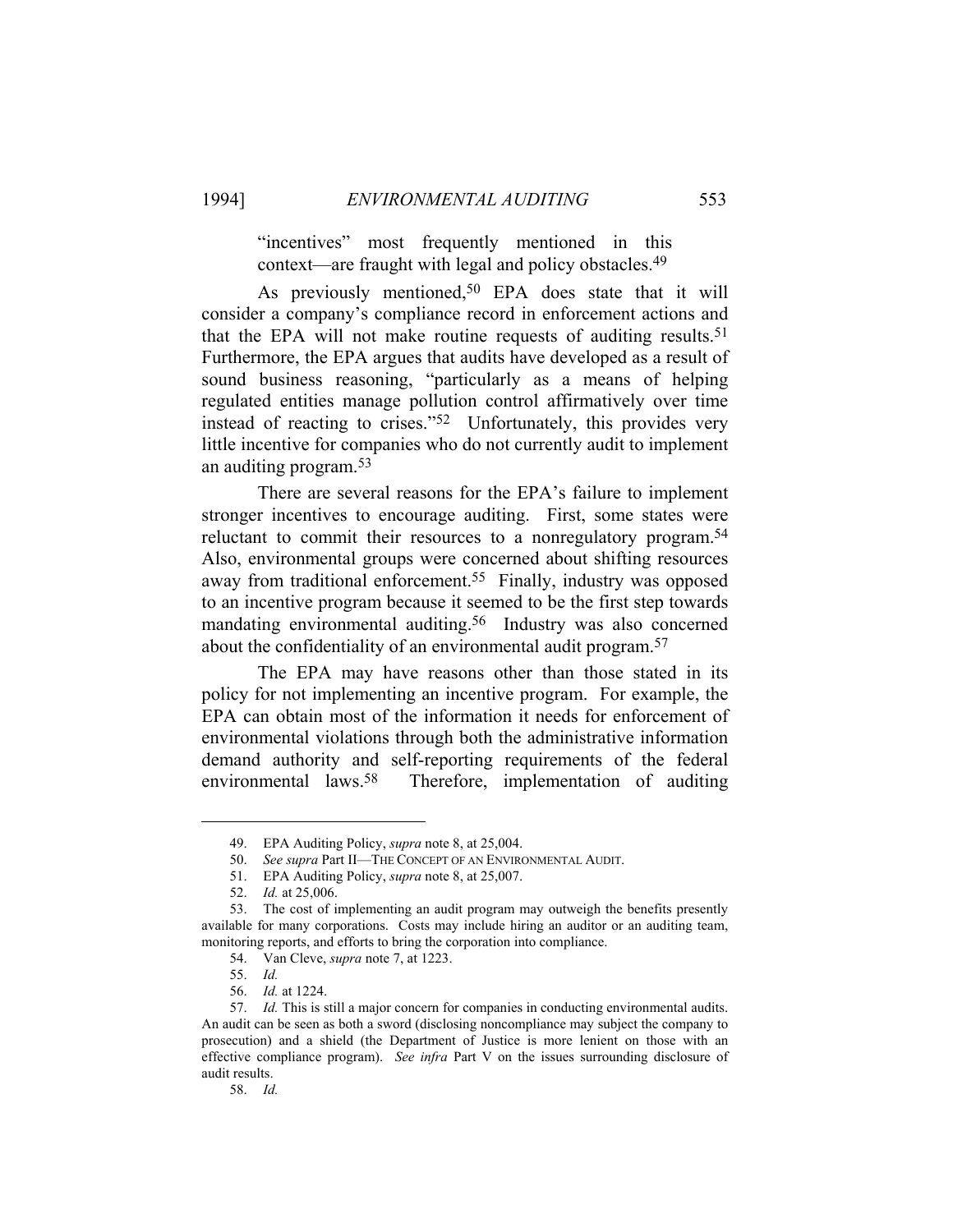> "incentives" most frequently mentioned in this context—are fraught with legal and policy obstacles.[49]

As previously mentioned,[50] EPA does state that it will consider a company's compliance record in enforcement actions and that the EPA will not make routine requests of auditing results.[51] Furthermore, the EPA argues that audits have developed as a result of sound business reasoning, "particularly as a means of helping regulated entities manage pollution control affirmatively over time instead of reacting to crises."[52] Unfortunately, this provides very little incentive for companies who do not currently audit to implement an auditing program.[53]

There are several reasons for the EPA's failure to implement stronger incentives to encourage auditing. First, some states were reluctant to commit their resources to a nonregulatory program.[54] Also, environmental groups were concerned about shifting resources away from traditional enforcement.[55] Finally, industry was opposed to an incentive program because it seemed to be the first step towards mandating environmental auditing.[56] Industry was also concerned about the confidentiality of an environmental audit program.[57]

The EPA may have reasons other than those stated in its policy for not implementing an incentive program. For example, the EPA can obtain most of the information it needs for enforcement of environmental violations through both the administrative information demand authority and self-reporting requirements of the federal environmental laws.[58] Therefore, implementation of auditing

---

49. EPA Auditing Policy, *supra* note 8, at 25,004.

50. *See supra* Part II—THE CONCEPT OF AN ENVIRONMENTAL AUDIT.

51. EPA Auditing Policy, *supra* note 8, at 25,007.

52. *Id.* at 25,006.

53. The cost of implementing an audit program may outweigh the benefits presently available for many corporations. Costs may include hiring an auditor or an auditing team, monitoring reports, and efforts to bring the corporation into compliance.

54. Van Cleve, *supra* note 7, at 1223.

55. *Id.*

56. *Id.* at 1224.

57. *Id.* This is still a major concern for companies in conducting environmental audits. An audit can be seen as both a sword (disclosing noncompliance may subject the company to prosecution) and a shield (the Department of Justice is more lenient on those with an effective compliance program). *See infra* Part V on the issues surrounding disclosure of audit results.

58. *Id.*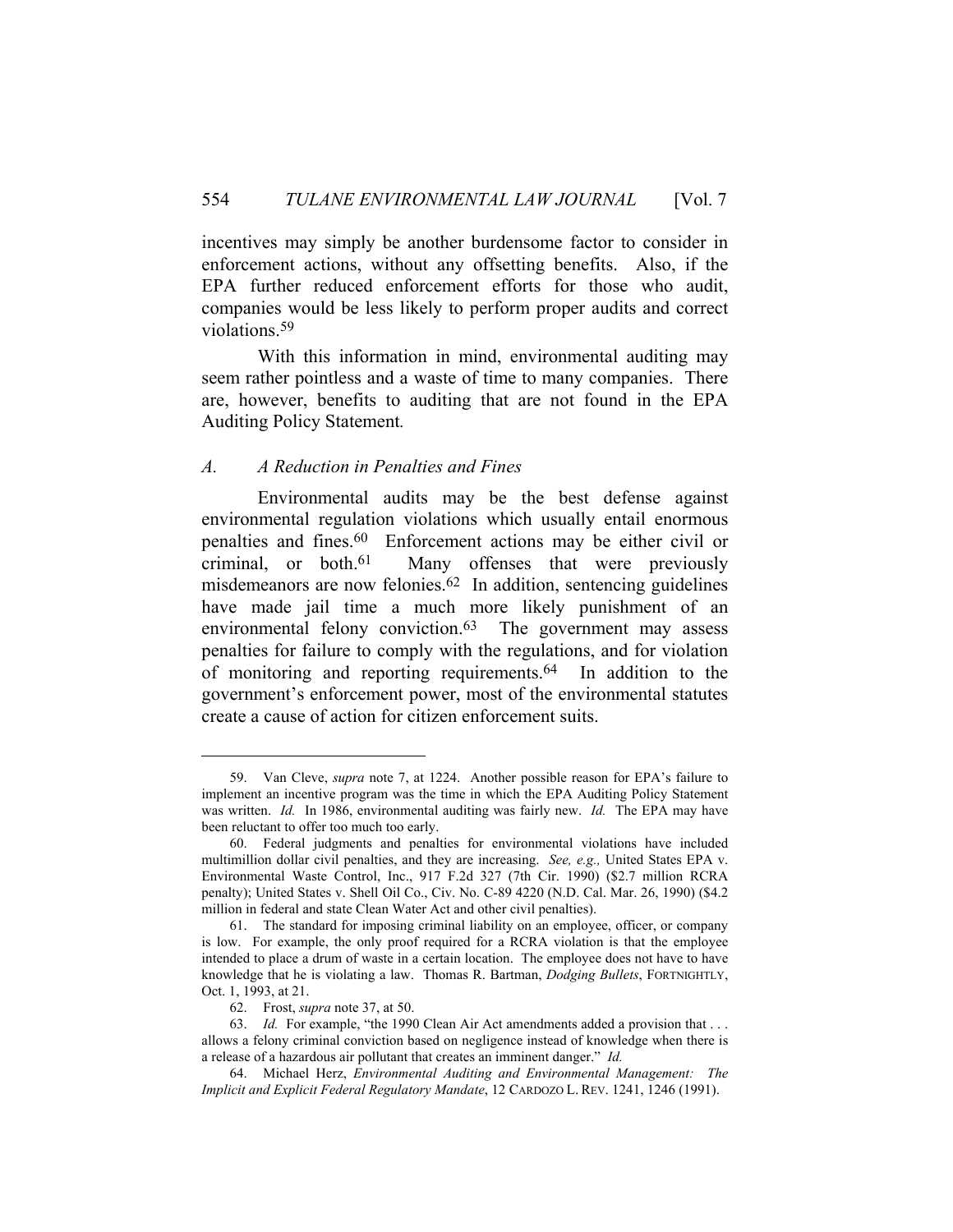incentives may simply be another burdensome factor to consider in enforcement actions, without any offsetting benefits. Also, if the EPA further reduced enforcement efforts for those who audit, companies would be less likely to perform proper audits and correct violations.[59]

With this information in mind, environmental auditing may seem rather pointless and a waste of time to many companies. There are, however, benefits to auditing that are not found in the EPA Auditing Policy Statement.

### *A. A Reduction in Penalties and Fines*

Environmental audits may be the best defense against environmental regulation violations which usually entail enormous penalties and fines.[60] Enforcement actions may be either civil or criminal, or both.[61] Many offenses that were previously misdemeanors are now felonies.[62] In addition, sentencing guidelines have made jail time a much more likely punishment of an environmental felony conviction.[63] The government may assess penalties for failure to comply with the regulations, and for violation of monitoring and reporting requirements.[64] In addition to the government's enforcement power, most of the environmental statutes create a cause of action for citizen enforcement suits.

---

59. Van Cleve, *supra* note 7, at 1224. Another possible reason for EPA's failure to implement an incentive program was the time in which the EPA Auditing Policy Statement was written. *Id.* In 1986, environmental auditing was fairly new. *Id.* The EPA may have been reluctant to offer too much too early.

60. Federal judgments and penalties for environmental violations have included multimillion dollar civil penalties, and they are increasing. *See, e.g.,* United States EPA v. Environmental Waste Control, Inc., 917 F.2d 327 (7th Cir. 1990) ($2.7 million RCRA penalty); United States v. Shell Oil Co., Civ. No. C-89 4220 (N.D. Cal. Mar. 26, 1990) ($4.2 million in federal and state Clean Water Act and other civil penalties).

61. The standard for imposing criminal liability on an employee, officer, or company is low. For example, the only proof required for a RCRA violation is that the employee intended to place a drum of waste in a certain location. The employee does not have to have knowledge that he is violating a law. Thomas R. Bartman, *Dodging Bullets*, FORTNIGHTLY, Oct. 1, 1993, at 21.

62. Frost, *supra* note 37, at 50.

63. *Id.* For example, "the 1990 Clean Air Act amendments added a provision that . . . allows a felony criminal conviction based on negligence instead of knowledge when there is a release of a hazardous air pollutant that creates an imminent danger." *Id.*

64. Michael Herz, *Environmental Auditing and Environmental Management: The Implicit and Explicit Federal Regulatory Mandate*, 12 CARDOZO L. REV. 1241, 1246 (1991).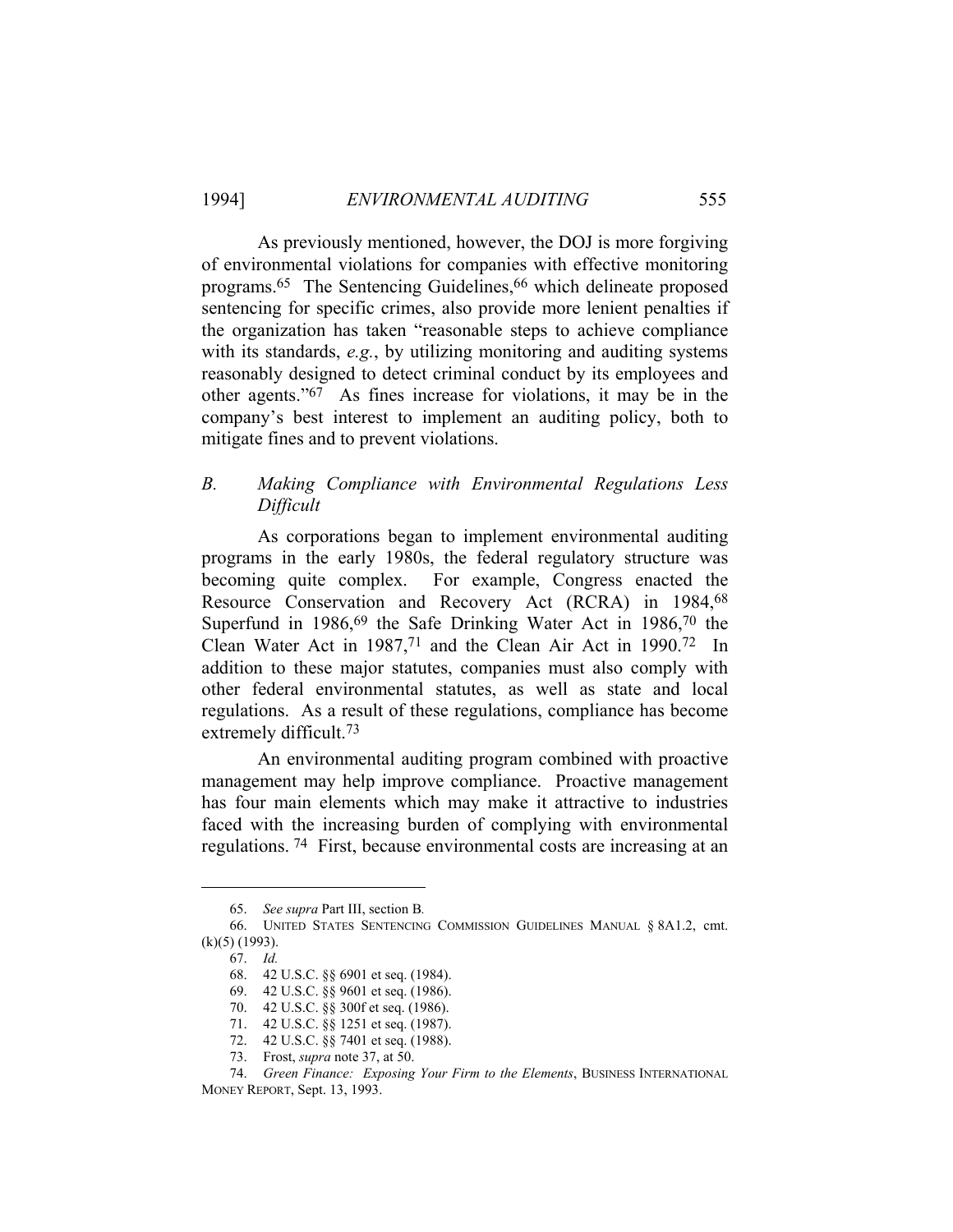As previously mentioned, however, the DOJ is more forgiving of environmental violations for companies with effective monitoring programs.[65] The Sentencing Guidelines,[66] which delineate proposed sentencing for specific crimes, also provide more lenient penalties if the organization has taken "reasonable steps to achieve compliance with its standards, *e.g.*, by utilizing monitoring and auditing systems reasonably designed to detect criminal conduct by its employees and other agents."[67] As fines increase for violations, it may be in the company's best interest to implement an auditing policy, both to mitigate fines and to prevent violations.

### *B. Making Compliance with Environmental Regulations Less Difficult*

As corporations began to implement environmental auditing programs in the early 1980s, the federal regulatory structure was becoming quite complex. For example, Congress enacted the Resource Conservation and Recovery Act (RCRA) in 1984,[68] Superfund in 1986,[69] the Safe Drinking Water Act in 1986,[70] the Clean Water Act in 1987,[71] and the Clean Air Act in 1990.[72] In addition to these major statutes, companies must also comply with other federal environmental statutes, as well as state and local regulations. As a result of these regulations, compliance has become extremely difficult.[73]

An environmental auditing program combined with proactive management may help improve compliance. Proactive management has four main elements which may make it attractive to industries faced with the increasing burden of complying with environmental regulations.[74] First, because environmental costs are increasing at an

---

65. *See supra* Part III, section B.

66. UNITED STATES SENTENCING COMMISSION GUIDELINES MANUAL § 8A1.2, cmt. (k)(5) (1993).

67. *Id.*

68. 42 U.S.C. §§ 6901 et seq. (1984).

69. 42 U.S.C. §§ 9601 et seq. (1986).

70. 42 U.S.C. §§ 300f et seq. (1986).

71. 42 U.S.C. §§ 1251 et seq. (1987).

72. 42 U.S.C. §§ 7401 et seq. (1988).

73. Frost, *supra* note 37, at 50.

74. *Green Finance: Exposing Your Firm to the Elements*, BUSINESS INTERNATIONAL MONEY REPORT, Sept. 13, 1993.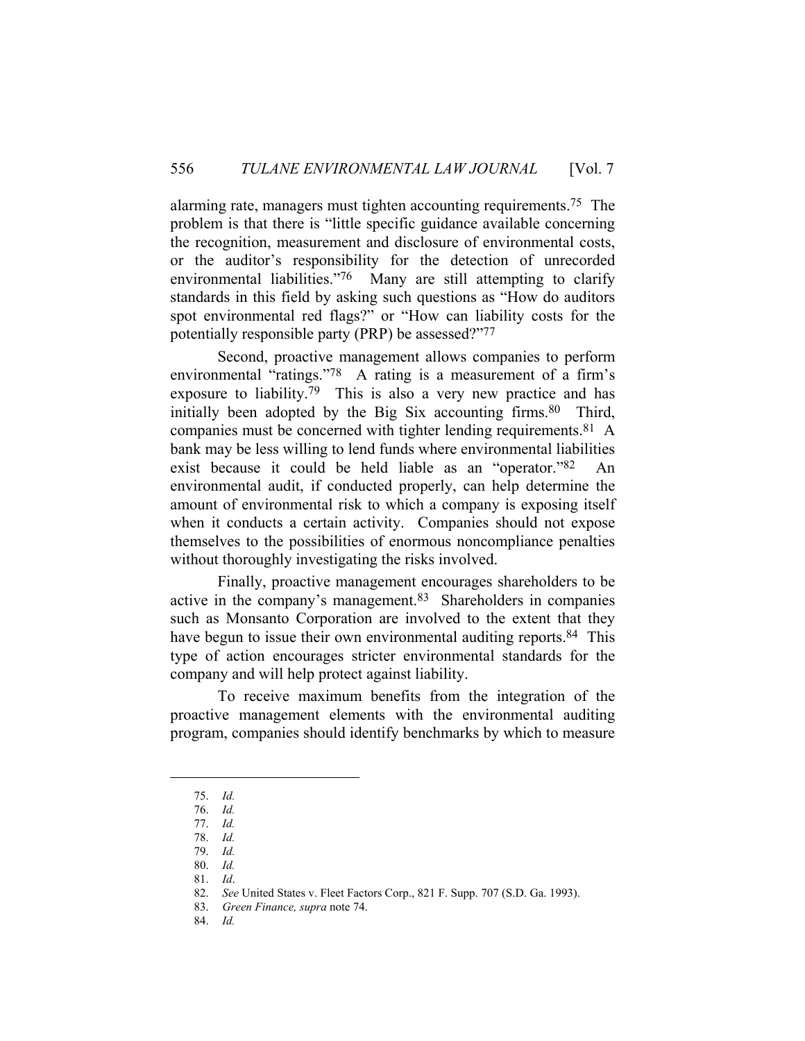alarming rate, managers must tighten accounting requirements.[75] The problem is that there is "little specific guidance available concerning the recognition, measurement and disclosure of environmental costs, or the auditor's responsibility for the detection of unrecorded environmental liabilities."[76] Many are still attempting to clarify standards in this field by asking such questions as "How do auditors spot environmental red flags?" or "How can liability costs for the potentially responsible party (PRP) be assessed?"[77]

Second, proactive management allows companies to perform environmental "ratings."[78] A rating is a measurement of a firm's exposure to liability.[79] This is also a very new practice and has initially been adopted by the Big Six accounting firms.[80] Third, companies must be concerned with tighter lending requirements.[81] A bank may be less willing to lend funds where environmental liabilities exist because it could be held liable as an "operator."[82] An environmental audit, if conducted properly, can help determine the amount of environmental risk to which a company is exposing itself when it conducts a certain activity. Companies should not expose themselves to the possibilities of enormous noncompliance penalties without thoroughly investigating the risks involved.

Finally, proactive management encourages shareholders to be active in the company's management.[83] Shareholders in companies such as Monsanto Corporation are involved to the extent that they have begun to issue their own environmental auditing reports.[84] This type of action encourages stricter environmental standards for the company and will help protect against liability.

To receive maximum benefits from the integration of the proactive management elements with the environmental auditing program, companies should identify benchmarks by which to measure

---

75. *Id.*
76. *Id.*
77. *Id.*
78. *Id.*
79. *Id.*
80. *Id.*
81. *Id*.
82. *See* United States v. Fleet Factors Corp., 821 F. Supp. 707 (S.D. Ga. 1993).
83. *Green Finance, supra* note 74.
84. *Id.*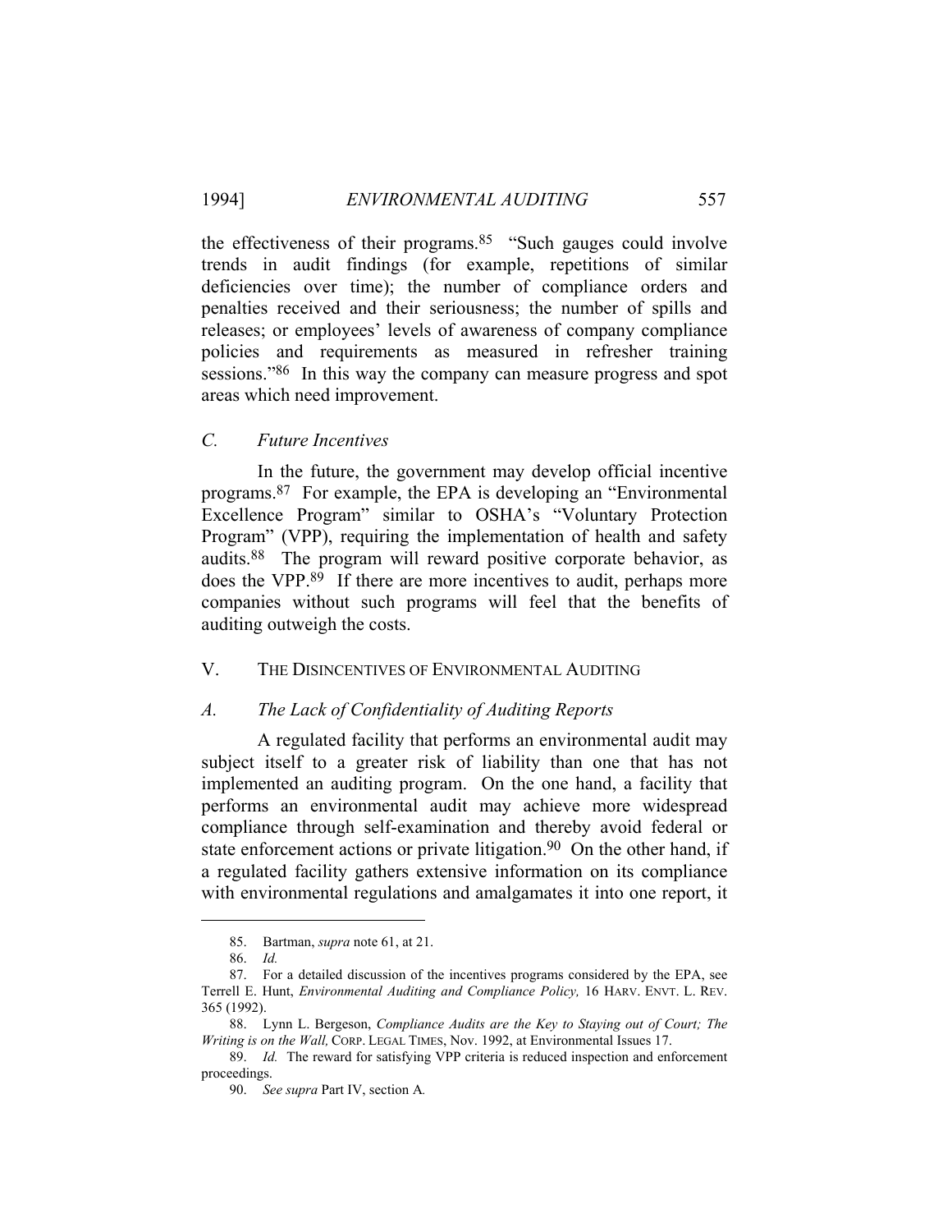the effectiveness of their programs.[85] "Such gauges could involve trends in audit findings (for example, repetitions of similar deficiencies over time); the number of compliance orders and penalties received and their seriousness; the number of spills and releases; or employees' levels of awareness of company compliance policies and requirements as measured in refresher training sessions."[86] In this way the company can measure progress and spot areas which need improvement.

### *C. Future Incentives*

In the future, the government may develop official incentive programs.[87] For example, the EPA is developing an "Environmental Excellence Program" similar to OSHA's "Voluntary Protection Program" (VPP), requiring the implementation of health and safety audits.[88] The program will reward positive corporate behavior, as does the VPP.[89] If there are more incentives to audit, perhaps more companies without such programs will feel that the benefits of auditing outweigh the costs.

## V. THE DISINCENTIVES OF ENVIRONMENTAL AUDITING

### *A. The Lack of Confidentiality of Auditing Reports*

A regulated facility that performs an environmental audit may subject itself to a greater risk of liability than one that has not implemented an auditing program. On the one hand, a facility that performs an environmental audit may achieve more widespread compliance through self-examination and thereby avoid federal or state enforcement actions or private litigation.[90] On the other hand, if a regulated facility gathers extensive information on its compliance with environmental regulations and amalgamates it into one report, it

---

85. Bartman, *supra* note 61, at 21.

86. *Id.*

87. For a detailed discussion of the incentives programs considered by the EPA, see Terrell E. Hunt, *Environmental Auditing and Compliance Policy,* 16 HARV. ENVT. L. REV. 365 (1992).

88. Lynn L. Bergeson, *Compliance Audits are the Key to Staying out of Court; The Writing is on the Wall,* CORP. LEGAL TIMES, Nov. 1992, at Environmental Issues 17.

89. *Id.* The reward for satisfying VPP criteria is reduced inspection and enforcement proceedings.

90. *See supra* Part IV, section A.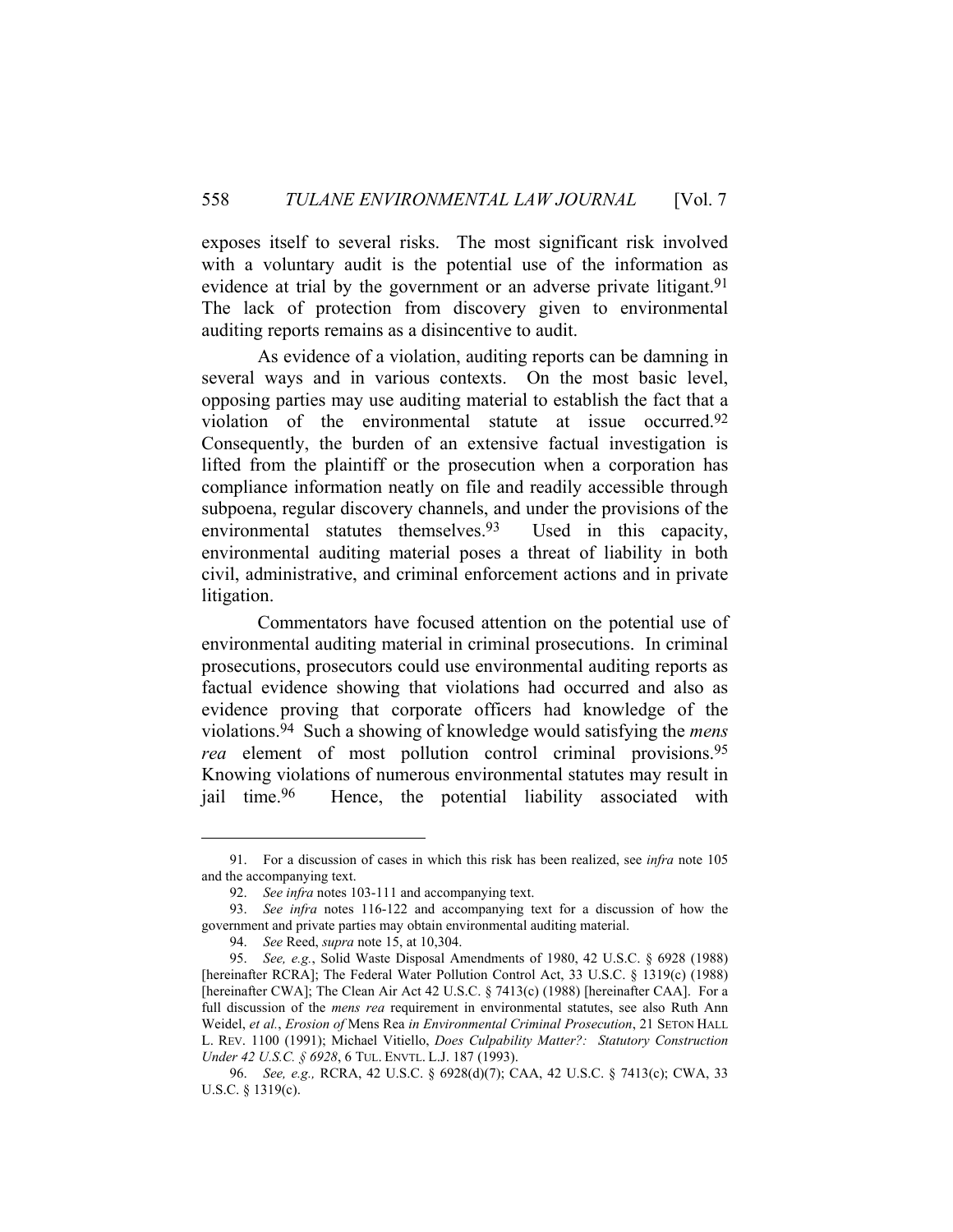exposes itself to several risks. The most significant risk involved with a voluntary audit is the potential use of the information as evidence at trial by the government or an adverse private litigant.[91] The lack of protection from discovery given to environmental auditing reports remains as a disincentive to audit.

As evidence of a violation, auditing reports can be damning in several ways and in various contexts. On the most basic level, opposing parties may use auditing material to establish the fact that a violation of the environmental statute at issue occurred.[92] Consequently, the burden of an extensive factual investigation is lifted from the plaintiff or the prosecution when a corporation has compliance information neatly on file and readily accessible through subpoena, regular discovery channels, and under the provisions of the environmental statutes themselves.[93] Used in this capacity, environmental auditing material poses a threat of liability in both civil, administrative, and criminal enforcement actions and in private litigation.

Commentators have focused attention on the potential use of environmental auditing material in criminal prosecutions. In criminal prosecutions, prosecutors could use environmental auditing reports as factual evidence showing that violations had occurred and also as evidence proving that corporate officers had knowledge of the violations.[94] Such a showing of knowledge would satisfying the *mens rea* element of most pollution control criminal provisions.[95] Knowing violations of numerous environmental statutes may result in jail time.[96] Hence, the potential liability associated with

---

91. For a discussion of cases in which this risk has been realized, see *infra* note 105 and the accompanying text.

92. *See infra* notes 103-111 and accompanying text.

93. *See infra* notes 116-122 and accompanying text for a discussion of how the government and private parties may obtain environmental auditing material.

94. *See* Reed, *supra* note 15, at 10,304.

95. *See, e.g.*, Solid Waste Disposal Amendments of 1980, 42 U.S.C. § 6928 (1988) [hereinafter RCRA]; The Federal Water Pollution Control Act, 33 U.S.C. § 1319(c) (1988) [hereinafter CWA]; The Clean Air Act 42 U.S.C. § 7413(c) (1988) [hereinafter CAA]. For a full discussion of the *mens rea* requirement in environmental statutes, see also Ruth Ann Weidel, *et al.*, *Erosion of* Mens Rea *in Environmental Criminal Prosecution*, 21 SETON HALL L. REV. 1100 (1991); Michael Vitiello, *Does Culpability Matter?: Statutory Construction Under 42 U.S.C. § 6928*, 6 TUL. ENVTL. L.J. 187 (1993).

96. *See, e.g.,* RCRA, 42 U.S.C. § 6928(d)(7); CAA, 42 U.S.C. § 7413(c); CWA, 33 U.S.C. § 1319(c).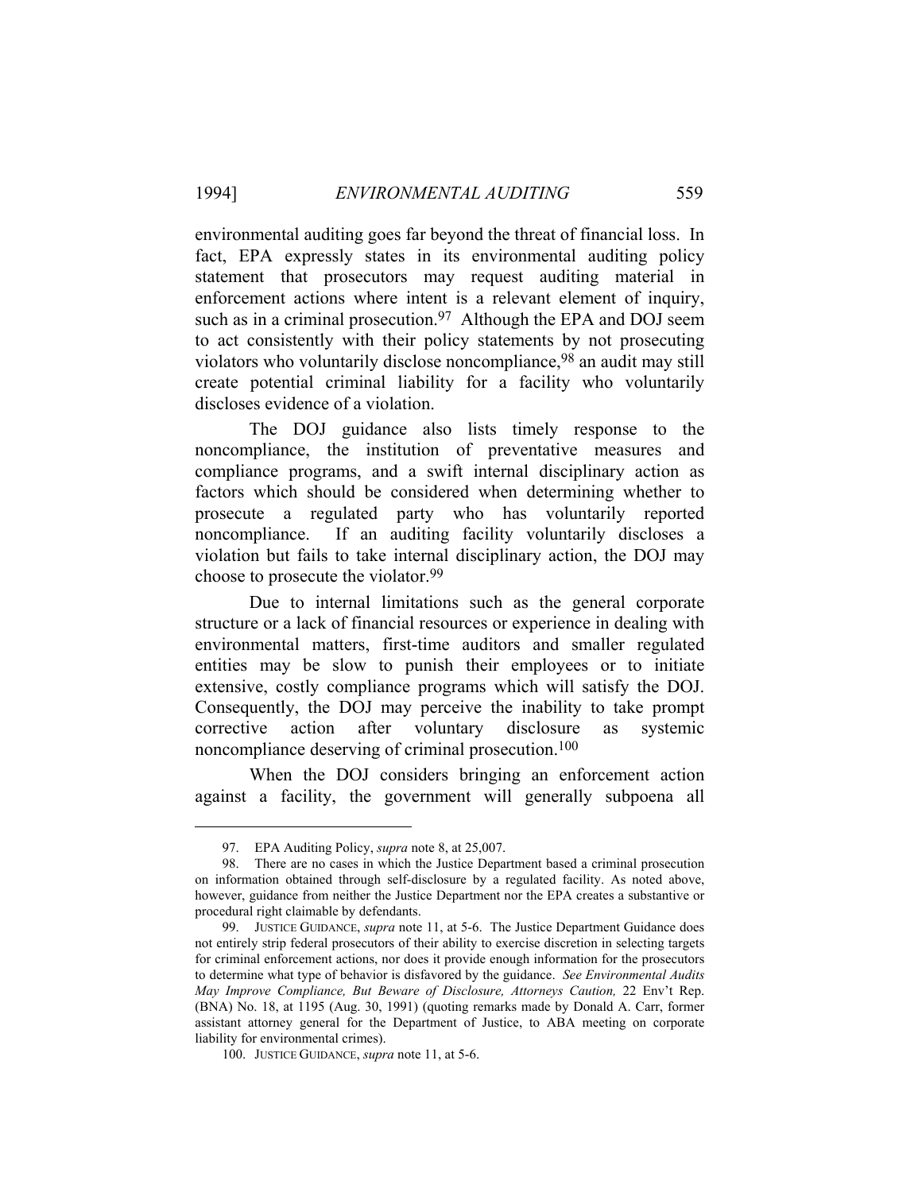environmental auditing goes far beyond the threat of financial loss. In fact, EPA expressly states in its environmental auditing policy statement that prosecutors may request auditing material in enforcement actions where intent is a relevant element of inquiry, such as in a criminal prosecution.[97] Although the EPA and DOJ seem to act consistently with their policy statements by not prosecuting violators who voluntarily disclose noncompliance,[98] an audit may still create potential criminal liability for a facility who voluntarily discloses evidence of a violation.

The DOJ guidance also lists timely response to the noncompliance, the institution of preventative measures and compliance programs, and a swift internal disciplinary action as factors which should be considered when determining whether to prosecute a regulated party who has voluntarily reported noncompliance. If an auditing facility voluntarily discloses a violation but fails to take internal disciplinary action, the DOJ may choose to prosecute the violator.[99]

Due to internal limitations such as the general corporate structure or a lack of financial resources or experience in dealing with environmental matters, first-time auditors and smaller regulated entities may be slow to punish their employees or to initiate extensive, costly compliance programs which will satisfy the DOJ. Consequently, the DOJ may perceive the inability to take prompt corrective action after voluntary disclosure as systemic noncompliance deserving of criminal prosecution.[100]

When the DOJ considers bringing an enforcement action against a facility, the government will generally subpoena all

---

97. EPA Auditing Policy, *supra* note 8, at 25,007.

98. There are no cases in which the Justice Department based a criminal prosecution on information obtained through self-disclosure by a regulated facility. As noted above, however, guidance from neither the Justice Department nor the EPA creates a substantive or procedural right claimable by defendants.

99. JUSTICE GUIDANCE, *supra* note 11, at 5-6. The Justice Department Guidance does not entirely strip federal prosecutors of their ability to exercise discretion in selecting targets for criminal enforcement actions, nor does it provide enough information for the prosecutors to determine what type of behavior is disfavored by the guidance. *See Environmental Audits May Improve Compliance, But Beware of Disclosure, Attorneys Caution,* 22 Env't Rep. (BNA) No. 18, at 1195 (Aug. 30, 1991) (quoting remarks made by Donald A. Carr, former assistant attorney general for the Department of Justice, to ABA meeting on corporate liability for environmental crimes).

100. JUSTICE GUIDANCE, *supra* note 11, at 5-6.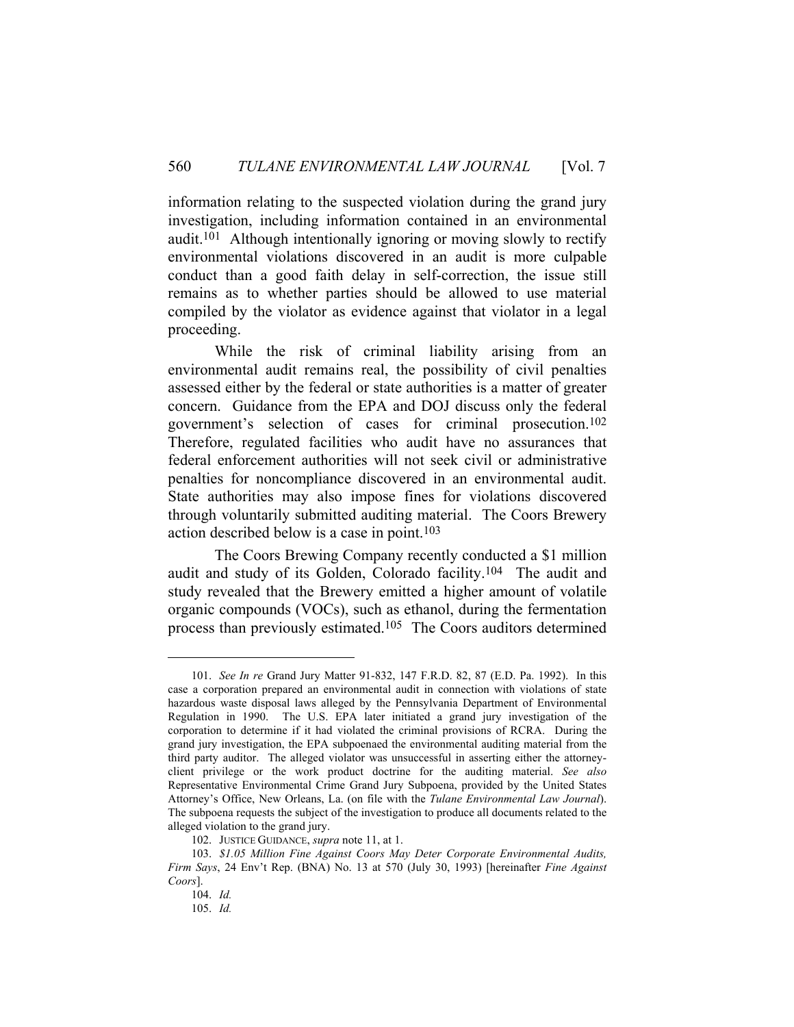information relating to the suspected violation during the grand jury investigation, including information contained in an environmental audit.[101] Although intentionally ignoring or moving slowly to rectify environmental violations discovered in an audit is more culpable conduct than a good faith delay in self-correction, the issue still remains as to whether parties should be allowed to use material compiled by the violator as evidence against that violator in a legal proceeding.

While the risk of criminal liability arising from an environmental audit remains real, the possibility of civil penalties assessed either by the federal or state authorities is a matter of greater concern. Guidance from the EPA and DOJ discuss only the federal government's selection of cases for criminal prosecution.[102] Therefore, regulated facilities who audit have no assurances that federal enforcement authorities will not seek civil or administrative penalties for noncompliance discovered in an environmental audit. State authorities may also impose fines for violations discovered through voluntarily submitted auditing material. The Coors Brewery action described below is a case in point.[103]

The Coors Brewing Company recently conducted a $1 million audit and study of its Golden, Colorado facility.[104] The audit and study revealed that the Brewery emitted a higher amount of volatile organic compounds (VOCs), such as ethanol, during the fermentation process than previously estimated.[105] The Coors auditors determined

---

101. *See In re* Grand Jury Matter 91-832, 147 F.R.D. 82, 87 (E.D. Pa. 1992). In this case a corporation prepared an environmental audit in connection with violations of state hazardous waste disposal laws alleged by the Pennsylvania Department of Environmental Regulation in 1990. The U.S. EPA later initiated a grand jury investigation of the corporation to determine if it had violated the criminal provisions of RCRA. During the grand jury investigation, the EPA subpoenaed the environmental auditing material from the third party auditor. The alleged violator was unsuccessful in asserting either the attorney-client privilege or the work product doctrine for the auditing material. *See also* Representative Environmental Crime Grand Jury Subpoena, provided by the United States Attorney's Office, New Orleans, La. (on file with the *Tulane Environmental Law Journal*). The subpoena requests the subject of the investigation to produce all documents related to the alleged violation to the grand jury.

102. JUSTICE GUIDANCE, *supra* note 11, at 1.

103. *$1.05 Million Fine Against Coors May Deter Corporate Environmental Audits, Firm Says*, 24 Env't Rep. (BNA) No. 13 at 570 (July 30, 1993) [hereinafter *Fine Against Coors*].

104. *Id.*

105. *Id.*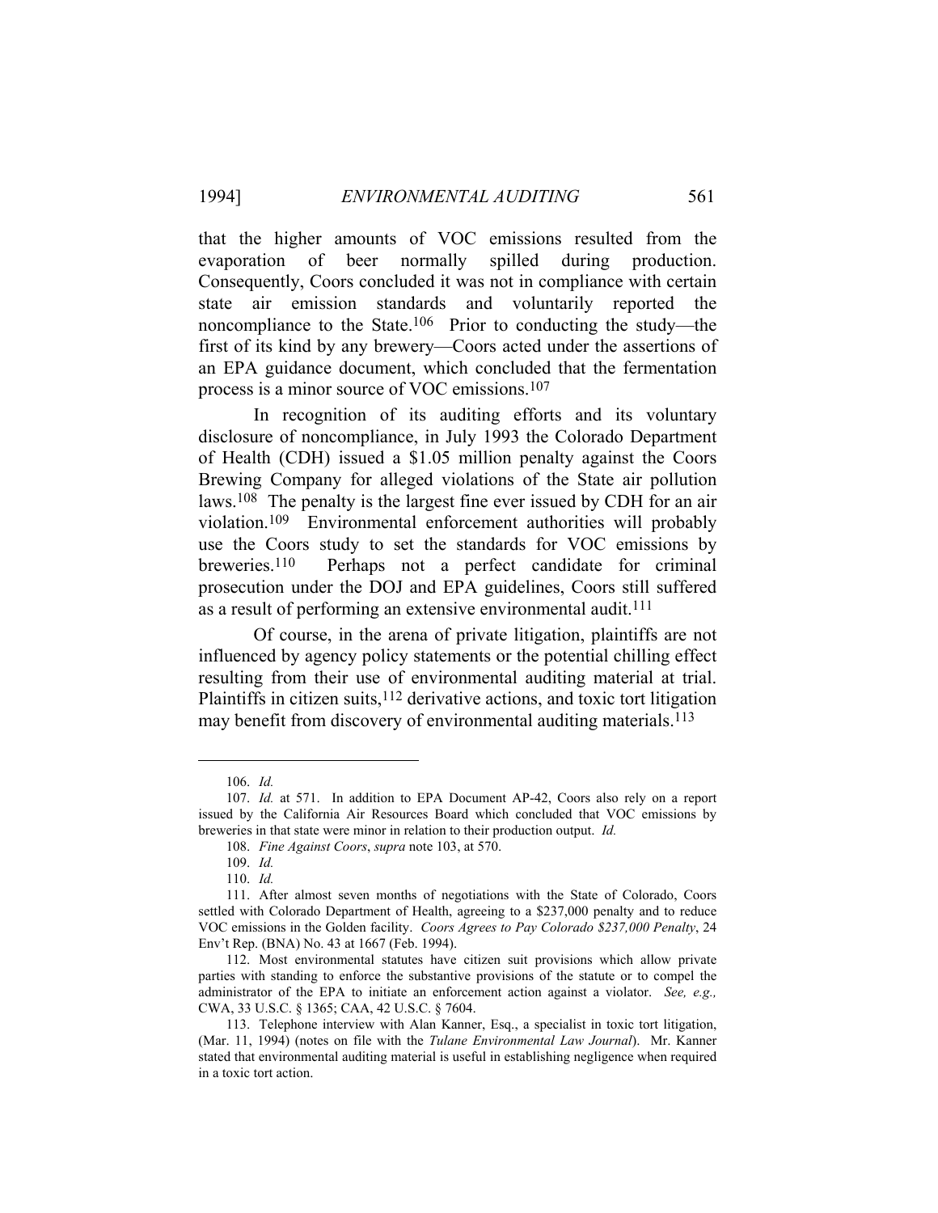that the higher amounts of VOC emissions resulted from the evaporation of beer normally spilled during production. Consequently, Coors concluded it was not in compliance with certain state air emission standards and voluntarily reported the noncompliance to the State.[106] Prior to conducting the study—the first of its kind by any brewery—Coors acted under the assertions of an EPA guidance document, which concluded that the fermentation process is a minor source of VOC emissions.[107]

In recognition of its auditing efforts and its voluntary disclosure of noncompliance, in July 1993 the Colorado Department of Health (CDH) issued a $1.05 million penalty against the Coors Brewing Company for alleged violations of the State air pollution laws.[108] The penalty is the largest fine ever issued by CDH for an air violation.[109] Environmental enforcement authorities will probably use the Coors study to set the standards for VOC emissions by breweries.[110] Perhaps not a perfect candidate for criminal prosecution under the DOJ and EPA guidelines, Coors still suffered as a result of performing an extensive environmental audit.[111]

Of course, in the arena of private litigation, plaintiffs are not influenced by agency policy statements or the potential chilling effect resulting from their use of environmental auditing material at trial. Plaintiffs in citizen suits,[112] derivative actions, and toxic tort litigation may benefit from discovery of environmental auditing materials.[113]

---

106. *Id.*

107. *Id.* at 571. In addition to EPA Document AP-42, Coors also rely on a report issued by the California Air Resources Board which concluded that VOC emissions by breweries in that state were minor in relation to their production output. *Id.*

108. *Fine Against Coors*, *supra* note 103, at 570.

109. *Id.*

110. *Id.*

111. After almost seven months of negotiations with the State of Colorado, Coors settled with Colorado Department of Health, agreeing to a $237,000 penalty and to reduce VOC emissions in the Golden facility. *Coors Agrees to Pay Colorado $237,000 Penalty*, 24 Env't Rep. (BNA) No. 43 at 1667 (Feb. 1994).

112. Most environmental statutes have citizen suit provisions which allow private parties with standing to enforce the substantive provisions of the statute or to compel the administrator of the EPA to initiate an enforcement action against a violator. *See, e.g.,* CWA, 33 U.S.C. § 1365; CAA, 42 U.S.C. § 7604.

113. Telephone interview with Alan Kanner, Esq., a specialist in toxic tort litigation, (Mar. 11, 1994) (notes on file with the *Tulane Environmental Law Journal*). Mr. Kanner stated that environmental auditing material is useful in establishing negligence when required in a toxic tort action.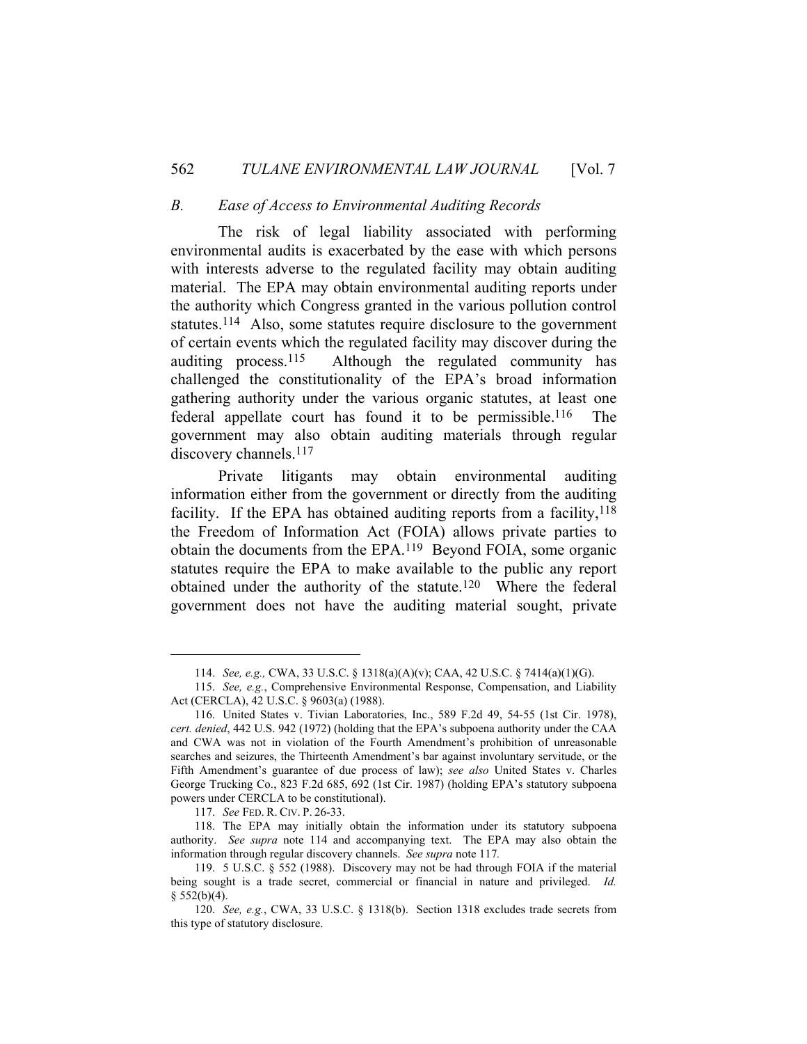### B. Ease of Access to Environmental Auditing Records

The risk of legal liability associated with performing environmental audits is exacerbated by the ease with which persons with interests adverse to the regulated facility may obtain auditing material. The EPA may obtain environmental auditing reports under the authority which Congress granted in the various pollution control statutes.[114] Also, some statutes require disclosure to the government of certain events which the regulated facility may discover during the auditing process.[115] Although the regulated community has challenged the constitutionality of the EPA's broad information gathering authority under the various organic statutes, at least one federal appellate court has found it to be permissible.[116] The government may also obtain auditing materials through regular discovery channels.[117]

Private litigants may obtain environmental auditing information either from the government or directly from the auditing facility. If the EPA has obtained auditing reports from a facility,[118] the Freedom of Information Act (FOIA) allows private parties to obtain the documents from the EPA.[119] Beyond FOIA, some organic statutes require the EPA to make available to the public any report obtained under the authority of the statute.[120] Where the federal government does not have the auditing material sought, private

---

114. *See, e.g.,* CWA, 33 U.S.C. § 1318(a)(A)(v); CAA, 42 U.S.C. § 7414(a)(1)(G).

115. *See, e.g.*, Comprehensive Environmental Response, Compensation, and Liability Act (CERCLA), 42 U.S.C. § 9603(a) (1988).

116. United States v. Tivian Laboratories, Inc., 589 F.2d 49, 54-55 (1st Cir. 1978), *cert. denied*, 442 U.S. 942 (1972) (holding that the EPA's subpoena authority under the CAA and CWA was not in violation of the Fourth Amendment's prohibition of unreasonable searches and seizures, the Thirteenth Amendment's bar against involuntary servitude, or the Fifth Amendment's guarantee of due process of law); *see also* United States v. Charles George Trucking Co., 823 F.2d 685, 692 (1st Cir. 1987) (holding EPA's statutory subpoena powers under CERCLA to be constitutional).

117. *See* FED. R. CIV. P. 26-33.

118. The EPA may initially obtain the information under its statutory subpoena authority. *See supra* note 114 and accompanying text. The EPA may also obtain the information through regular discovery channels. *See supra* note 117.

119. 5 U.S.C. § 552 (1988). Discovery may not be had through FOIA if the material being sought is a trade secret, commercial or financial in nature and privileged. *Id.* § 552(b)(4).

120. *See, e.g.*, CWA, 33 U.S.C. § 1318(b). Section 1318 excludes trade secrets from this type of statutory disclosure.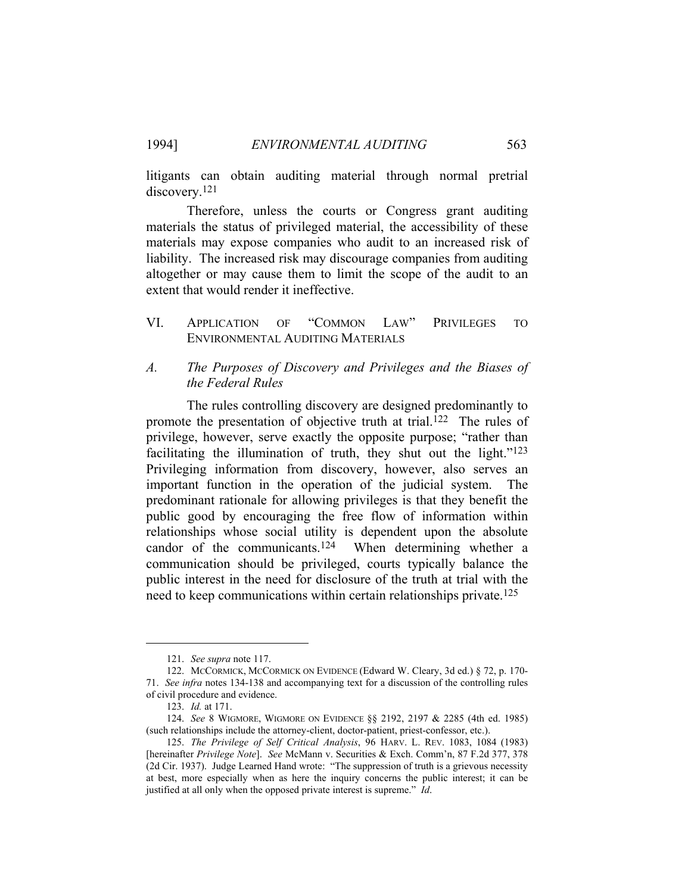litigants can obtain auditing material through normal pretrial discovery.[121]

Therefore, unless the courts or Congress grant auditing materials the status of privileged material, the accessibility of these materials may expose companies who audit to an increased risk of liability. The increased risk may discourage companies from auditing altogether or may cause them to limit the scope of the audit to an extent that would render it ineffective.

## VI. APPLICATION OF "COMMON LAW" PRIVILEGES TO ENVIRONMENTAL AUDITING MATERIALS

### *A. The Purposes of Discovery and Privileges and the Biases of the Federal Rules*

The rules controlling discovery are designed predominantly to promote the presentation of objective truth at trial.[122] The rules of privilege, however, serve exactly the opposite purpose; "rather than facilitating the illumination of truth, they shut out the light."[123] Privileging information from discovery, however, also serves an important function in the operation of the judicial system. The predominant rationale for allowing privileges is that they benefit the public good by encouraging the free flow of information within relationships whose social utility is dependent upon the absolute candor of the communicants.[124] When determining whether a communication should be privileged, courts typically balance the public interest in the need for disclosure of the truth at trial with the need to keep communications within certain relationships private.[125]

---

121. *See supra* note 117.

122. MCCORMICK, MCCORMICK ON EVIDENCE (Edward W. Cleary, 3d ed.) § 72, p. 170-71. *See infra* notes 134-138 and accompanying text for a discussion of the controlling rules of civil procedure and evidence.

123. *Id.* at 171.

124. *See* 8 WIGMORE, WIGMORE ON EVIDENCE §§ 2192, 2197 & 2285 (4th ed. 1985) (such relationships include the attorney-client, doctor-patient, priest-confessor, etc.).

125. *The Privilege of Self Critical Analysis*, 96 HARV. L. REV. 1083, 1084 (1983) [hereinafter *Privilege Note*]. *See* McMann v. Securities & Exch. Comm'n, 87 F.2d 377, 378 (2d Cir. 1937). Judge Learned Hand wrote: "The suppression of truth is a grievous necessity at best, more especially when as here the inquiry concerns the public interest; it can be justified at all only when the opposed private interest is supreme." *Id*.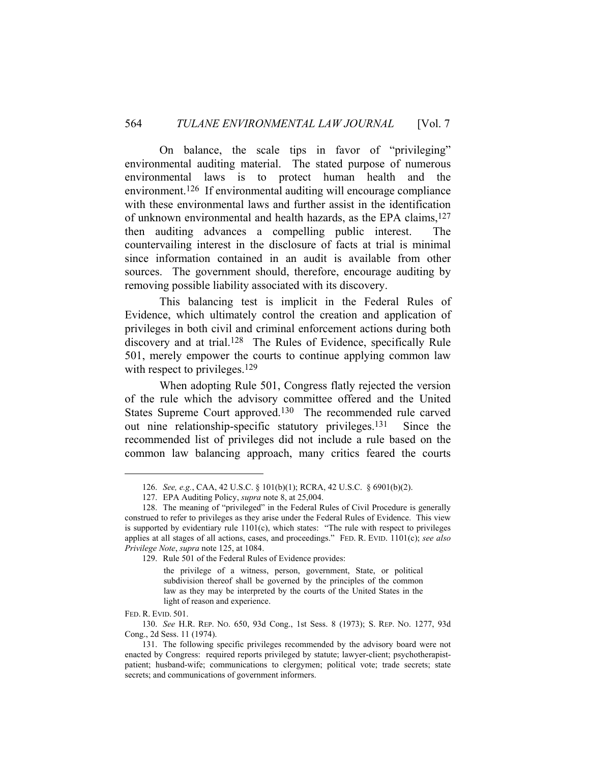On balance, the scale tips in favor of "privileging" environmental auditing material. The stated purpose of numerous environmental laws is to protect human health and the environment.[126] If environmental auditing will encourage compliance with these environmental laws and further assist in the identification of unknown environmental and health hazards, as the EPA claims,[127] then auditing advances a compelling public interest. The countervailing interest in the disclosure of facts at trial is minimal since information contained in an audit is available from other sources. The government should, therefore, encourage auditing by removing possible liability associated with its discovery.

This balancing test is implicit in the Federal Rules of Evidence, which ultimately control the creation and application of privileges in both civil and criminal enforcement actions during both discovery and at trial.[128] The Rules of Evidence, specifically Rule 501, merely empower the courts to continue applying common law with respect to privileges.[129]

When adopting Rule 501, Congress flatly rejected the version of the rule which the advisory committee offered and the United States Supreme Court approved.[130] The recommended rule carved out nine relationship-specific statutory privileges.[131] Since the recommended list of privileges did not include a rule based on the common law balancing approach, many critics feared the courts

---

126. *See, e.g.*, CAA, 42 U.S.C. § 101(b)(1); RCRA, 42 U.S.C. § 6901(b)(2).

127. EPA Auditing Policy, *supra* note 8, at 25,004.

128. The meaning of "privileged" in the Federal Rules of Civil Procedure is generally construed to refer to privileges as they arise under the Federal Rules of Evidence. This view is supported by evidentiary rule 1101(c), which states: "The rule with respect to privileges applies at all stages of all actions, cases, and proceedings." FED. R. EVID. 1101(c); *see also Privilege Note*, *supra* note 125, at 1084.

129. Rule 501 of the Federal Rules of Evidence provides:

> the privilege of a witness, person, government, State, or political subdivision thereof shall be governed by the principles of the common law as they may be interpreted by the courts of the United States in the light of reason and experience.

FED. R. EVID. 501.

130. *See* H.R. REP. NO. 650, 93d Cong., 1st Sess. 8 (1973); S. REP. NO. 1277, 93d Cong., 2d Sess. 11 (1974).

131. The following specific privileges recommended by the advisory board were not enacted by Congress: required reports privileged by statute; lawyer-client; psychotherapist-patient; husband-wife; communications to clergymen; political vote; trade secrets; state secrets; and communications of government informers.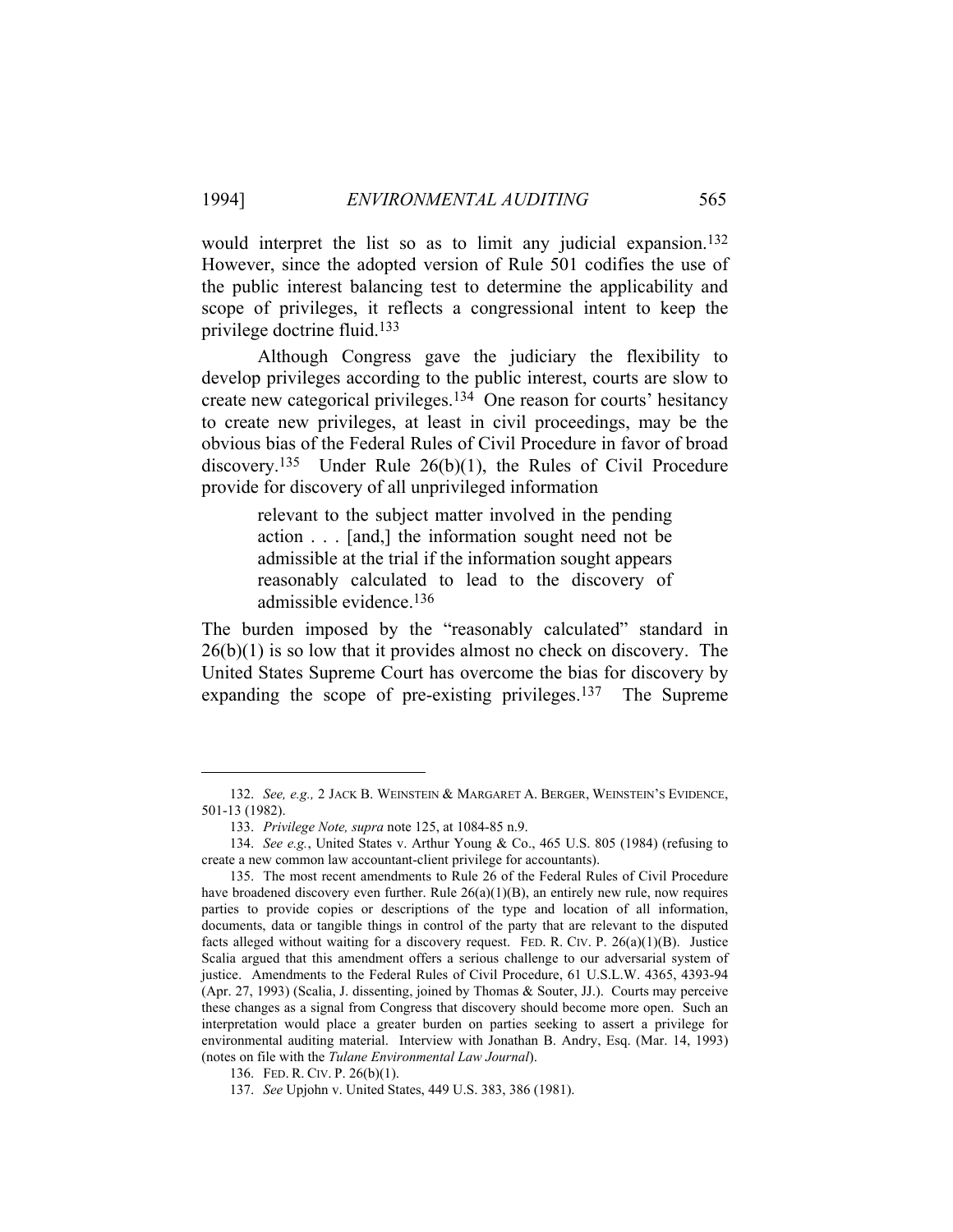would interpret the list so as to limit any judicial expansion.[132] However, since the adopted version of Rule 501 codifies the use of the public interest balancing test to determine the applicability and scope of privileges, it reflects a congressional intent to keep the privilege doctrine fluid.[133]

Although Congress gave the judiciary the flexibility to develop privileges according to the public interest, courts are slow to create new categorical privileges.[134] One reason for courts' hesitancy to create new privileges, at least in civil proceedings, may be the obvious bias of the Federal Rules of Civil Procedure in favor of broad discovery.[135] Under Rule 26(b)(1), the Rules of Civil Procedure provide for discovery of all unprivileged information

> relevant to the subject matter involved in the pending action . . . [and,] the information sought need not be admissible at the trial if the information sought appears reasonably calculated to lead to the discovery of admissible evidence.[136]

The burden imposed by the "reasonably calculated" standard in 26(b)(1) is so low that it provides almost no check on discovery. The United States Supreme Court has overcome the bias for discovery by expanding the scope of pre-existing privileges.[137] The Supreme

---

132. *See, e.g.,* 2 JACK B. WEINSTEIN & MARGARET A. BERGER, WEINSTEIN'S EVIDENCE, 501-13 (1982).

133. *Privilege Note, supra* note 125, at 1084-85 n.9.

134. *See e.g.*, United States v. Arthur Young & Co., 465 U.S. 805 (1984) (refusing to create a new common law accountant-client privilege for accountants).

135. The most recent amendments to Rule 26 of the Federal Rules of Civil Procedure have broadened discovery even further. Rule 26(a)(1)(B), an entirely new rule, now requires parties to provide copies or descriptions of the type and location of all information, documents, data or tangible things in control of the party that are relevant to the disputed facts alleged without waiting for a discovery request. FED. R. CIV. P. 26(a)(1)(B). Justice Scalia argued that this amendment offers a serious challenge to our adversarial system of justice. Amendments to the Federal Rules of Civil Procedure, 61 U.S.L.W. 4365, 4393-94 (Apr. 27, 1993) (Scalia, J. dissenting, joined by Thomas & Souter, JJ.). Courts may perceive these changes as a signal from Congress that discovery should become more open. Such an interpretation would place a greater burden on parties seeking to assert a privilege for environmental auditing material. Interview with Jonathan B. Andry, Esq. (Mar. 14, 1993) (notes on file with the *Tulane Environmental Law Journal*).

136. FED. R. CIV. P. 26(b)(1).

137. *See* Upjohn v. United States, 449 U.S. 383, 386 (1981).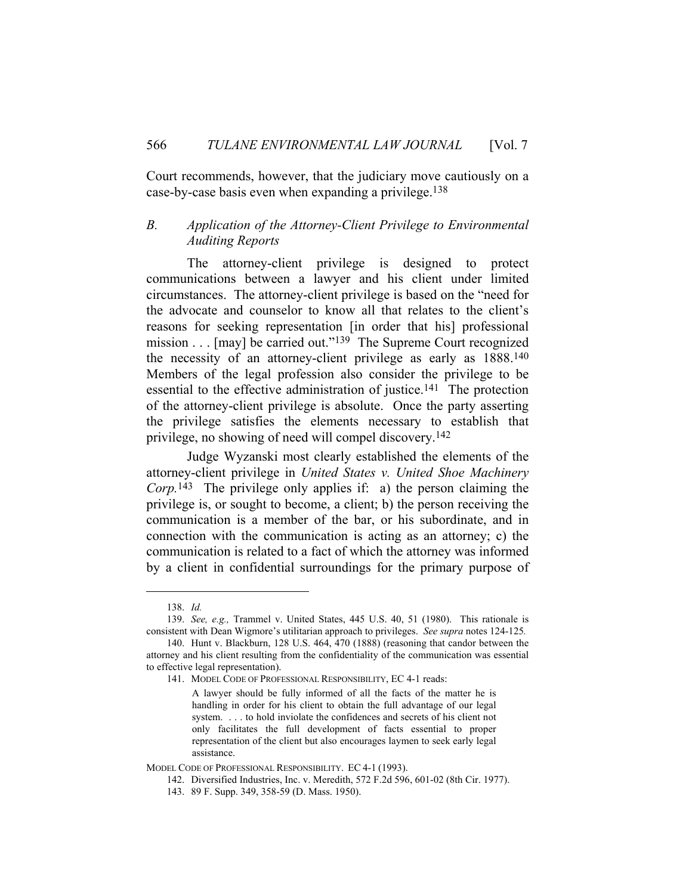Court recommends, however, that the judiciary move cautiously on a case-by-case basis even when expanding a privilege.[138]

### *B. Application of the Attorney-Client Privilege to Environmental Auditing Reports*

The attorney-client privilege is designed to protect communications between a lawyer and his client under limited circumstances. The attorney-client privilege is based on the "need for the advocate and counselor to know all that relates to the client's reasons for seeking representation [in order that his] professional mission . . . [may] be carried out."[139] The Supreme Court recognized the necessity of an attorney-client privilege as early as 1888.[140] Members of the legal profession also consider the privilege to be essential to the effective administration of justice.[141] The protection of the attorney-client privilege is absolute. Once the party asserting the privilege satisfies the elements necessary to establish that privilege, no showing of need will compel discovery.[142]

Judge Wyzanski most clearly established the elements of the attorney-client privilege in *United States v. United Shoe Machinery Corp.*[143] The privilege only applies if: a) the person claiming the privilege is, or sought to become, a client; b) the person receiving the communication is a member of the bar, or his subordinate, and in connection with the communication is acting as an attorney; c) the communication is related to a fact of which the attorney was informed by a client in confidential surroundings for the primary purpose of

---

138. *Id.*

139. *See, e.g.,* Trammel v. United States, 445 U.S. 40, 51 (1980). This rationale is consistent with Dean Wigmore's utilitarian approach to privileges. *See supra* notes 124-125.

140. Hunt v. Blackburn, 128 U.S. 464, 470 (1888) (reasoning that candor between the attorney and his client resulting from the confidentiality of the communication was essential to effective legal representation).

141. MODEL CODE OF PROFESSIONAL RESPONSIBILITY, EC 4-1 reads:

> A lawyer should be fully informed of all the facts of the matter he is handling in order for his client to obtain the full advantage of our legal system. . . . to hold inviolate the confidences and secrets of his client not only facilitates the full development of facts essential to proper representation of the client but also encourages laymen to seek early legal assistance.

MODEL CODE OF PROFESSIONAL RESPONSIBILITY. EC 4-1 (1993).

142. Diversified Industries, Inc. v. Meredith, 572 F.2d 596, 601-02 (8th Cir. 1977).

143. 89 F. Supp. 349, 358-59 (D. Mass. 1950).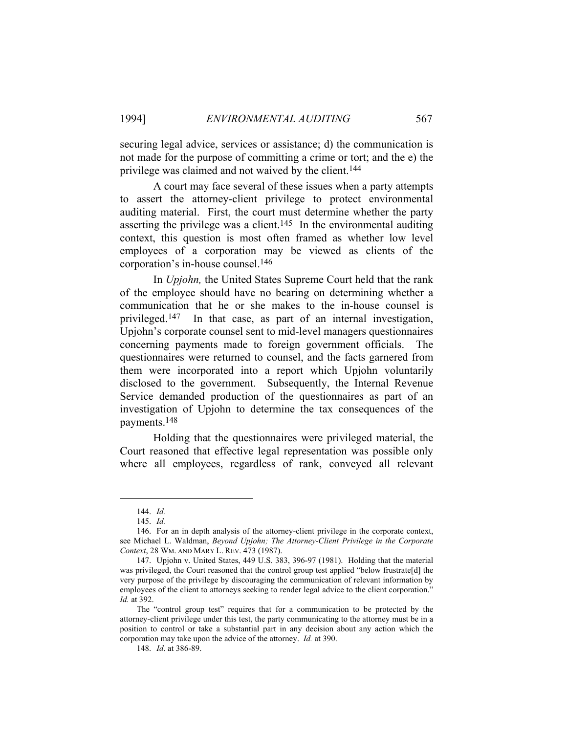securing legal advice, services or assistance; d) the communication is not made for the purpose of committing a crime or tort; and the e) the privilege was claimed and not waived by the client.[144]

A court may face several of these issues when a party attempts to assert the attorney-client privilege to protect environmental auditing material. First, the court must determine whether the party asserting the privilege was a client.[145] In the environmental auditing context, this question is most often framed as whether low level employees of a corporation may be viewed as clients of the corporation's in-house counsel.[146]

In *Upjohn,* the United States Supreme Court held that the rank of the employee should have no bearing on determining whether a communication that he or she makes to the in-house counsel is privileged.[147] In that case, as part of an internal investigation, Upjohn's corporate counsel sent to mid-level managers questionnaires concerning payments made to foreign government officials. The questionnaires were returned to counsel, and the facts garnered from them were incorporated into a report which Upjohn voluntarily disclosed to the government. Subsequently, the Internal Revenue Service demanded production of the questionnaires as part of an investigation of Upjohn to determine the tax consequences of the payments.[148]

Holding that the questionnaires were privileged material, the Court reasoned that effective legal representation was possible only where all employees, regardless of rank, conveyed all relevant

---

144. *Id.*

145. *Id.*

146. For an in depth analysis of the attorney-client privilege in the corporate context, see Michael L. Waldman, *Beyond Upjohn; The Attorney-Client Privilege in the Corporate Context*, 28 WM. AND MARY L. REV. 473 (1987).

147. Upjohn v. United States, 449 U.S. 383, 396-97 (1981). Holding that the material was privileged, the Court reasoned that the control group test applied "below frustrate[d] the very purpose of the privilege by discouraging the communication of relevant information by employees of the client to attorneys seeking to render legal advice to the client corporation." *Id.* at 392.

The "control group test" requires that for a communication to be protected by the attorney-client privilege under this test, the party communicating to the attorney must be in a position to control or take a substantial part in any decision about any action which the corporation may take upon the advice of the attorney. *Id.* at 390.

148. *Id*. at 386-89.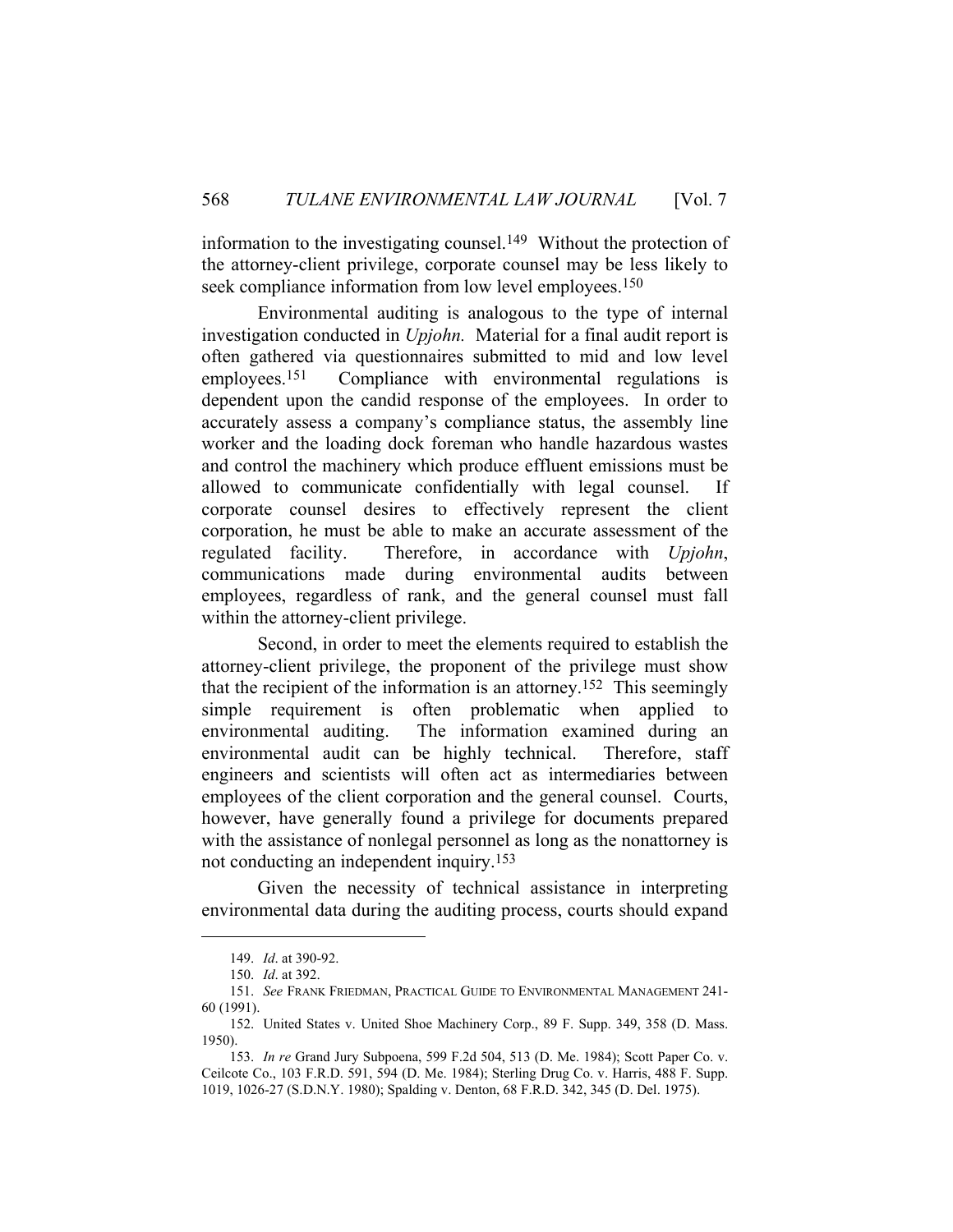information to the investigating counsel.[149] Without the protection of the attorney-client privilege, corporate counsel may be less likely to seek compliance information from low level employees.[150]

Environmental auditing is analogous to the type of internal investigation conducted in *Upjohn.* Material for a final audit report is often gathered via questionnaires submitted to mid and low level employees.[151] Compliance with environmental regulations is dependent upon the candid response of the employees. In order to accurately assess a company's compliance status, the assembly line worker and the loading dock foreman who handle hazardous wastes and control the machinery which produce effluent emissions must be allowed to communicate confidentially with legal counsel. If corporate counsel desires to effectively represent the client corporation, he must be able to make an accurate assessment of the regulated facility. Therefore, in accordance with *Upjohn*, communications made during environmental audits between employees, regardless of rank, and the general counsel must fall within the attorney-client privilege.

Second, in order to meet the elements required to establish the attorney-client privilege, the proponent of the privilege must show that the recipient of the information is an attorney.[152] This seemingly simple requirement is often problematic when applied to environmental auditing. The information examined during an environmental audit can be highly technical. Therefore, staff engineers and scientists will often act as intermediaries between employees of the client corporation and the general counsel. Courts, however, have generally found a privilege for documents prepared with the assistance of nonlegal personnel as long as the nonattorney is not conducting an independent inquiry.[153]

Given the necessity of technical assistance in interpreting environmental data during the auditing process, courts should expand

---

149. *Id*. at 390-92.

150. *Id*. at 392.

151. *See* FRANK FRIEDMAN, PRACTICAL GUIDE TO ENVIRONMENTAL MANAGEMENT 241-60 (1991).

152. United States v. United Shoe Machinery Corp., 89 F. Supp. 349, 358 (D. Mass. 1950).

153. *In re* Grand Jury Subpoena, 599 F.2d 504, 513 (D. Me. 1984); Scott Paper Co. v. Ceilcote Co., 103 F.R.D. 591, 594 (D. Me. 1984); Sterling Drug Co. v. Harris, 488 F. Supp. 1019, 1026-27 (S.D.N.Y. 1980); Spalding v. Denton, 68 F.R.D. 342, 345 (D. Del. 1975).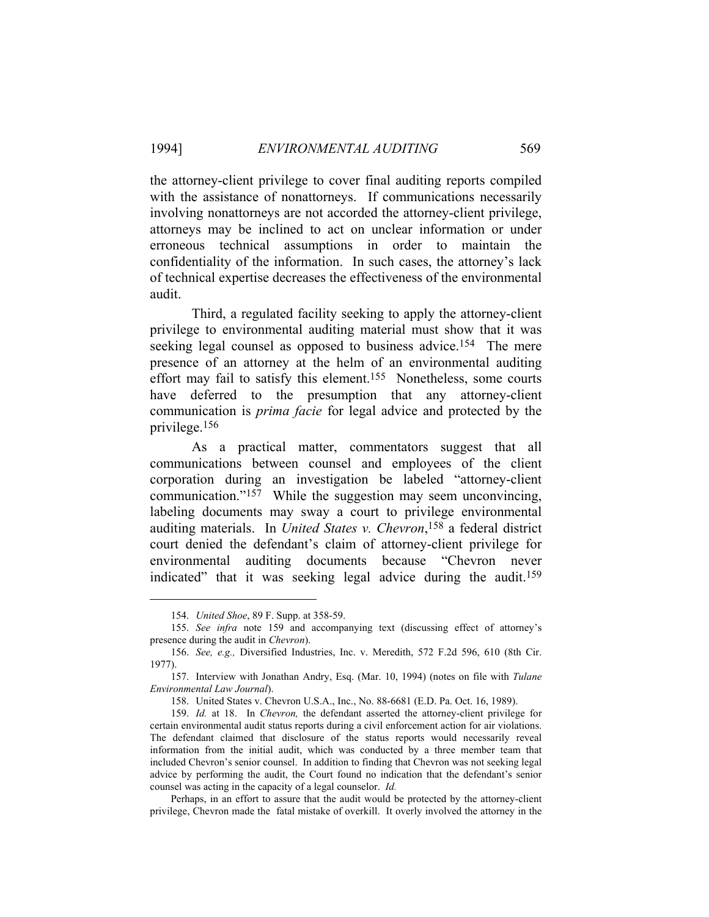the attorney-client privilege to cover final auditing reports compiled with the assistance of nonattorneys. If communications necessarily involving nonattorneys are not accorded the attorney-client privilege, attorneys may be inclined to act on unclear information or under erroneous technical assumptions in order to maintain the confidentiality of the information. In such cases, the attorney's lack of technical expertise decreases the effectiveness of the environmental audit.

Third, a regulated facility seeking to apply the attorney-client privilege to environmental auditing material must show that it was seeking legal counsel as opposed to business advice.[154] The mere presence of an attorney at the helm of an environmental auditing effort may fail to satisfy this element.[155] Nonetheless, some courts have deferred to the presumption that any attorney-client communication is *prima facie* for legal advice and protected by the privilege.[156]

As a practical matter, commentators suggest that all communications between counsel and employees of the client corporation during an investigation be labeled "attorney-client communication."[157] While the suggestion may seem unconvincing, labeling documents may sway a court to privilege environmental auditing materials. In *United States v. Chevron*,[158] a federal district court denied the defendant's claim of attorney-client privilege for environmental auditing documents because "Chevron never indicated" that it was seeking legal advice during the audit.[159]

---

154. *United Shoe*, 89 F. Supp. at 358-59.

155. *See infra* note 159 and accompanying text (discussing effect of attorney's presence during the audit in *Chevron*).

156. *See, e.g.,* Diversified Industries, Inc. v. Meredith, 572 F.2d 596, 610 (8th Cir. 1977).

157. Interview with Jonathan Andry, Esq. (Mar. 10, 1994) (notes on file with *Tulane Environmental Law Journal*).

158. United States v. Chevron U.S.A., Inc., No. 88-6681 (E.D. Pa. Oct. 16, 1989).

159. *Id.* at 18. In *Chevron,* the defendant asserted the attorney-client privilege for certain environmental audit status reports during a civil enforcement action for air violations. The defendant claimed that disclosure of the status reports would necessarily reveal information from the initial audit, which was conducted by a three member team that included Chevron's senior counsel. In addition to finding that Chevron was not seeking legal advice by performing the audit, the Court found no indication that the defendant's senior counsel was acting in the capacity of a legal counselor. *Id.*

Perhaps, in an effort to assure that the audit would be protected by the attorney-client privilege, Chevron made the fatal mistake of overkill. It overly involved the attorney in the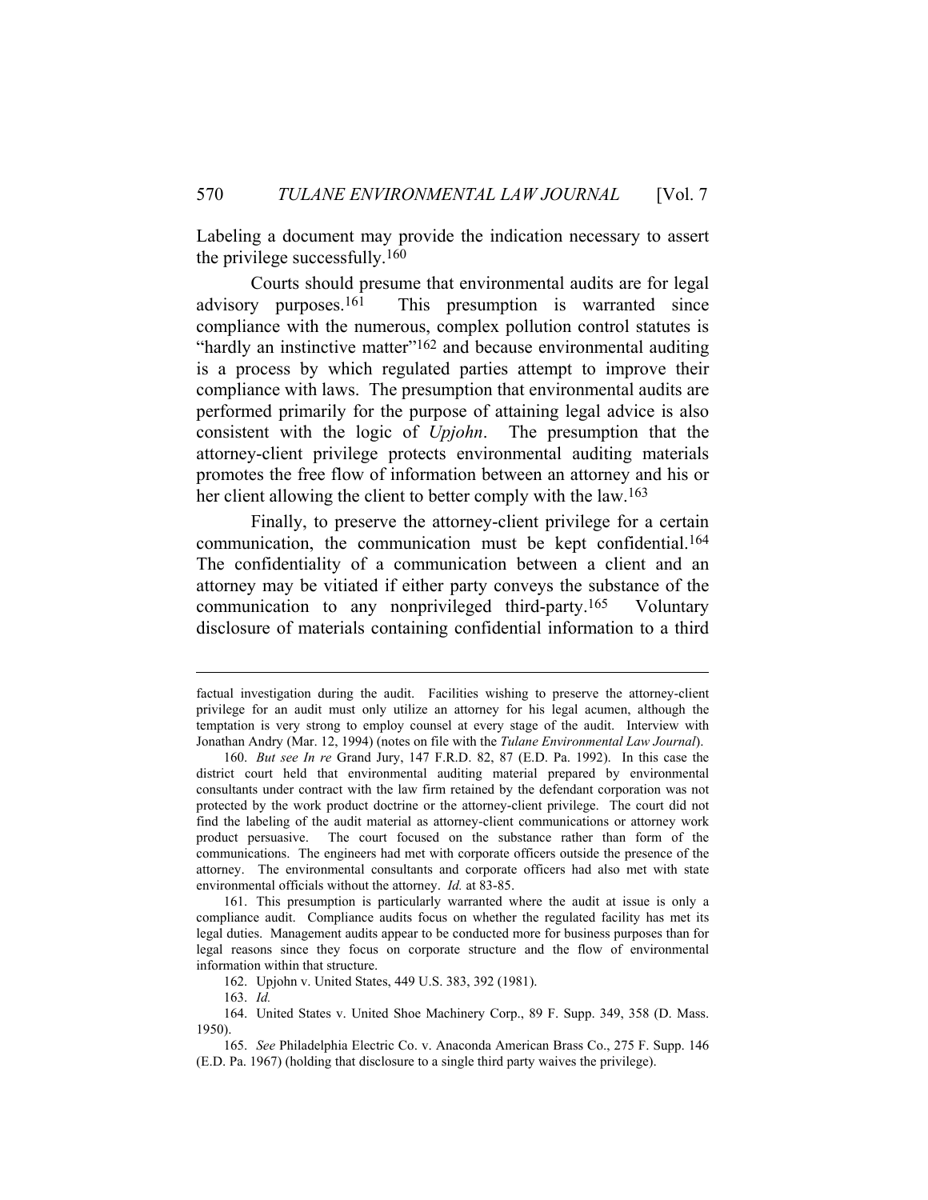Labeling a document may provide the indication necessary to assert the privilege successfully.[160]

Courts should presume that environmental audits are for legal advisory purposes.[161] This presumption is warranted since compliance with the numerous, complex pollution control statutes is "hardly an instinctive matter"[162] and because environmental auditing is a process by which regulated parties attempt to improve their compliance with laws. The presumption that environmental audits are performed primarily for the purpose of attaining legal advice is also consistent with the logic of *Upjohn*. The presumption that the attorney-client privilege protects environmental auditing materials promotes the free flow of information between an attorney and his or her client allowing the client to better comply with the law.[163]

Finally, to preserve the attorney-client privilege for a certain communication, the communication must be kept confidential.[164] The confidentiality of a communication between a client and an attorney may be vitiated if either party conveys the substance of the communication to any nonprivileged third-party.[165] Voluntary disclosure of materials containing confidential information to a third

---

factual investigation during the audit. Facilities wishing to preserve the attorney-client privilege for an audit must only utilize an attorney for his legal acumen, although the temptation is very strong to employ counsel at every stage of the audit. Interview with Jonathan Andry (Mar. 12, 1994) (notes on file with the *Tulane Environmental Law Journal*).

160. *But see In re* Grand Jury, 147 F.R.D. 82, 87 (E.D. Pa. 1992). In this case the district court held that environmental auditing material prepared by environmental consultants under contract with the law firm retained by the defendant corporation was not protected by the work product doctrine or the attorney-client privilege. The court did not find the labeling of the audit material as attorney-client communications or attorney work product persuasive. The court focused on the substance rather than form of the communications. The engineers had met with corporate officers outside the presence of the attorney. The environmental consultants and corporate officers had also met with state environmental officials without the attorney. *Id.* at 83-85.

161. This presumption is particularly warranted where the audit at issue is only a compliance audit. Compliance audits focus on whether the regulated facility has met its legal duties. Management audits appear to be conducted more for business purposes than for legal reasons since they focus on corporate structure and the flow of environmental information within that structure.

162. Upjohn v. United States, 449 U.S. 383, 392 (1981).

163. *Id.*

164. United States v. United Shoe Machinery Corp., 89 F. Supp. 349, 358 (D. Mass. 1950).

165. *See* Philadelphia Electric Co. v. Anaconda American Brass Co., 275 F. Supp. 146 (E.D. Pa. 1967) (holding that disclosure to a single third party waives the privilege).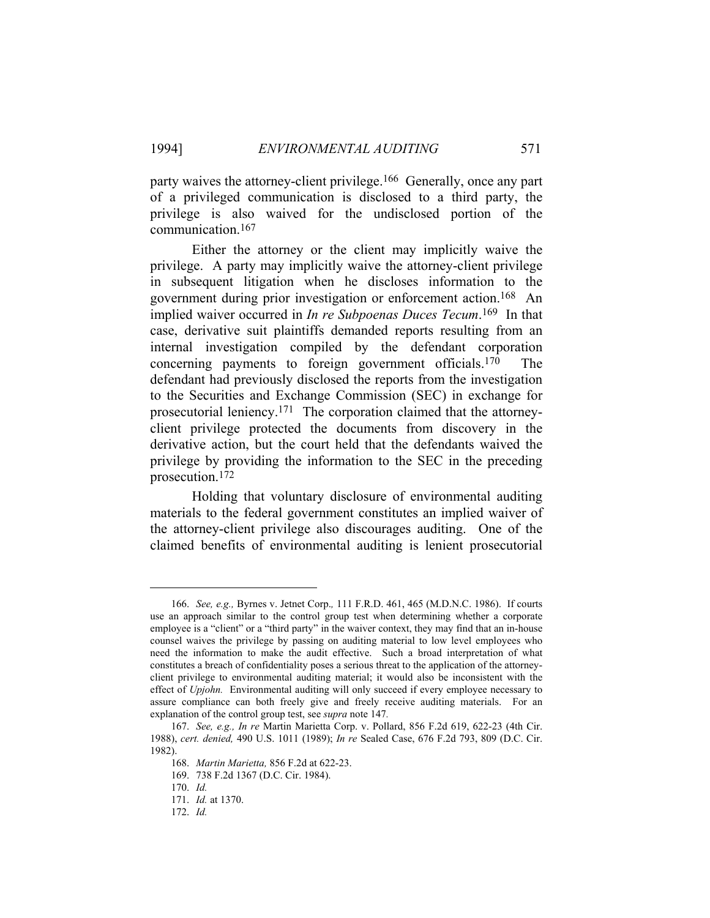party waives the attorney-client privilege.[166] Generally, once any part of a privileged communication is disclosed to a third party, the privilege is also waived for the undisclosed portion of the communication.[167]

Either the attorney or the client may implicitly waive the privilege. A party may implicitly waive the attorney-client privilege in subsequent litigation when he discloses information to the government during prior investigation or enforcement action.[168] An implied waiver occurred in *In re Subpoenas Duces Tecum*.[169] In that case, derivative suit plaintiffs demanded reports resulting from an internal investigation compiled by the defendant corporation concerning payments to foreign government officials.[170] The defendant had previously disclosed the reports from the investigation to the Securities and Exchange Commission (SEC) in exchange for prosecutorial leniency.[171] The corporation claimed that the attorney-client privilege protected the documents from discovery in the derivative action, but the court held that the defendants waived the privilege by providing the information to the SEC in the preceding prosecution.[172]

Holding that voluntary disclosure of environmental auditing materials to the federal government constitutes an implied waiver of the attorney-client privilege also discourages auditing. One of the claimed benefits of environmental auditing is lenient prosecutorial

---

166. *See, e.g.,* Byrnes v. Jetnet Corp*.,* 111 F.R.D. 461, 465 (M.D.N.C. 1986). If courts use an approach similar to the control group test when determining whether a corporate employee is a "client" or a "third party" in the waiver context, they may find that an in-house counsel waives the privilege by passing on auditing material to low level employees who need the information to make the audit effective. Such a broad interpretation of what constitutes a breach of confidentiality poses a serious threat to the application of the attorney-client privilege to environmental auditing material; it would also be inconsistent with the effect of *Upjohn.* Environmental auditing will only succeed if every employee necessary to assure compliance can both freely give and freely receive auditing materials. For an explanation of the control group test, see *supra* note 147*.*

167. *See, e.g., In re* Martin Marietta Corp. v. Pollard, 856 F.2d 619, 622-23 (4th Cir. 1988), *cert. denied,* 490 U.S. 1011 (1989); *In re* Sealed Case, 676 F.2d 793, 809 (D.C. Cir. 1982).

168. *Martin Marietta,* 856 F.2d at 622-23.

169. 738 F.2d 1367 (D.C. Cir. 1984).

170. *Id.*

171. *Id.* at 1370.

172. *Id.*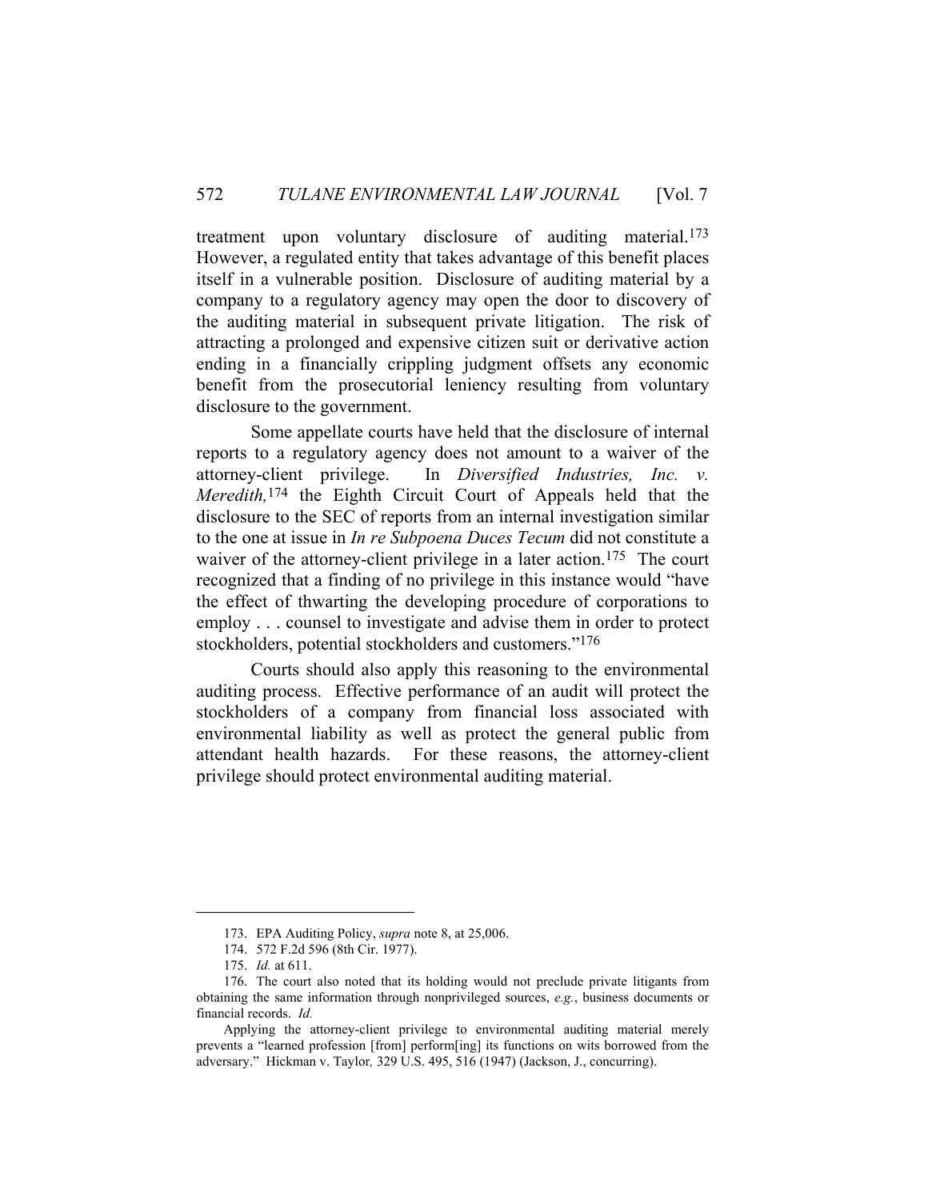treatment upon voluntary disclosure of auditing material.[173] However, a regulated entity that takes advantage of this benefit places itself in a vulnerable position. Disclosure of auditing material by a company to a regulatory agency may open the door to discovery of the auditing material in subsequent private litigation. The risk of attracting a prolonged and expensive citizen suit or derivative action ending in a financially crippling judgment offsets any economic benefit from the prosecutorial leniency resulting from voluntary disclosure to the government.

Some appellate courts have held that the disclosure of internal reports to a regulatory agency does not amount to a waiver of the attorney-client privilege. In *Diversified Industries, Inc. v. Meredith,*[174] the Eighth Circuit Court of Appeals held that the disclosure to the SEC of reports from an internal investigation similar to the one at issue in *In re Subpoena Duces Tecum* did not constitute a waiver of the attorney-client privilege in a later action.[175] The court recognized that a finding of no privilege in this instance would "have the effect of thwarting the developing procedure of corporations to employ . . . counsel to investigate and advise them in order to protect stockholders, potential stockholders and customers."[176]

Courts should also apply this reasoning to the environmental auditing process. Effective performance of an audit will protect the stockholders of a company from financial loss associated with environmental liability as well as protect the general public from attendant health hazards. For these reasons, the attorney-client privilege should protect environmental auditing material.

---

173. EPA Auditing Policy, *supra* note 8, at 25,006.

174. 572 F.2d 596 (8th Cir. 1977).

175. *Id.* at 611.

176. The court also noted that its holding would not preclude private litigants from obtaining the same information through nonprivileged sources, *e.g.*, business documents or financial records. *Id.*

Applying the attorney-client privilege to environmental auditing material merely prevents a "learned profession [from] perform[ing] its functions on wits borrowed from the adversary." Hickman v. Taylor*,* 329 U.S. 495, 516 (1947) (Jackson, J., concurring).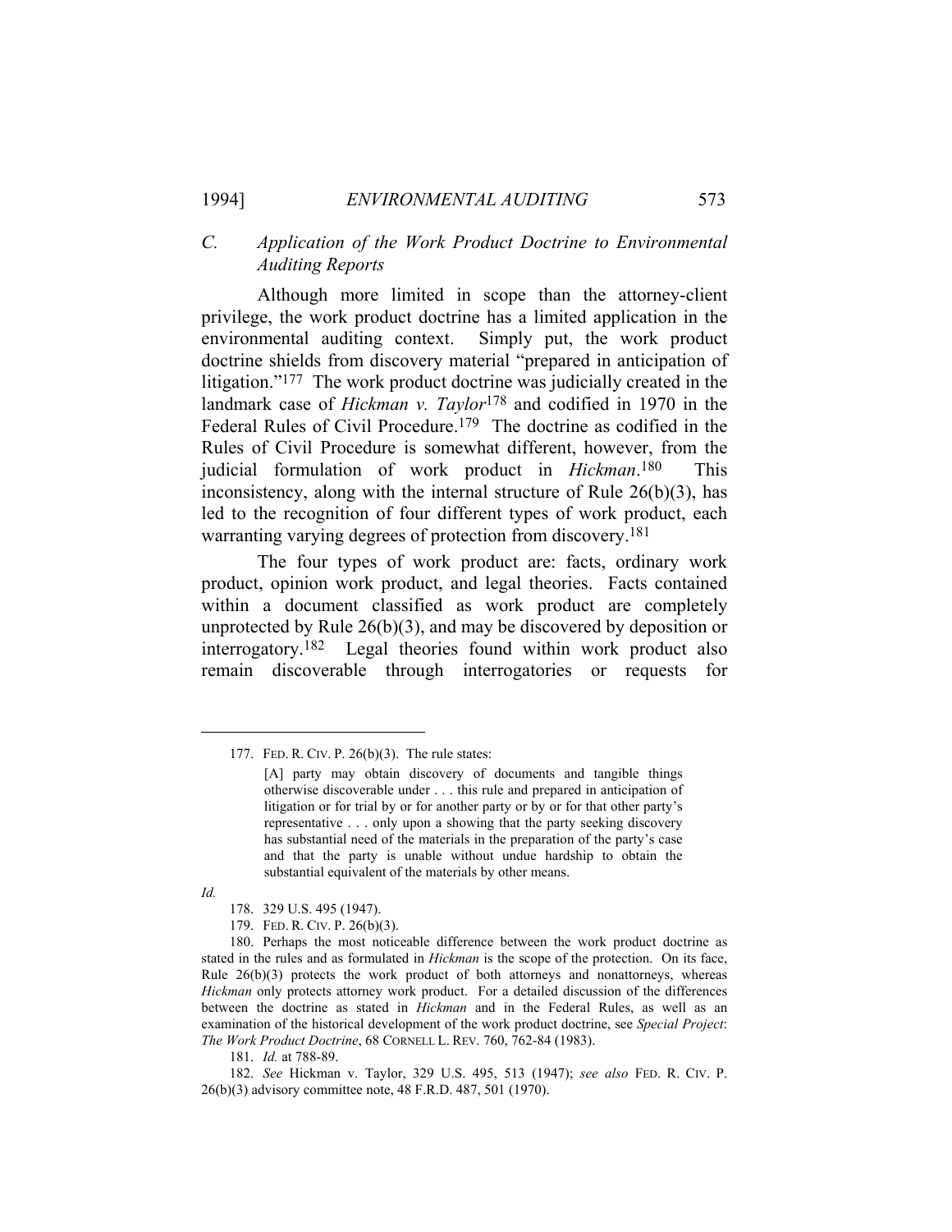### C. *Application of the Work Product Doctrine to Environmental Auditing Reports*

Although more limited in scope than the attorney-client privilege, the work product doctrine has a limited application in the environmental auditing context. Simply put, the work product doctrine shields from discovery material "prepared in anticipation of litigation."[177] The work product doctrine was judicially created in the landmark case of *Hickman v. Taylor*[178] and codified in 1970 in the Federal Rules of Civil Procedure.[179] The doctrine as codified in the Rules of Civil Procedure is somewhat different, however, from the judicial formulation of work product in *Hickman*.[180] This inconsistency, along with the internal structure of Rule 26(b)(3), has led to the recognition of four different types of work product, each warranting varying degrees of protection from discovery.[181]

The four types of work product are: facts, ordinary work product, opinion work product, and legal theories. Facts contained within a document classified as work product are completely unprotected by Rule 26(b)(3), and may be discovered by deposition or interrogatory.[182] Legal theories found within work product also remain discoverable through interrogatories or requests for

---

177. FED. R. CIV. P. 26(b)(3). The rule states:

> [A] party may obtain discovery of documents and tangible things otherwise discoverable under . . . this rule and prepared in anticipation of litigation or for trial by or for another party or by or for that other party's representative . . . only upon a showing that the party seeking discovery has substantial need of the materials in the preparation of the party's case and that the party is unable without undue hardship to obtain the substantial equivalent of the materials by other means.

*Id.*

178. 329 U.S. 495 (1947).

179. FED. R. CIV. P. 26(b)(3).

180. Perhaps the most noticeable difference between the work product doctrine as stated in the rules and as formulated in *Hickman* is the scope of the protection. On its face, Rule 26(b)(3) protects the work product of both attorneys and nonattorneys, whereas *Hickman* only protects attorney work product. For a detailed discussion of the differences between the doctrine as stated in *Hickman* and in the Federal Rules, as well as an examination of the historical development of the work product doctrine, see *Special Project*: *The Work Product Doctrine*, 68 CORNELL L. REV. 760, 762-84 (1983).

181. *Id.* at 788-89.

182. *See* Hickman v. Taylor, 329 U.S. 495, 513 (1947); *see also* FED. R. CIV. P. 26(b)(3) advisory committee note, 48 F.R.D. 487, 501 (1970).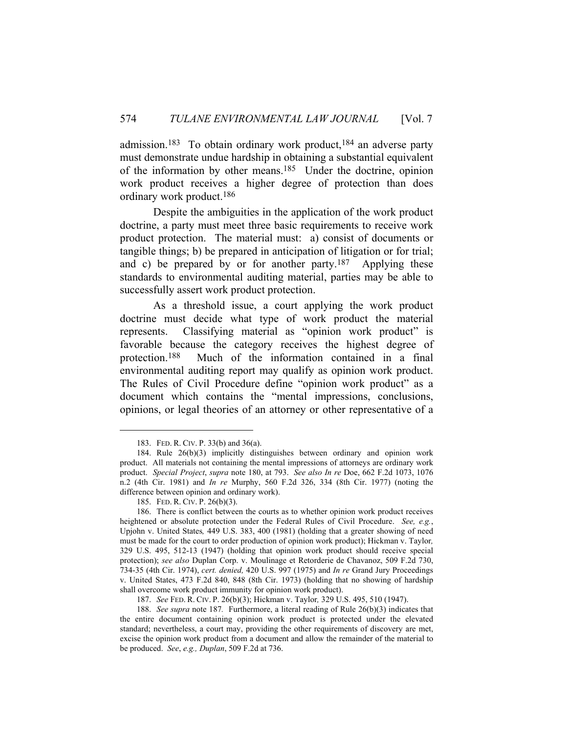admission.[183] To obtain ordinary work product,[184] an adverse party must demonstrate undue hardship in obtaining a substantial equivalent of the information by other means.[185] Under the doctrine, opinion work product receives a higher degree of protection than does ordinary work product.[186]

Despite the ambiguities in the application of the work product doctrine, a party must meet three basic requirements to receive work product protection. The material must: a) consist of documents or tangible things; b) be prepared in anticipation of litigation or for trial; and c) be prepared by or for another party.[187] Applying these standards to environmental auditing material, parties may be able to successfully assert work product protection.

As a threshold issue, a court applying the work product doctrine must decide what type of work product the material represents. Classifying material as "opinion work product" is favorable because the category receives the highest degree of protection.[188] Much of the information contained in a final environmental auditing report may qualify as opinion work product. The Rules of Civil Procedure define "opinion work product" as a document which contains the "mental impressions, conclusions, opinions, or legal theories of an attorney or other representative of a

---

183. FED. R. CIV. P. 33(b) and 36(a).

184. Rule 26(b)(3) implicitly distinguishes between ordinary and opinion work product. All materials not containing the mental impressions of attorneys are ordinary work product. *Special Project*, *supra* note 180, at 793. *See also In re* Doe, 662 F.2d 1073, 1076 n.2 (4th Cir. 1981) and *In re* Murphy, 560 F.2d 326, 334 (8th Cir. 1977) (noting the difference between opinion and ordinary work).

185. FED. R. CIV. P. 26(b)(3).

186. There is conflict between the courts as to whether opinion work product receives heightened or absolute protection under the Federal Rules of Civil Procedure. *See, e.g.*, Upjohn v. United States*,* 449 U.S. 383, 400 (1981) (holding that a greater showing of need must be made for the court to order production of opinion work product); Hickman v. Taylor*,* 329 U.S. 495, 512-13 (1947) (holding that opinion work product should receive special protection); *see also* Duplan Corp. v. Moulinage et Retorderie de Chavanoz, 509 F.2d 730, 734-35 (4th Cir. 1974), *cert. denied,* 420 U.S. 997 (1975) and *In re* Grand Jury Proceedings v. United States, 473 F.2d 840, 848 (8th Cir. 1973) (holding that no showing of hardship shall overcome work product immunity for opinion work product).

187. *See* FED. R. CIV. P. 26(b)(3); Hickman v. Taylor*,* 329 U.S. 495, 510 (1947).

188. *See supra* note 187*.* Furthermore, a literal reading of Rule 26(b)(3) indicates that the entire document containing opinion work product is protected under the elevated standard; nevertheless, a court may, providing the other requirements of discovery are met, excise the opinion work product from a document and allow the remainder of the material to be produced. *See*, *e.g., Duplan*, 509 F.2d at 736.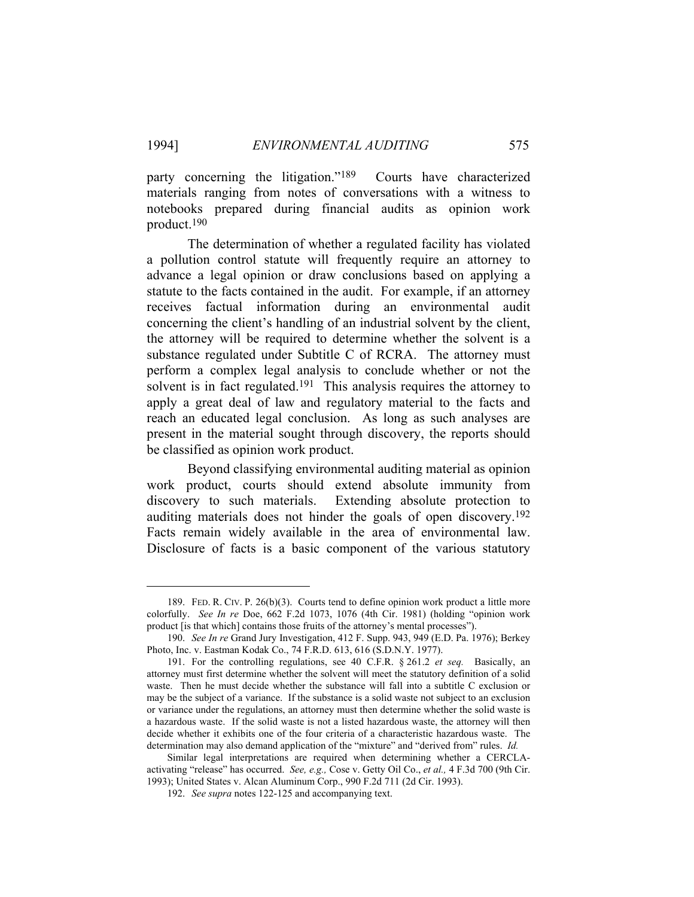party concerning the litigation."[189] Courts have characterized materials ranging from notes of conversations with a witness to notebooks prepared during financial audits as opinion work product.[190]

The determination of whether a regulated facility has violated a pollution control statute will frequently require an attorney to advance a legal opinion or draw conclusions based on applying a statute to the facts contained in the audit. For example, if an attorney receives factual information during an environmental audit concerning the client's handling of an industrial solvent by the client, the attorney will be required to determine whether the solvent is a substance regulated under Subtitle C of RCRA. The attorney must perform a complex legal analysis to conclude whether or not the solvent is in fact regulated.[191] This analysis requires the attorney to apply a great deal of law and regulatory material to the facts and reach an educated legal conclusion. As long as such analyses are present in the material sought through discovery, the reports should be classified as opinion work product.

Beyond classifying environmental auditing material as opinion work product, courts should extend absolute immunity from discovery to such materials. Extending absolute protection to auditing materials does not hinder the goals of open discovery.[192] Facts remain widely available in the area of environmental law. Disclosure of facts is a basic component of the various statutory

---

189. FED. R. CIV. P. 26(b)(3). Courts tend to define opinion work product a little more colorfully. *See In re* Doe, 662 F.2d 1073, 1076 (4th Cir. 1981) (holding "opinion work product [is that which] contains those fruits of the attorney's mental processes").

190. *See In re* Grand Jury Investigation, 412 F. Supp. 943, 949 (E.D. Pa. 1976); Berkey Photo, Inc. v. Eastman Kodak Co., 74 F.R.D. 613, 616 (S.D.N.Y. 1977).

191. For the controlling regulations, see 40 C.F.R. § 261.2 *et seq.* Basically, an attorney must first determine whether the solvent will meet the statutory definition of a solid waste. Then he must decide whether the substance will fall into a subtitle C exclusion or may be the subject of a variance. If the substance is a solid waste not subject to an exclusion or variance under the regulations, an attorney must then determine whether the solid waste is a hazardous waste. If the solid waste is not a listed hazardous waste, the attorney will then decide whether it exhibits one of the four criteria of a characteristic hazardous waste. The determination may also demand application of the "mixture" and "derived from" rules. *Id.*

Similar legal interpretations are required when determining whether a CERCLA-activating "release" has occurred. *See, e.g.,* Cose v. Getty Oil Co., *et al.,* 4 F.3d 700 (9th Cir. 1993); United States v. Alcan Aluminum Corp., 990 F.2d 711 (2d Cir. 1993).

192. *See supra* notes 122-125 and accompanying text.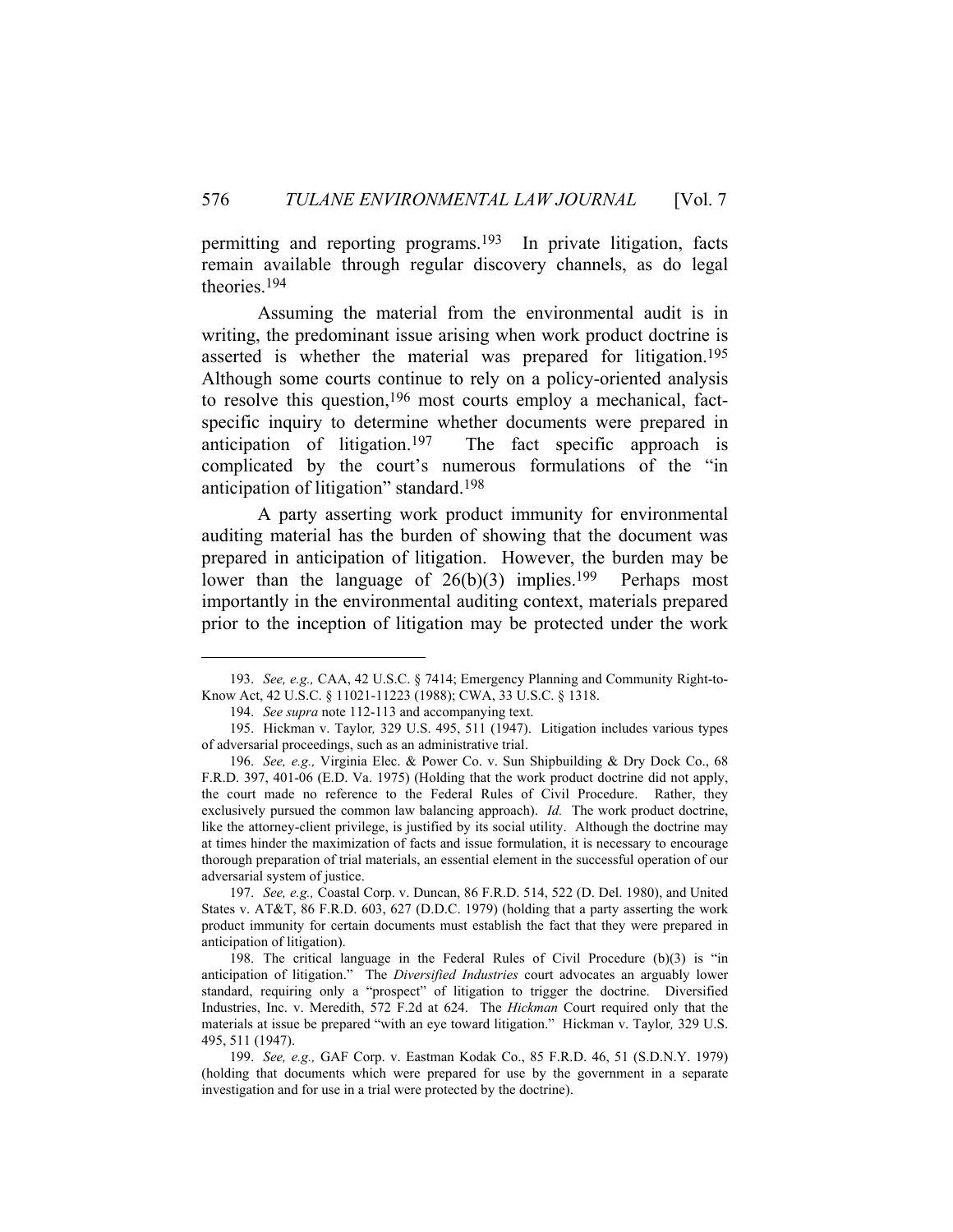permitting and reporting programs.[193] In private litigation, facts remain available through regular discovery channels, as do legal theories.[194]

Assuming the material from the environmental audit is in writing, the predominant issue arising when work product doctrine is asserted is whether the material was prepared for litigation.[195] Although some courts continue to rely on a policy-oriented analysis to resolve this question,[196] most courts employ a mechanical, fact-specific inquiry to determine whether documents were prepared in anticipation of litigation.[197] The fact specific approach is complicated by the court's numerous formulations of the "in anticipation of litigation" standard.[198]

A party asserting work product immunity for environmental auditing material has the burden of showing that the document was prepared in anticipation of litigation. However, the burden may be lower than the language of 26(b)(3) implies.[199] Perhaps most importantly in the environmental auditing context, materials prepared prior to the inception of litigation may be protected under the work

---

193. *See, e.g.,* CAA, 42 U.S.C. § 7414; Emergency Planning and Community Right-to-Know Act, 42 U.S.C. § 11021-11223 (1988); CWA, 33 U.S.C. § 1318.

194. *See supra* note 112-113 and accompanying text.

195. Hickman v. Taylor*,* 329 U.S. 495, 511 (1947). Litigation includes various types of adversarial proceedings, such as an administrative trial.

196. *See, e.g.,* Virginia Elec. & Power Co. v. Sun Shipbuilding & Dry Dock Co., 68 F.R.D. 397, 401-06 (E.D. Va. 1975) (Holding that the work product doctrine did not apply, the court made no reference to the Federal Rules of Civil Procedure. Rather, they exclusively pursued the common law balancing approach). *Id.* The work product doctrine, like the attorney-client privilege, is justified by its social utility. Although the doctrine may at times hinder the maximization of facts and issue formulation, it is necessary to encourage thorough preparation of trial materials, an essential element in the successful operation of our adversarial system of justice.

197. *See, e.g.,* Coastal Corp. v. Duncan, 86 F.R.D. 514, 522 (D. Del. 1980), and United States v. AT&T, 86 F.R.D. 603, 627 (D.D.C. 1979) (holding that a party asserting the work product immunity for certain documents must establish the fact that they were prepared in anticipation of litigation).

198. The critical language in the Federal Rules of Civil Procedure (b)(3) is "in anticipation of litigation." The *Diversified Industries* court advocates an arguably lower standard, requiring only a "prospect" of litigation to trigger the doctrine. Diversified Industries, Inc. v. Meredith, 572 F.2d at 624. The *Hickman* Court required only that the materials at issue be prepared "with an eye toward litigation." Hickman v. Taylor*,* 329 U.S. 495, 511 (1947).

199. *See, e.g.,* GAF Corp. v. Eastman Kodak Co., 85 F.R.D. 46, 51 (S.D.N.Y. 1979) (holding that documents which were prepared for use by the government in a separate investigation and for use in a trial were protected by the doctrine).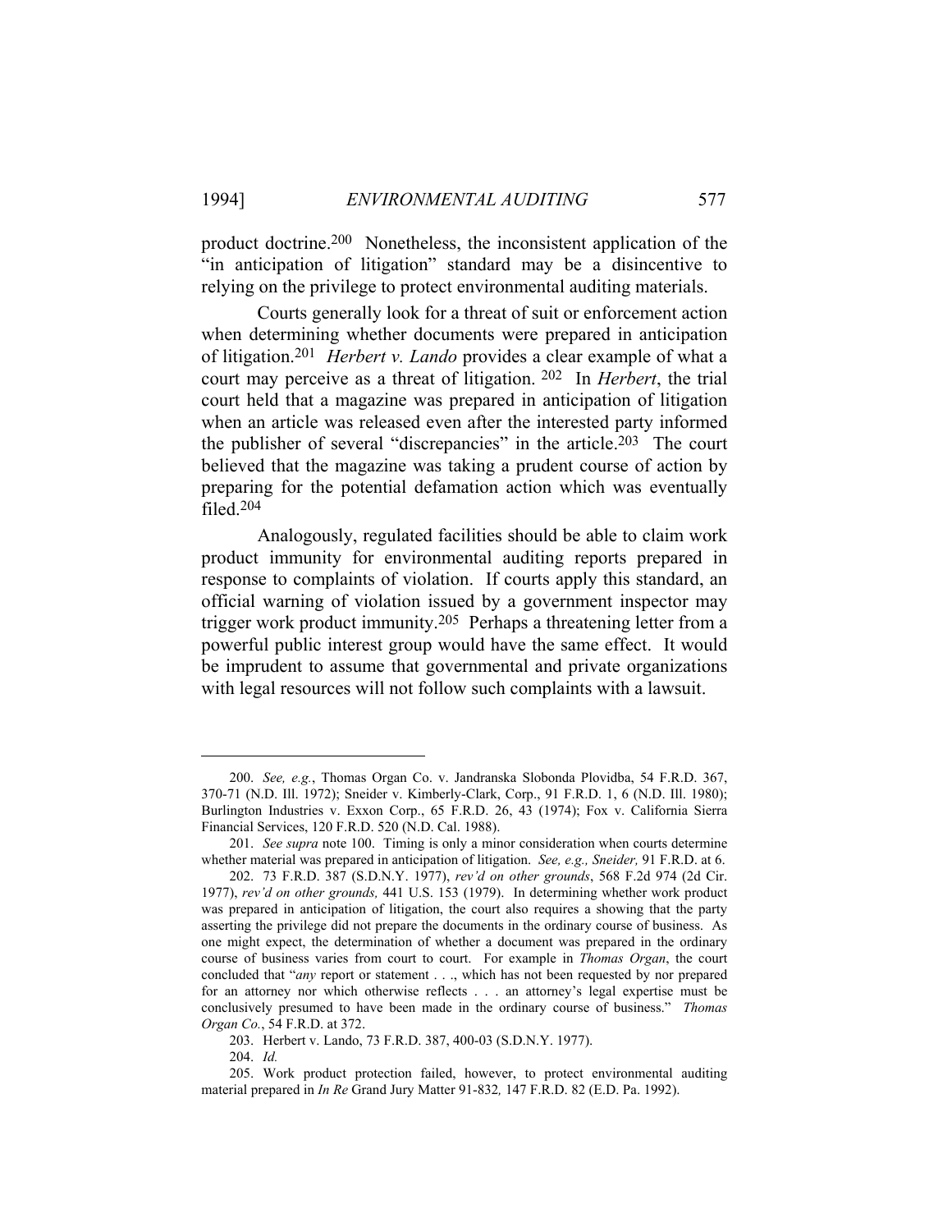product doctrine.[200] Nonetheless, the inconsistent application of the "in anticipation of litigation" standard may be a disincentive to relying on the privilege to protect environmental auditing materials.

Courts generally look for a threat of suit or enforcement action when determining whether documents were prepared in anticipation of litigation.[201] *Herbert v. Lando* provides a clear example of what a court may perceive as a threat of litigation.[202] In *Herbert*, the trial court held that a magazine was prepared in anticipation of litigation when an article was released even after the interested party informed the publisher of several "discrepancies" in the article.[203] The court believed that the magazine was taking a prudent course of action by preparing for the potential defamation action which was eventually filed.[204]

Analogously, regulated facilities should be able to claim work product immunity for environmental auditing reports prepared in response to complaints of violation. If courts apply this standard, an official warning of violation issued by a government inspector may trigger work product immunity.[205] Perhaps a threatening letter from a powerful public interest group would have the same effect. It would be imprudent to assume that governmental and private organizations with legal resources will not follow such complaints with a lawsuit.

---

200. *See, e.g.*, Thomas Organ Co. v. Jandranska Slobonda Plovidba, 54 F.R.D. 367, 370-71 (N.D. Ill. 1972); Sneider v. Kimberly-Clark, Corp., 91 F.R.D. 1, 6 (N.D. Ill. 1980); Burlington Industries v. Exxon Corp., 65 F.R.D. 26, 43 (1974); Fox v. California Sierra Financial Services, 120 F.R.D. 520 (N.D. Cal. 1988).

201. *See supra* note 100. Timing is only a minor consideration when courts determine whether material was prepared in anticipation of litigation. *See, e.g., Sneider,* 91 F.R.D. at 6.

202. 73 F.R.D. 387 (S.D.N.Y. 1977), *rev'd on other grounds*, 568 F.2d 974 (2d Cir. 1977), *rev'd on other grounds,* 441 U.S. 153 (1979). In determining whether work product was prepared in anticipation of litigation, the court also requires a showing that the party asserting the privilege did not prepare the documents in the ordinary course of business. As one might expect, the determination of whether a document was prepared in the ordinary course of business varies from court to court. For example in *Thomas Organ*, the court concluded that "*any* report or statement . . ., which has not been requested by nor prepared for an attorney nor which otherwise reflects . . . an attorney's legal expertise must be conclusively presumed to have been made in the ordinary course of business." *Thomas Organ Co.*, 54 F.R.D. at 372.

203. Herbert v. Lando, 73 F.R.D. 387, 400-03 (S.D.N.Y. 1977).

204. *Id.*

205. Work product protection failed, however, to protect environmental auditing material prepared in *In Re* Grand Jury Matter 91-832*,* 147 F.R.D. 82 (E.D. Pa. 1992).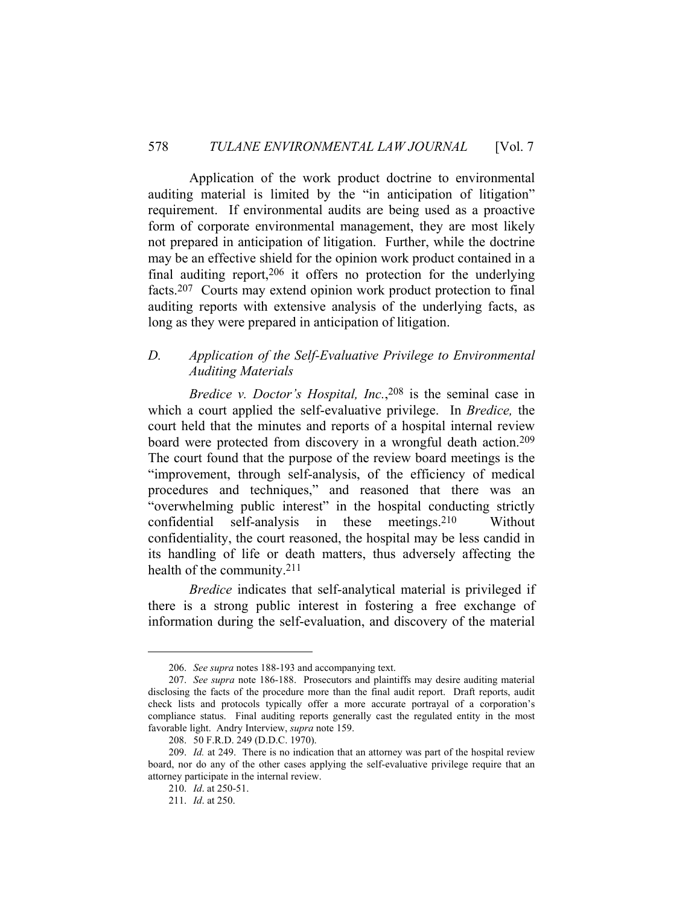Application of the work product doctrine to environmental auditing material is limited by the "in anticipation of litigation" requirement. If environmental audits are being used as a proactive form of corporate environmental management, they are most likely not prepared in anticipation of litigation. Further, while the doctrine may be an effective shield for the opinion work product contained in a final auditing report,[206] it offers no protection for the underlying facts.[207] Courts may extend opinion work product protection to final auditing reports with extensive analysis of the underlying facts, as long as they were prepared in anticipation of litigation.

### *D. Application of the Self-Evaluative Privilege to Environmental Auditing Materials*

*Bredice v. Doctor's Hospital, Inc.*,[208] is the seminal case in which a court applied the self-evaluative privilege. In *Bredice,* the court held that the minutes and reports of a hospital internal review board were protected from discovery in a wrongful death action.[209] The court found that the purpose of the review board meetings is the "improvement, through self-analysis, of the efficiency of medical procedures and techniques," and reasoned that there was an "overwhelming public interest" in the hospital conducting strictly confidential self-analysis in these meetings.[210] Without confidentiality, the court reasoned, the hospital may be less candid in its handling of life or death matters, thus adversely affecting the health of the community.[211]

*Bredice* indicates that self-analytical material is privileged if there is a strong public interest in fostering a free exchange of information during the self-evaluation, and discovery of the material

---

206. *See supra* notes 188-193 and accompanying text.

207. *See supra* note 186-188. Prosecutors and plaintiffs may desire auditing material disclosing the facts of the procedure more than the final audit report. Draft reports, audit check lists and protocols typically offer a more accurate portrayal of a corporation's compliance status. Final auditing reports generally cast the regulated entity in the most favorable light. Andry Interview, *supra* note 159.

208. 50 F.R.D. 249 (D.D.C. 1970).

209. *Id.* at 249. There is no indication that an attorney was part of the hospital review board, nor do any of the other cases applying the self-evaluative privilege require that an attorney participate in the internal review.

210. *Id*. at 250-51.

211. *Id*. at 250.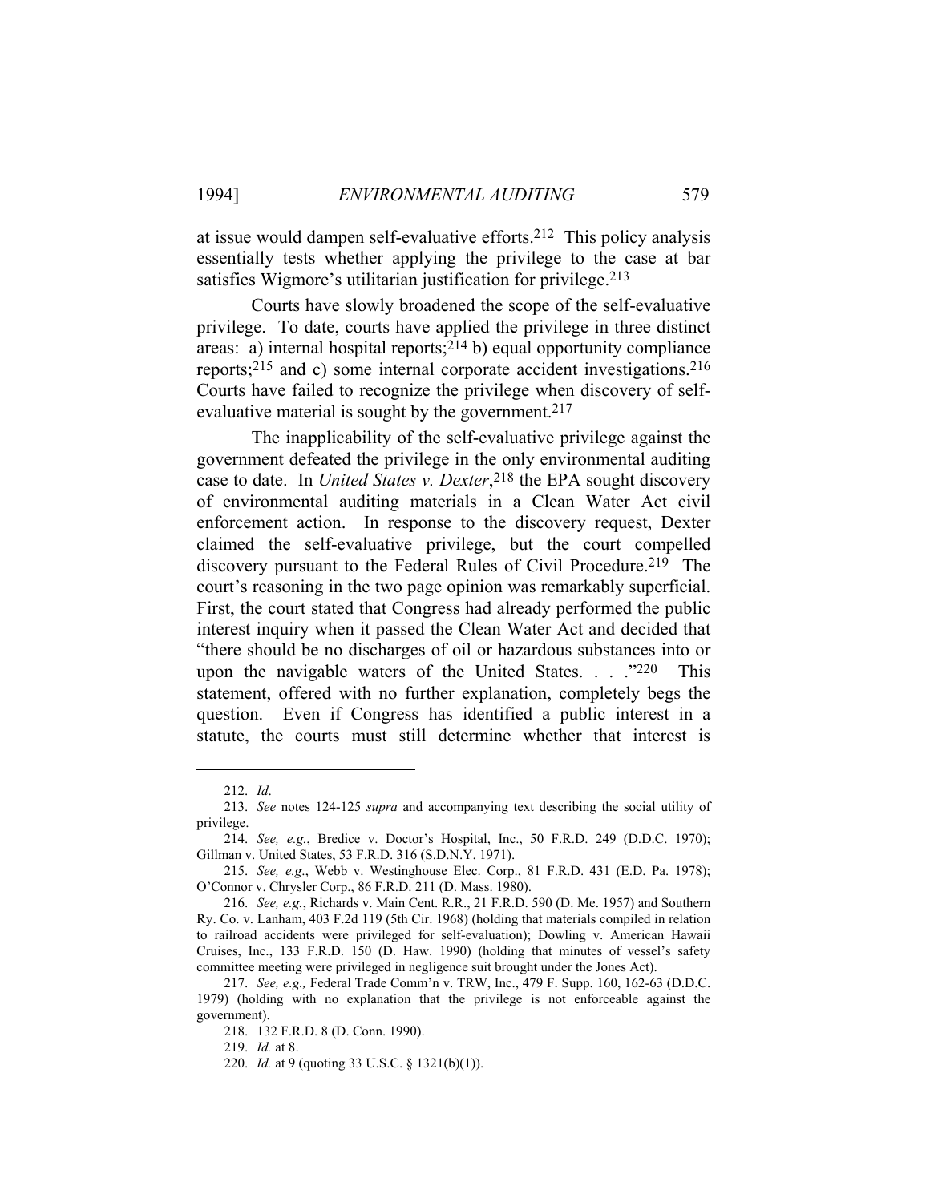at issue would dampen self-evaluative efforts.[212] This policy analysis essentially tests whether applying the privilege to the case at bar satisfies Wigmore's utilitarian justification for privilege.[213]

Courts have slowly broadened the scope of the self-evaluative privilege. To date, courts have applied the privilege in three distinct areas: a) internal hospital reports;[214] b) equal opportunity compliance reports;[215] and c) some internal corporate accident investigations.[216] Courts have failed to recognize the privilege when discovery of self-evaluative material is sought by the government.[217]

The inapplicability of the self-evaluative privilege against the government defeated the privilege in the only environmental auditing case to date. In *United States v. Dexter*,[218] the EPA sought discovery of environmental auditing materials in a Clean Water Act civil enforcement action. In response to the discovery request, Dexter claimed the self-evaluative privilege, but the court compelled discovery pursuant to the Federal Rules of Civil Procedure.[219] The court's reasoning in the two page opinion was remarkably superficial. First, the court stated that Congress had already performed the public interest inquiry when it passed the Clean Water Act and decided that "there should be no discharges of oil or hazardous substances into or upon the navigable waters of the United States. . . ."[220] This statement, offered with no further explanation, completely begs the question. Even if Congress has identified a public interest in a statute, the courts must still determine whether that interest is

---

212. *Id*.

213. *See* notes 124-125 *supra* and accompanying text describing the social utility of privilege.

214. *See, e.g.*, Bredice v. Doctor's Hospital, Inc., 50 F.R.D. 249 (D.D.C. 1970); Gillman v. United States, 53 F.R.D. 316 (S.D.N.Y. 1971).

215. *See, e.g*., Webb v. Westinghouse Elec. Corp., 81 F.R.D. 431 (E.D. Pa. 1978); O'Connor v. Chrysler Corp., 86 F.R.D. 211 (D. Mass. 1980).

216. *See, e.g.*, Richards v. Main Cent. R.R., 21 F.R.D. 590 (D. Me. 1957) and Southern Ry. Co. v. Lanham, 403 F.2d 119 (5th Cir. 1968) (holding that materials compiled in relation to railroad accidents were privileged for self-evaluation); Dowling v. American Hawaii Cruises, Inc., 133 F.R.D. 150 (D. Haw. 1990) (holding that minutes of vessel's safety committee meeting were privileged in negligence suit brought under the Jones Act).

217. *See, e.g.,* Federal Trade Comm'n v. TRW, Inc., 479 F. Supp. 160, 162-63 (D.D.C. 1979) (holding with no explanation that the privilege is not enforceable against the government).

218. 132 F.R.D. 8 (D. Conn. 1990).

219. *Id.* at 8.

220. *Id.* at 9 (quoting 33 U.S.C. § 1321(b)(1)).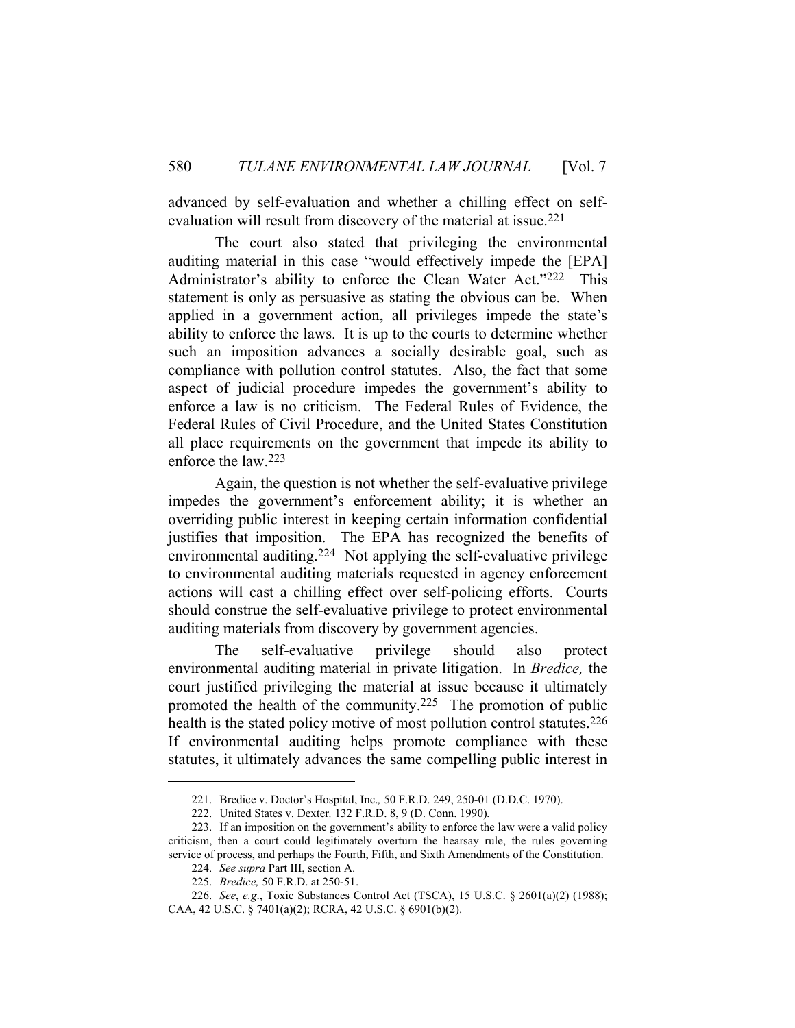advanced by self-evaluation and whether a chilling effect on self-evaluation will result from discovery of the material at issue.[221]

The court also stated that privileging the environmental auditing material in this case "would effectively impede the [EPA] Administrator's ability to enforce the Clean Water Act."[222] This statement is only as persuasive as stating the obvious can be. When applied in a government action, all privileges impede the state's ability to enforce the laws. It is up to the courts to determine whether such an imposition advances a socially desirable goal, such as compliance with pollution control statutes. Also, the fact that some aspect of judicial procedure impedes the government's ability to enforce a law is no criticism. The Federal Rules of Evidence, the Federal Rules of Civil Procedure, and the United States Constitution all place requirements on the government that impede its ability to enforce the law.[223]

Again, the question is not whether the self-evaluative privilege impedes the government's enforcement ability; it is whether an overriding public interest in keeping certain information confidential justifies that imposition. The EPA has recognized the benefits of environmental auditing.[224] Not applying the self-evaluative privilege to environmental auditing materials requested in agency enforcement actions will cast a chilling effect over self-policing efforts. Courts should construe the self-evaluative privilege to protect environmental auditing materials from discovery by government agencies.

The self-evaluative privilege should also protect environmental auditing material in private litigation. In *Bredice,* the court justified privileging the material at issue because it ultimately promoted the health of the community.[225] The promotion of public health is the stated policy motive of most pollution control statutes.[226] If environmental auditing helps promote compliance with these statutes, it ultimately advances the same compelling public interest in

---

221. Bredice v. Doctor's Hospital, Inc.*,* 50 F.R.D. 249, 250-01 (D.D.C. 1970).

222. United States v. Dexter*,* 132 F.R.D. 8, 9 (D. Conn. 1990)*.*

223. If an imposition on the government's ability to enforce the law were a valid policy criticism, then a court could legitimately overturn the hearsay rule, the rules governing service of process, and perhaps the Fourth, Fifth, and Sixth Amendments of the Constitution.

224. *See supra* Part III, section A.

225. *Bredice,* 50 F.R.D. at 250-51.

226. *See*, *e.g*., Toxic Substances Control Act (TSCA), 15 U.S.C. § 2601(a)(2) (1988); CAA, 42 U.S.C. § 7401(a)(2); RCRA, 42 U.S.C. § 6901(b)(2).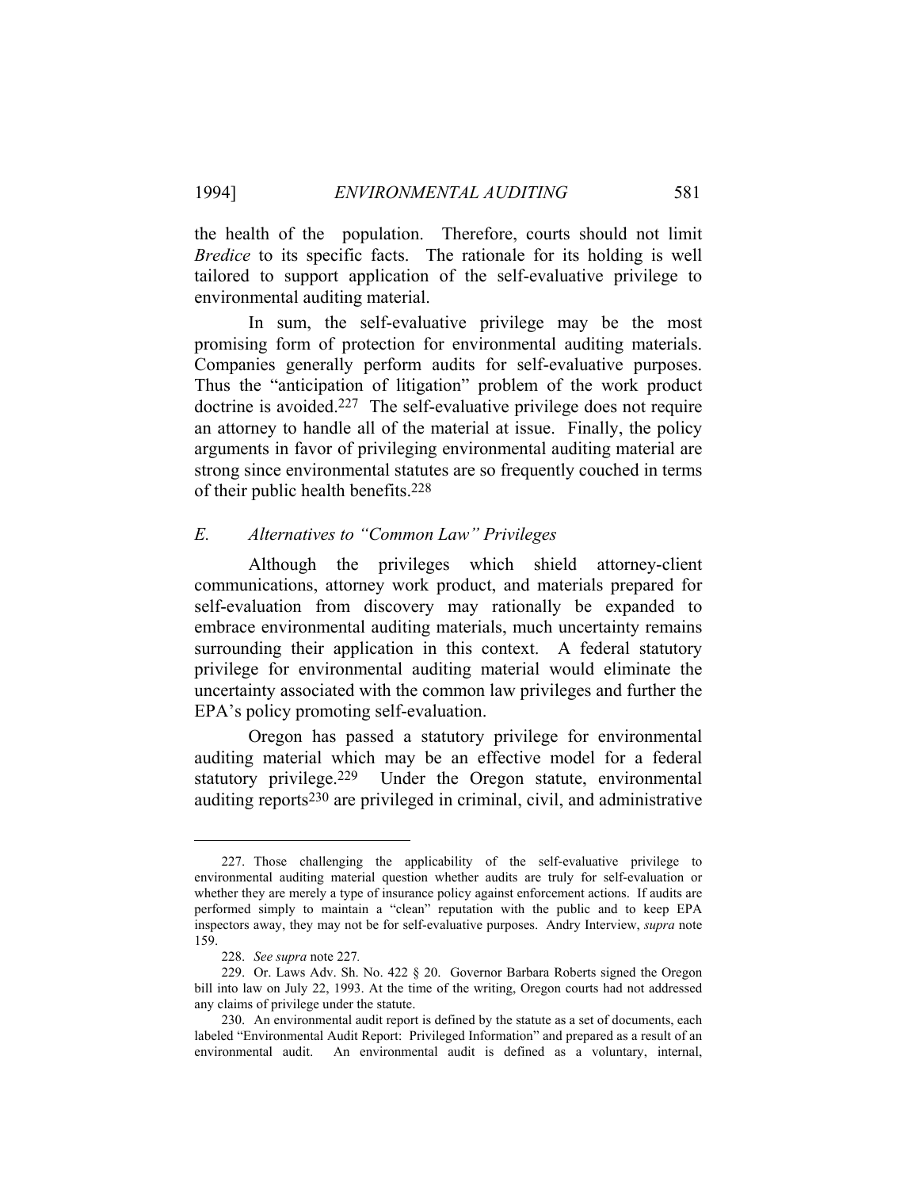the health of the population. Therefore, courts should not limit *Bredice* to its specific facts. The rationale for its holding is well tailored to support application of the self-evaluative privilege to environmental auditing material.

In sum, the self-evaluative privilege may be the most promising form of protection for environmental auditing materials. Companies generally perform audits for self-evaluative purposes. Thus the "anticipation of litigation" problem of the work product doctrine is avoided.[227] The self-evaluative privilege does not require an attorney to handle all of the material at issue. Finally, the policy arguments in favor of privileging environmental auditing material are strong since environmental statutes are so frequently couched in terms of their public health benefits.[228]

### *E. Alternatives to "Common Law" Privileges*

Although the privileges which shield attorney-client communications, attorney work product, and materials prepared for self-evaluation from discovery may rationally be expanded to embrace environmental auditing materials, much uncertainty remains surrounding their application in this context. A federal statutory privilege for environmental auditing material would eliminate the uncertainty associated with the common law privileges and further the EPA's policy promoting self-evaluation.

Oregon has passed a statutory privilege for environmental auditing material which may be an effective model for a federal statutory privilege.[229] Under the Oregon statute, environmental auditing reports[230] are privileged in criminal, civil, and administrative

---

227. Those challenging the applicability of the self-evaluative privilege to environmental auditing material question whether audits are truly for self-evaluation or whether they are merely a type of insurance policy against enforcement actions. If audits are performed simply to maintain a "clean" reputation with the public and to keep EPA inspectors away, they may not be for self-evaluative purposes. Andry Interview, *supra* note 159.

228. *See supra* note 227.

229. Or. Laws Adv. Sh. No. 422 § 20. Governor Barbara Roberts signed the Oregon bill into law on July 22, 1993. At the time of the writing, Oregon courts had not addressed any claims of privilege under the statute.

230. An environmental audit report is defined by the statute as a set of documents, each labeled "Environmental Audit Report: Privileged Information" and prepared as a result of an environmental audit. An environmental audit is defined as a voluntary, internal,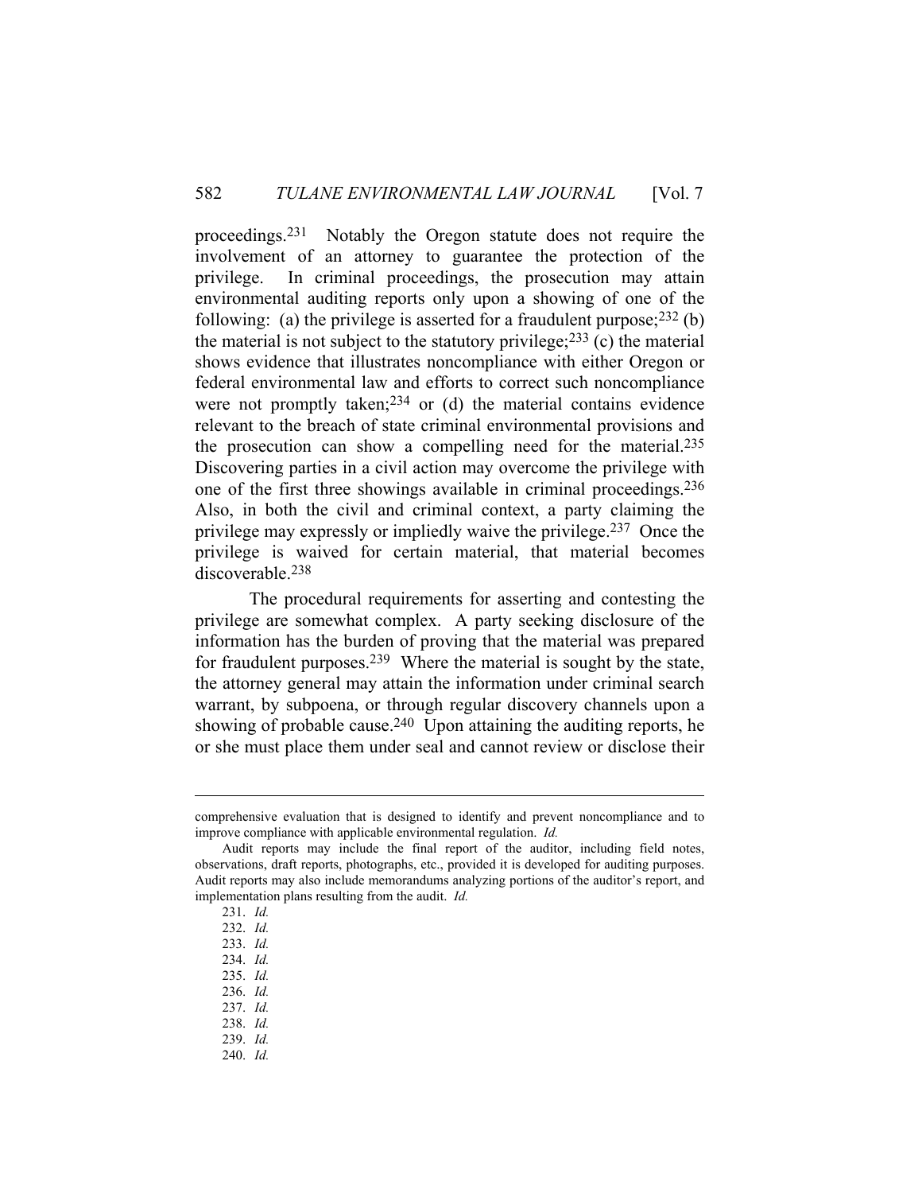proceedings.[231] Notably the Oregon statute does not require the involvement of an attorney to guarantee the protection of the privilege. In criminal proceedings, the prosecution may attain environmental auditing reports only upon a showing of one of the following: (a) the privilege is asserted for a fraudulent purpose;[232] (b) the material is not subject to the statutory privilege;[233] (c) the material shows evidence that illustrates noncompliance with either Oregon or federal environmental law and efforts to correct such noncompliance were not promptly taken;[234] or (d) the material contains evidence relevant to the breach of state criminal environmental provisions and the prosecution can show a compelling need for the material.[235] Discovering parties in a civil action may overcome the privilege with one of the first three showings available in criminal proceedings.[236] Also, in both the civil and criminal context, a party claiming the privilege may expressly or impliedly waive the privilege.[237] Once the privilege is waived for certain material, that material becomes discoverable.[238]

The procedural requirements for asserting and contesting the privilege are somewhat complex. A party seeking disclosure of the information has the burden of proving that the material was prepared for fraudulent purposes.[239] Where the material is sought by the state, the attorney general may attain the information under criminal search warrant, by subpoena, or through regular discovery channels upon a showing of probable cause.[240] Upon attaining the auditing reports, he or she must place them under seal and cannot review or disclose their

---

comprehensive evaluation that is designed to identify and prevent noncompliance and to improve compliance with applicable environmental regulation. *Id.*

Audit reports may include the final report of the auditor, including field notes, observations, draft reports, photographs, etc., provided it is developed for auditing purposes. Audit reports may also include memorandums analyzing portions of the auditor's report, and implementation plans resulting from the audit. *Id.*

231. *Id.*
232. *Id.*
233. *Id.*
234. *Id.*
235. *Id.*
236. *Id.*
237. *Id.*
238. *Id.*
239. *Id.*
240. *Id.*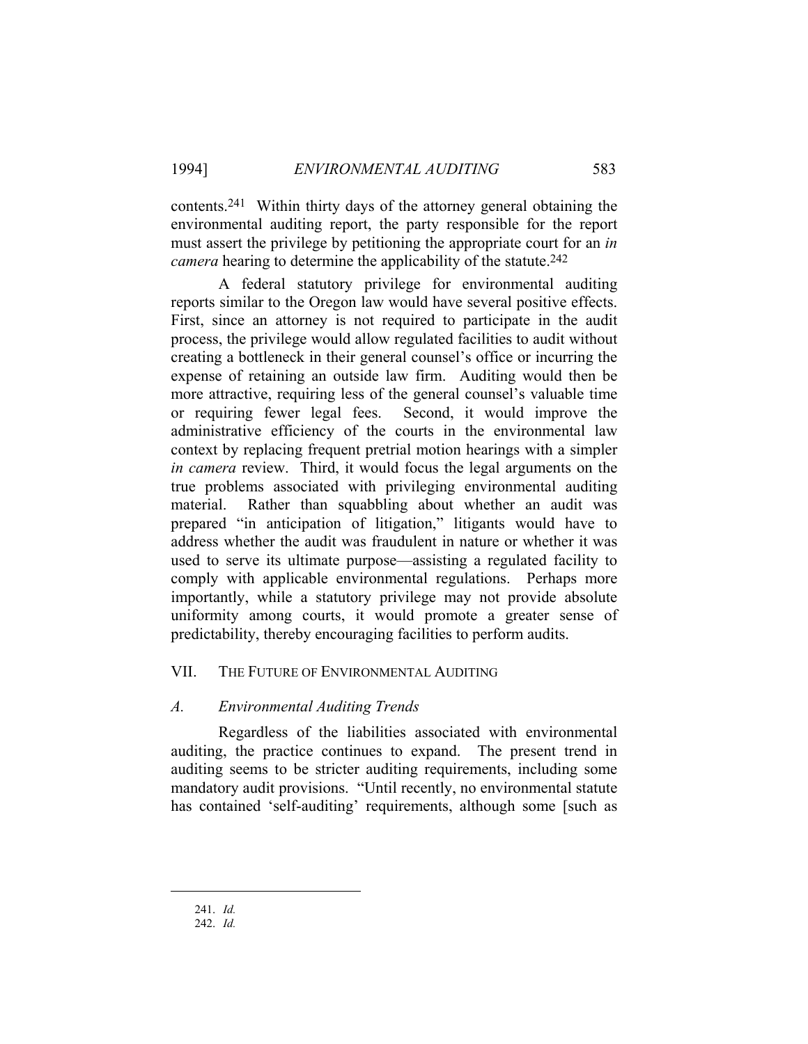contents.[241] Within thirty days of the attorney general obtaining the environmental auditing report, the party responsible for the report must assert the privilege by petitioning the appropriate court for an *in camera* hearing to determine the applicability of the statute.[242]

A federal statutory privilege for environmental auditing reports similar to the Oregon law would have several positive effects. First, since an attorney is not required to participate in the audit process, the privilege would allow regulated facilities to audit without creating a bottleneck in their general counsel's office or incurring the expense of retaining an outside law firm. Auditing would then be more attractive, requiring less of the general counsel's valuable time or requiring fewer legal fees. Second, it would improve the administrative efficiency of the courts in the environmental law context by replacing frequent pretrial motion hearings with a simpler *in camera* review. Third, it would focus the legal arguments on the true problems associated with privileging environmental auditing material. Rather than squabbling about whether an audit was prepared "in anticipation of litigation," litigants would have to address whether the audit was fraudulent in nature or whether it was used to serve its ultimate purpose—assisting a regulated facility to comply with applicable environmental regulations. Perhaps more importantly, while a statutory privilege may not provide absolute uniformity among courts, it would promote a greater sense of predictability, thereby encouraging facilities to perform audits.

## VII. THE FUTURE OF ENVIRONMENTAL AUDITING

### *A. Environmental Auditing Trends*

Regardless of the liabilities associated with environmental auditing, the practice continues to expand. The present trend in auditing seems to be stricter auditing requirements, including some mandatory audit provisions. "Until recently, no environmental statute has contained 'self-auditing' requirements, although some [such as

241. *Id.*
242. *Id.*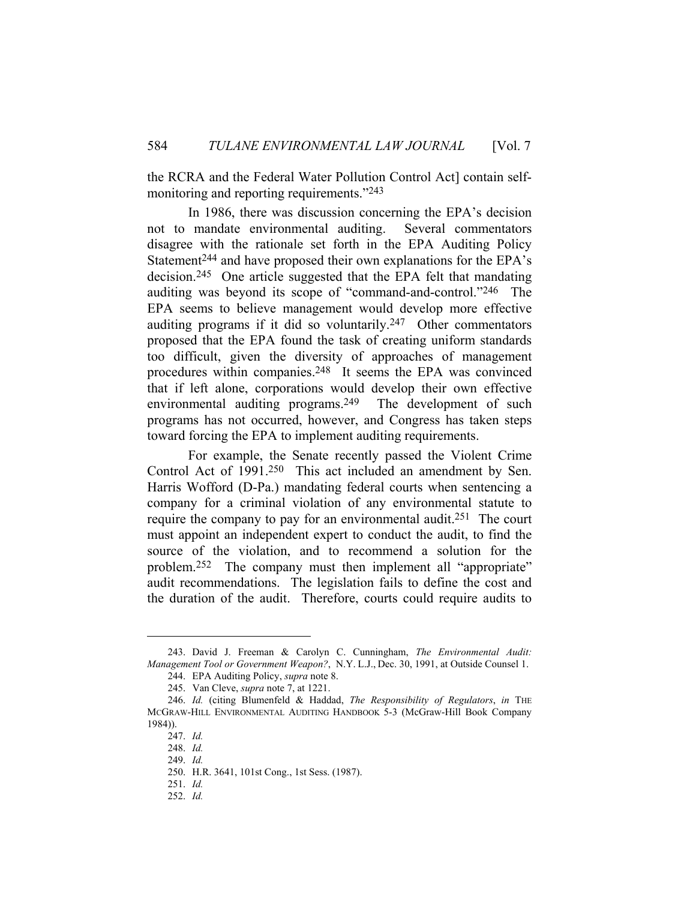the RCRA and the Federal Water Pollution Control Act] contain self-monitoring and reporting requirements."[243]

In 1986, there was discussion concerning the EPA's decision not to mandate environmental auditing. Several commentators disagree with the rationale set forth in the EPA Auditing Policy Statement[244] and have proposed their own explanations for the EPA's decision.[245] One article suggested that the EPA felt that mandating auditing was beyond its scope of "command-and-control."[246] The EPA seems to believe management would develop more effective auditing programs if it did so voluntarily.[247] Other commentators proposed that the EPA found the task of creating uniform standards too difficult, given the diversity of approaches of management procedures within companies.[248] It seems the EPA was convinced that if left alone, corporations would develop their own effective environmental auditing programs.[249] The development of such programs has not occurred, however, and Congress has taken steps toward forcing the EPA to implement auditing requirements.

For example, the Senate recently passed the Violent Crime Control Act of 1991.[250] This act included an amendment by Sen. Harris Wofford (D-Pa.) mandating federal courts when sentencing a company for a criminal violation of any environmental statute to require the company to pay for an environmental audit.[251] The court must appoint an independent expert to conduct the audit, to find the source of the violation, and to recommend a solution for the problem.[252] The company must then implement all "appropriate" audit recommendations. The legislation fails to define the cost and the duration of the audit. Therefore, courts could require audits to

---

243. David J. Freeman & Carolyn C. Cunningham, *The Environmental Audit: Management Tool or Government Weapon?*, N.Y. L.J., Dec. 30, 1991, at Outside Counsel 1.

244. EPA Auditing Policy, *supra* note 8.

245. Van Cleve, *supra* note 7, at 1221.

246. *Id.* (citing Blumenfeld & Haddad, *The Responsibility of Regulators*, *in* THE MCGRAW-HILL ENVIRONMENTAL AUDITING HANDBOOK 5-3 (McGraw-Hill Book Company 1984)).

247. *Id.*

248. *Id.*

249. *Id.*

250. H.R. 3641, 101st Cong., 1st Sess. (1987).

251. *Id.*

252. *Id.*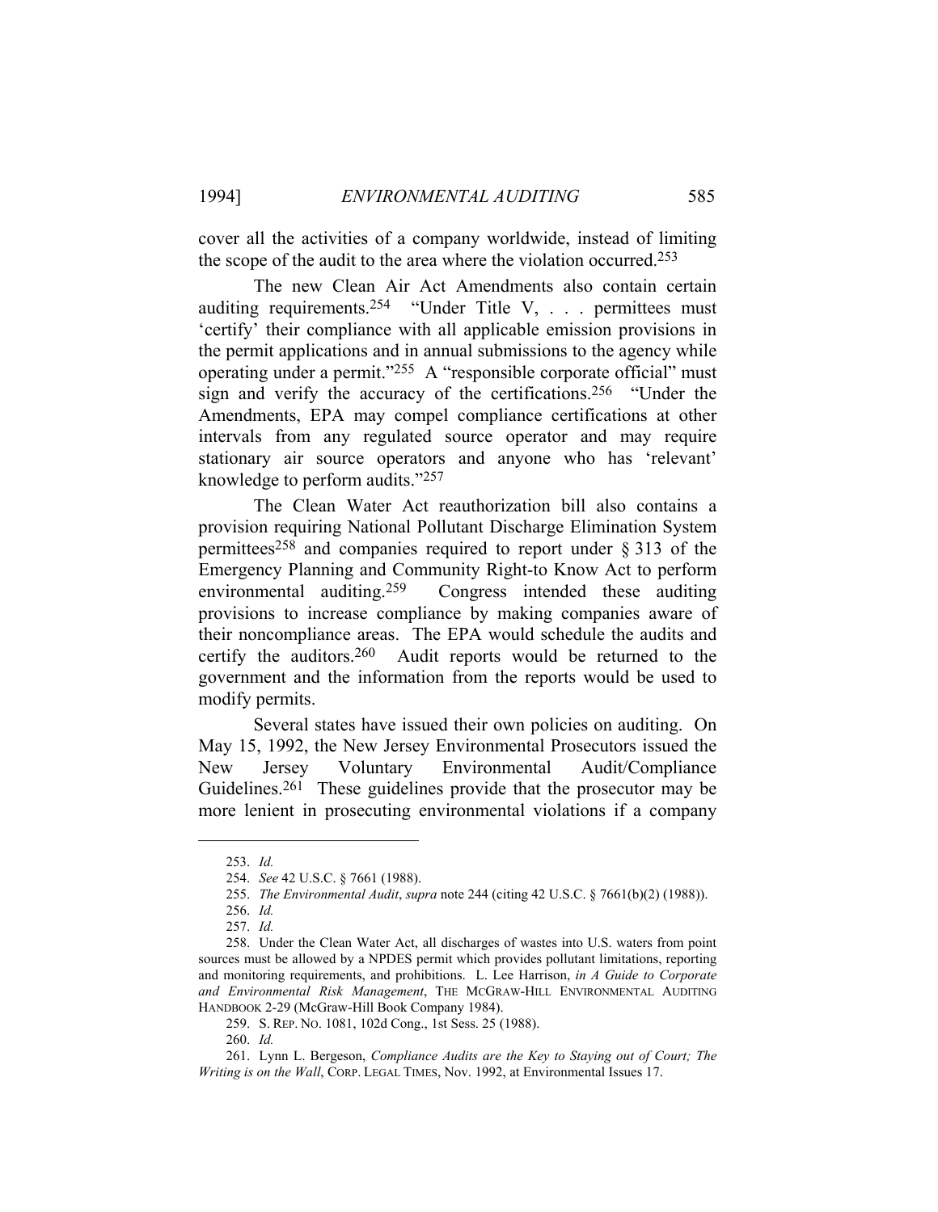cover all the activities of a company worldwide, instead of limiting the scope of the audit to the area where the violation occurred.[253]

The new Clean Air Act Amendments also contain certain auditing requirements.[254] "Under Title V, . . . permittees must 'certify' their compliance with all applicable emission provisions in the permit applications and in annual submissions to the agency while operating under a permit."[255] A "responsible corporate official" must sign and verify the accuracy of the certifications.[256] "Under the Amendments, EPA may compel compliance certifications at other intervals from any regulated source operator and may require stationary air source operators and anyone who has 'relevant' knowledge to perform audits."[257]

The Clean Water Act reauthorization bill also contains a provision requiring National Pollutant Discharge Elimination System permittees[258] and companies required to report under § 313 of the Emergency Planning and Community Right-to Know Act to perform environmental auditing.[259] Congress intended these auditing provisions to increase compliance by making companies aware of their noncompliance areas. The EPA would schedule the audits and certify the auditors.[260] Audit reports would be returned to the government and the information from the reports would be used to modify permits.

Several states have issued their own policies on auditing. On May 15, 1992, the New Jersey Environmental Prosecutors issued the New Jersey Voluntary Environmental Audit/Compliance Guidelines.[261] These guidelines provide that the prosecutor may be more lenient in prosecuting environmental violations if a company

---

253. *Id.*

254. *See* 42 U.S.C. § 7661 (1988).

255. *The Environmental Audit*, *supra* note 244 (citing 42 U.S.C. § 7661(b)(2) (1988)).

256. *Id.*

257. *Id.*

258. Under the Clean Water Act, all discharges of wastes into U.S. waters from point sources must be allowed by a NPDES permit which provides pollutant limitations, reporting and monitoring requirements, and prohibitions. L. Lee Harrison, *in A Guide to Corporate and Environmental Risk Management*, THE MCGRAW-HILL ENVIRONMENTAL AUDITING HANDBOOK 2-29 (McGraw-Hill Book Company 1984).

259. S. REP. NO. 1081, 102d Cong., 1st Sess. 25 (1988).

260. *Id.*

261. Lynn L. Bergeson, *Compliance Audits are the Key to Staying out of Court; The Writing is on the Wall*, CORP. LEGAL TIMES, Nov. 1992, at Environmental Issues 17.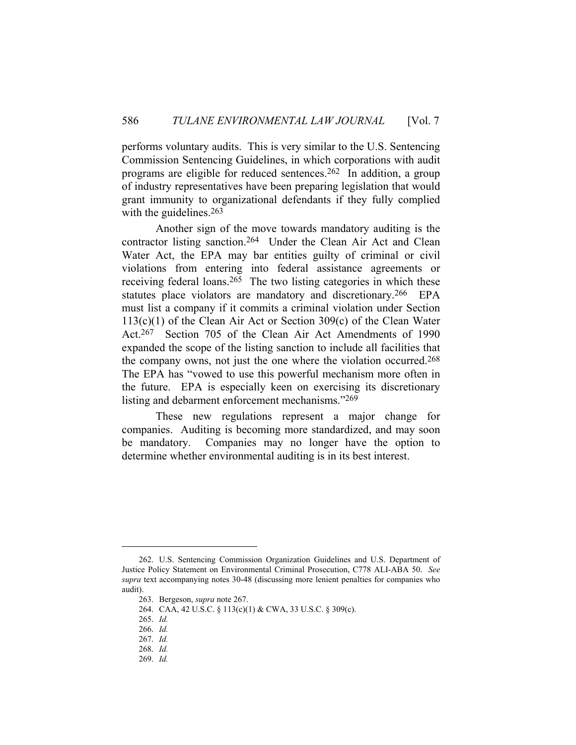performs voluntary audits. This is very similar to the U.S. Sentencing Commission Sentencing Guidelines, in which corporations with audit programs are eligible for reduced sentences.[262] In addition, a group of industry representatives have been preparing legislation that would grant immunity to organizational defendants if they fully complied with the guidelines.[263]

Another sign of the move towards mandatory auditing is the contractor listing sanction.[264] Under the Clean Air Act and Clean Water Act, the EPA may bar entities guilty of criminal or civil violations from entering into federal assistance agreements or receiving federal loans.[265] The two listing categories in which these statutes place violators are mandatory and discretionary.[266] EPA must list a company if it commits a criminal violation under Section 113(c)(1) of the Clean Air Act or Section 309(c) of the Clean Water Act.[267] Section 705 of the Clean Air Act Amendments of 1990 expanded the scope of the listing sanction to include all facilities that the company owns, not just the one where the violation occurred.[268] The EPA has "vowed to use this powerful mechanism more often in the future. EPA is especially keen on exercising its discretionary listing and debarment enforcement mechanisms."[269]

These new regulations represent a major change for companies. Auditing is becoming more standardized, and may soon be mandatory. Companies may no longer have the option to determine whether environmental auditing is in its best interest.

---

262. U.S. Sentencing Commission Organization Guidelines and U.S. Department of Justice Policy Statement on Environmental Criminal Prosecution, C778 ALI-ABA 50. *See supra* text accompanying notes 30-48 (discussing more lenient penalties for companies who audit).

263. Bergeson, *supra* note 267.

264. CAA, 42 U.S.C. § 113(c)(1) & CWA, 33 U.S.C. § 309(c).

265. *Id.*

266. *Id.*

267. *Id.*

268. *Id.*

269. *Id.*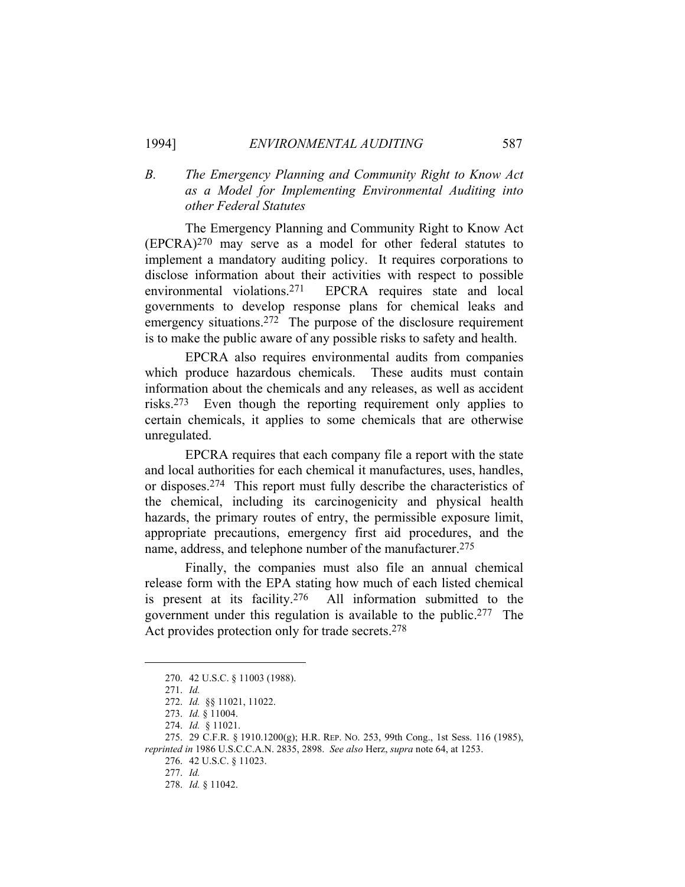### B. *The Emergency Planning and Community Right to Know Act as a Model for Implementing Environmental Auditing into other Federal Statutes*

The Emergency Planning and Community Right to Know Act (EPCRA)[270] may serve as a model for other federal statutes to implement a mandatory auditing policy. It requires corporations to disclose information about their activities with respect to possible environmental violations.[271] EPCRA requires state and local governments to develop response plans for chemical leaks and emergency situations.[272] The purpose of the disclosure requirement is to make the public aware of any possible risks to safety and health.

EPCRA also requires environmental audits from companies which produce hazardous chemicals. These audits must contain information about the chemicals and any releases, as well as accident risks.[273] Even though the reporting requirement only applies to certain chemicals, it applies to some chemicals that are otherwise unregulated.

EPCRA requires that each company file a report with the state and local authorities for each chemical it manufactures, uses, handles, or disposes.[274] This report must fully describe the characteristics of the chemical, including its carcinogenicity and physical health hazards, the primary routes of entry, the permissible exposure limit, appropriate precautions, emergency first aid procedures, and the name, address, and telephone number of the manufacturer.[275]

Finally, the companies must also file an annual chemical release form with the EPA stating how much of each listed chemical is present at its facility.[276] All information submitted to the government under this regulation is available to the public.[277] The Act provides protection only for trade secrets.[278]

---

270. 42 U.S.C. § 11003 (1988).

271. *Id.*

272. *Id.* §§ 11021, 11022.

273. *Id.* § 11004.

274. *Id.* § 11021.

275. 29 C.F.R. § 1910.1200(g); H.R. REP. NO. 253, 99th Cong., 1st Sess. 116 (1985), *reprinted in* 1986 U.S.C.C.A.N. 2835, 2898. *See also* Herz, *supra* note 64, at 1253.

276. 42 U.S.C. § 11023.

277. *Id.*

278. *Id.* § 11042.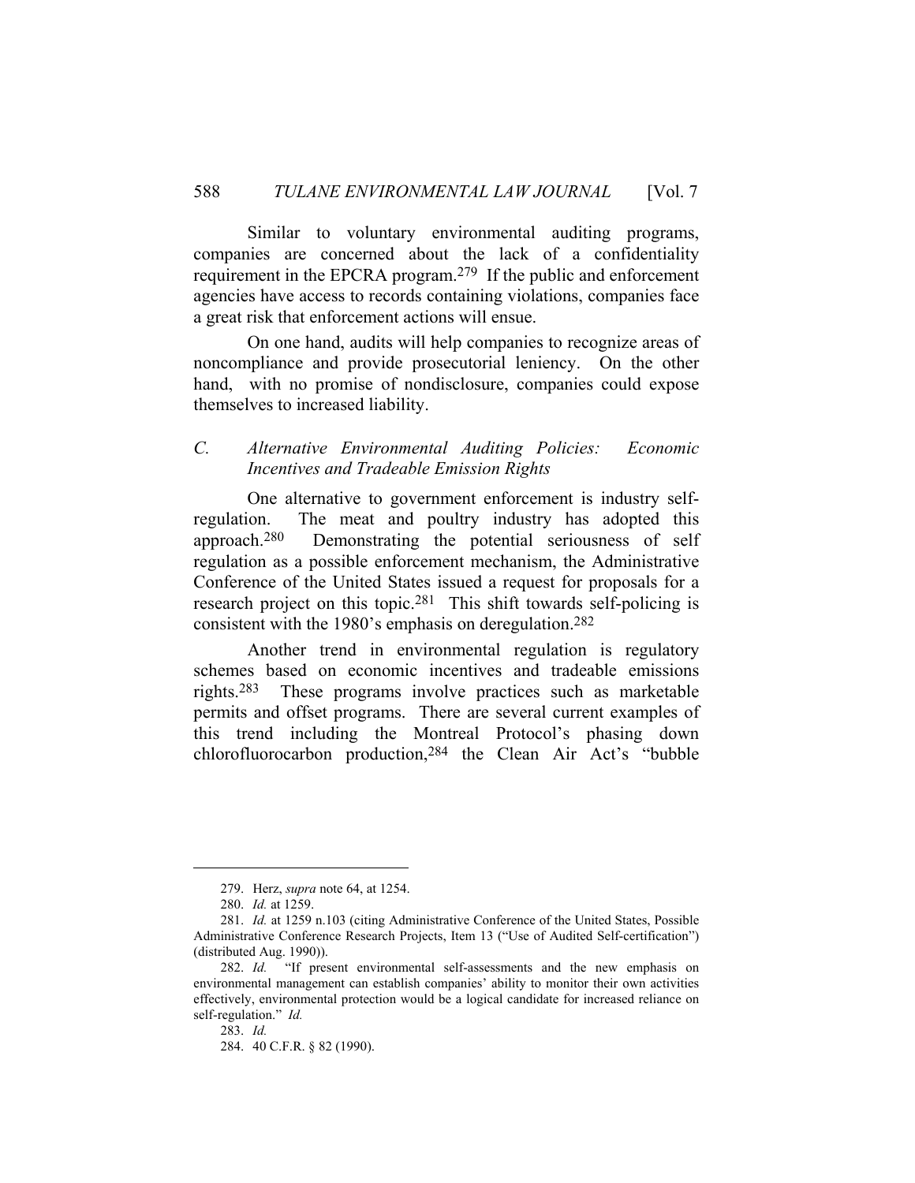Similar to voluntary environmental auditing programs, companies are concerned about the lack of a confidentiality requirement in the EPCRA program.[279] If the public and enforcement agencies have access to records containing violations, companies face a great risk that enforcement actions will ensue.

On one hand, audits will help companies to recognize areas of noncompliance and provide prosecutorial leniency. On the other hand, with no promise of nondisclosure, companies could expose themselves to increased liability.

### *C. Alternative Environmental Auditing Policies: Economic Incentives and Tradeable Emission Rights*

One alternative to government enforcement is industry self-regulation. The meat and poultry industry has adopted this approach.[280] Demonstrating the potential seriousness of self regulation as a possible enforcement mechanism, the Administrative Conference of the United States issued a request for proposals for a research project on this topic.[281] This shift towards self-policing is consistent with the 1980's emphasis on deregulation.[282]

Another trend in environmental regulation is regulatory schemes based on economic incentives and tradeable emissions rights.[283] These programs involve practices such as marketable permits and offset programs. There are several current examples of this trend including the Montreal Protocol's phasing down chlorofluorocarbon production,[284] the Clean Air Act's "bubble

---

279. Herz, *supra* note 64, at 1254.

280. *Id.* at 1259.

281. *Id.* at 1259 n.103 (citing Administrative Conference of the United States, Possible Administrative Conference Research Projects, Item 13 ("Use of Audited Self-certification") (distributed Aug. 1990)).

282. *Id.* "If present environmental self-assessments and the new emphasis on environmental management can establish companies' ability to monitor their own activities effectively, environmental protection would be a logical candidate for increased reliance on self-regulation." *Id.*

283. *Id.*

284. 40 C.F.R. § 82 (1990).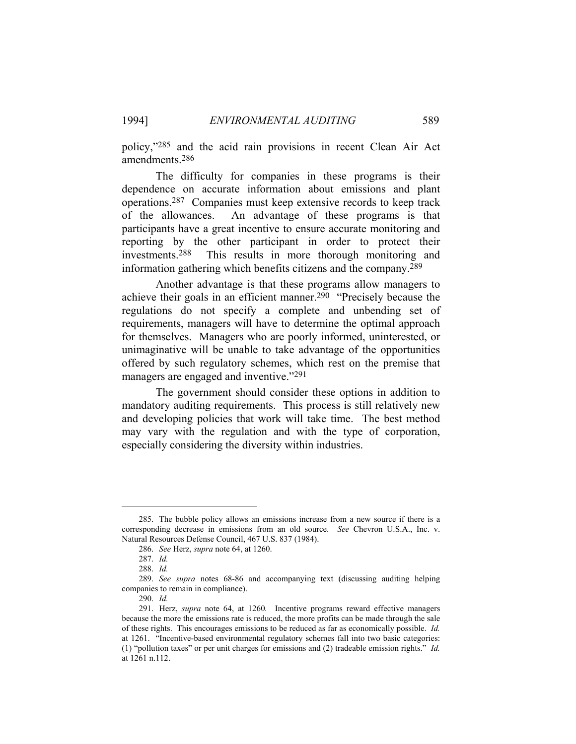policy,"[285] and the acid rain provisions in recent Clean Air Act amendments.[286]

The difficulty for companies in these programs is their dependence on accurate information about emissions and plant operations.[287] Companies must keep extensive records to keep track of the allowances. An advantage of these programs is that participants have a great incentive to ensure accurate monitoring and reporting by the other participant in order to protect their investments.[288] This results in more thorough monitoring and information gathering which benefits citizens and the company.[289]

Another advantage is that these programs allow managers to achieve their goals in an efficient manner.[290] "Precisely because the regulations do not specify a complete and unbending set of requirements, managers will have to determine the optimal approach for themselves. Managers who are poorly informed, uninterested, or unimaginative will be unable to take advantage of the opportunities offered by such regulatory schemes, which rest on the premise that managers are engaged and inventive."[291]

The government should consider these options in addition to mandatory auditing requirements. This process is still relatively new and developing policies that work will take time. The best method may vary with the regulation and with the type of corporation, especially considering the diversity within industries.

---

285. The bubble policy allows an emissions increase from a new source if there is a corresponding decrease in emissions from an old source. *See* Chevron U.S.A., Inc. v. Natural Resources Defense Council, 467 U.S. 837 (1984).

286. *See* Herz, *supra* note 64, at 1260.

287. *Id.*

288. *Id.*

289. *See supra* notes 68-86 and accompanying text (discussing auditing helping companies to remain in compliance).

290. *Id.*

291. Herz, *supra* note 64, at 1260*.* Incentive programs reward effective managers because the more the emissions rate is reduced, the more profits can be made through the sale of these rights. This encourages emissions to be reduced as far as economically possible. *Id.* at 1261. "Incentive-based environmental regulatory schemes fall into two basic categories: (1) "pollution taxes" or per unit charges for emissions and (2) tradeable emission rights." *Id.* at 1261 n.112.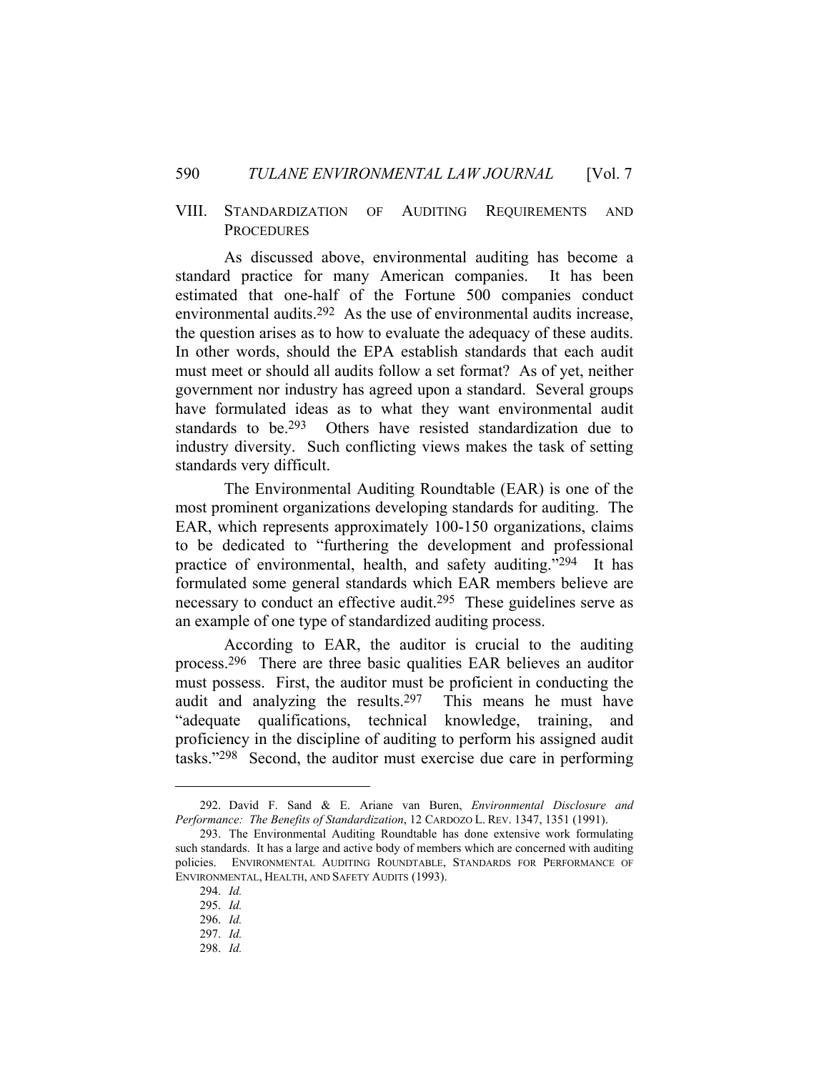## VIII. Standardization of Auditing Requirements and Procedures

As discussed above, environmental auditing has become a standard practice for many American companies. It has been estimated that one-half of the Fortune 500 companies conduct environmental audits.[292] As the use of environmental audits increase, the question arises as to how to evaluate the adequacy of these audits. In other words, should the EPA establish standards that each audit must meet or should all audits follow a set format? As of yet, neither government nor industry has agreed upon a standard. Several groups have formulated ideas as to what they want environmental audit standards to be.[293] Others have resisted standardization due to industry diversity. Such conflicting views makes the task of setting standards very difficult.

The Environmental Auditing Roundtable (EAR) is one of the most prominent organizations developing standards for auditing. The EAR, which represents approximately 100-150 organizations, claims to be dedicated to "furthering the development and professional practice of environmental, health, and safety auditing."[294] It has formulated some general standards which EAR members believe are necessary to conduct an effective audit.[295] These guidelines serve as an example of one type of standardized auditing process.

According to EAR, the auditor is crucial to the auditing process.[296] There are three basic qualities EAR believes an auditor must possess. First, the auditor must be proficient in conducting the audit and analyzing the results.[297] This means he must have "adequate qualifications, technical knowledge, training, and proficiency in the discipline of auditing to perform his assigned audit tasks."[298] Second, the auditor must exercise due care in performing

---

292. David F. Sand & E. Ariane van Buren, *Environmental Disclosure and Performance: The Benefits of Standardization*, 12 CARDOZO L. REV. 1347, 1351 (1991).

293. The Environmental Auditing Roundtable has done extensive work formulating such standards. It has a large and active body of members which are concerned with auditing policies. ENVIRONMENTAL AUDITING ROUNDTABLE, STANDARDS FOR PERFORMANCE OF ENVIRONMENTAL, HEALTH, AND SAFETY AUDITS (1993).

294. *Id.*

295. *Id.*

296. *Id.*

297. *Id.*

298. *Id.*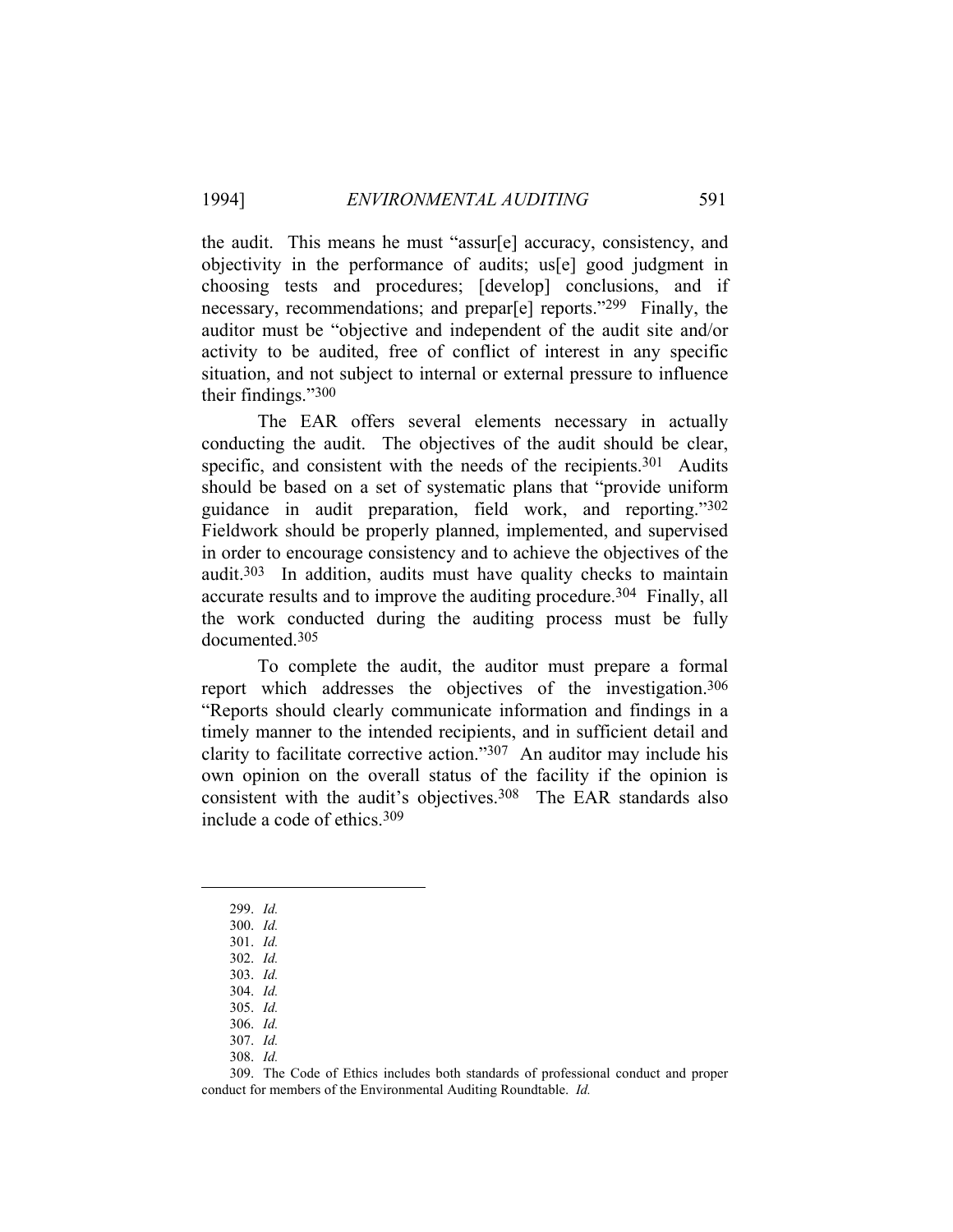the audit. This means he must "assur[e] accuracy, consistency, and objectivity in the performance of audits; us[e] good judgment in choosing tests and procedures; [develop] conclusions, and if necessary, recommendations; and prepar[e] reports."[299] Finally, the auditor must be "objective and independent of the audit site and/or activity to be audited, free of conflict of interest in any specific situation, and not subject to internal or external pressure to influence their findings."[300]

The EAR offers several elements necessary in actually conducting the audit. The objectives of the audit should be clear, specific, and consistent with the needs of the recipients.[301] Audits should be based on a set of systematic plans that "provide uniform guidance in audit preparation, field work, and reporting."[302] Fieldwork should be properly planned, implemented, and supervised in order to encourage consistency and to achieve the objectives of the audit.[303] In addition, audits must have quality checks to maintain accurate results and to improve the auditing procedure.[304] Finally, all the work conducted during the auditing process must be fully documented.[305]

To complete the audit, the auditor must prepare a formal report which addresses the objectives of the investigation.[306] "Reports should clearly communicate information and findings in a timely manner to the intended recipients, and in sufficient detail and clarity to facilitate corrective action."[307] An auditor may include his own opinion on the overall status of the facility if the opinion is consistent with the audit's objectives.[308] The EAR standards also include a code of ethics.[309]

---

299. *Id.*

300. *Id.*

301. *Id.*

302. *Id.*

303. *Id.*

304. *Id.*

305. *Id.*

306. *Id.*

307. *Id.*

308. *Id.*

309. The Code of Ethics includes both standards of professional conduct and proper conduct for members of the Environmental Auditing Roundtable. *Id.*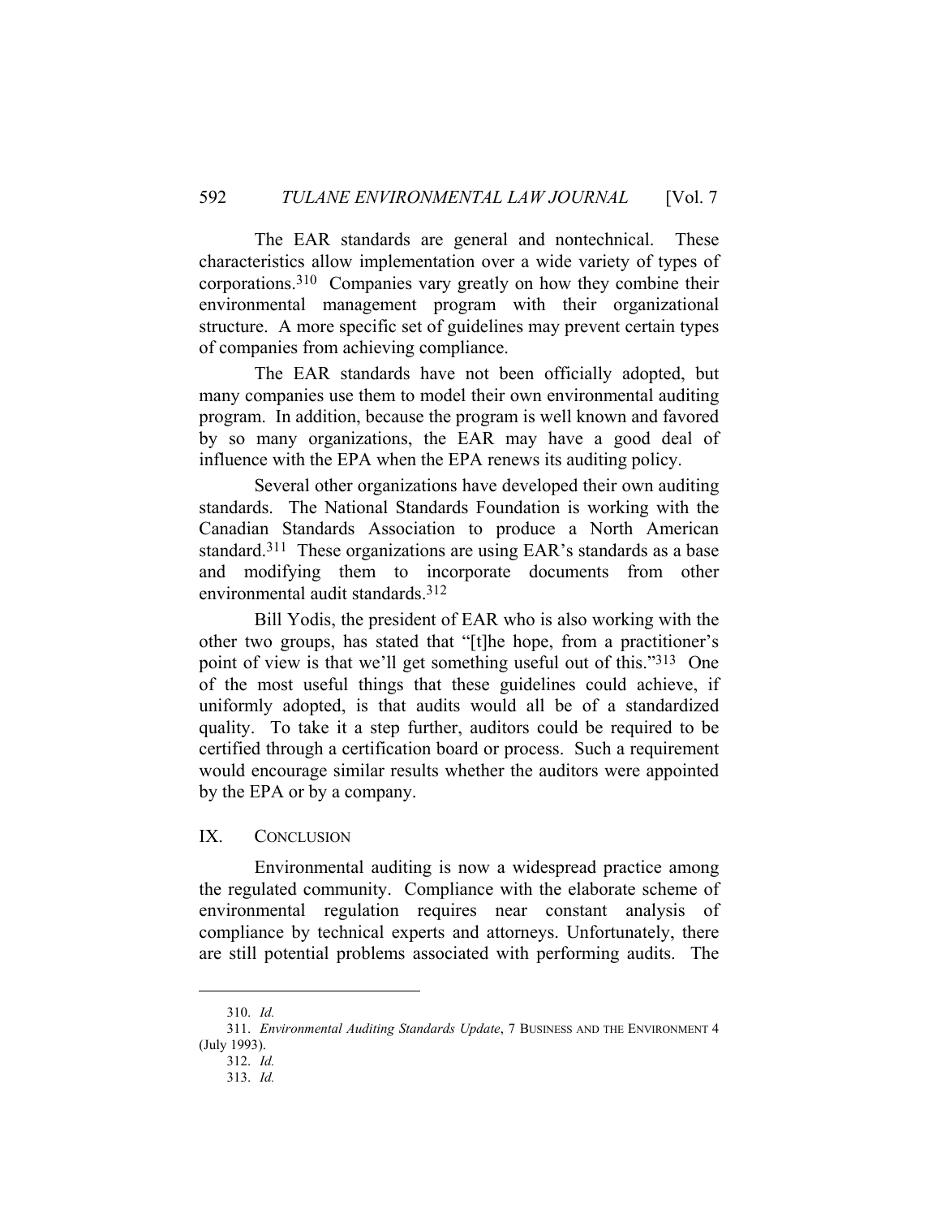The EAR standards are general and nontechnical. These characteristics allow implementation over a wide variety of types of corporations.[310] Companies vary greatly on how they combine their environmental management program with their organizational structure. A more specific set of guidelines may prevent certain types of companies from achieving compliance.

The EAR standards have not been officially adopted, but many companies use them to model their own environmental auditing program. In addition, because the program is well known and favored by so many organizations, the EAR may have a good deal of influence with the EPA when the EPA renews its auditing policy.

Several other organizations have developed their own auditing standards. The National Standards Foundation is working with the Canadian Standards Association to produce a North American standard.[311] These organizations are using EAR's standards as a base and modifying them to incorporate documents from other environmental audit standards.[312]

Bill Yodis, the president of EAR who is also working with the other two groups, has stated that "[t]he hope, from a practitioner's point of view is that we'll get something useful out of this."[313] One of the most useful things that these guidelines could achieve, if uniformly adopted, is that audits would all be of a standardized quality. To take it a step further, auditors could be required to be certified through a certification board or process. Such a requirement would encourage similar results whether the auditors were appointed by the EPA or by a company.

## IX. Conclusion

Environmental auditing is now a widespread practice among the regulated community. Compliance with the elaborate scheme of environmental regulation requires near constant analysis of compliance by technical experts and attorneys. Unfortunately, there are still potential problems associated with performing audits. The

---

310. *Id.*

311. *Environmental Auditing Standards Update*, 7 BUSINESS AND THE ENVIRONMENT 4 (July 1993).

312. *Id.*

313. *Id.*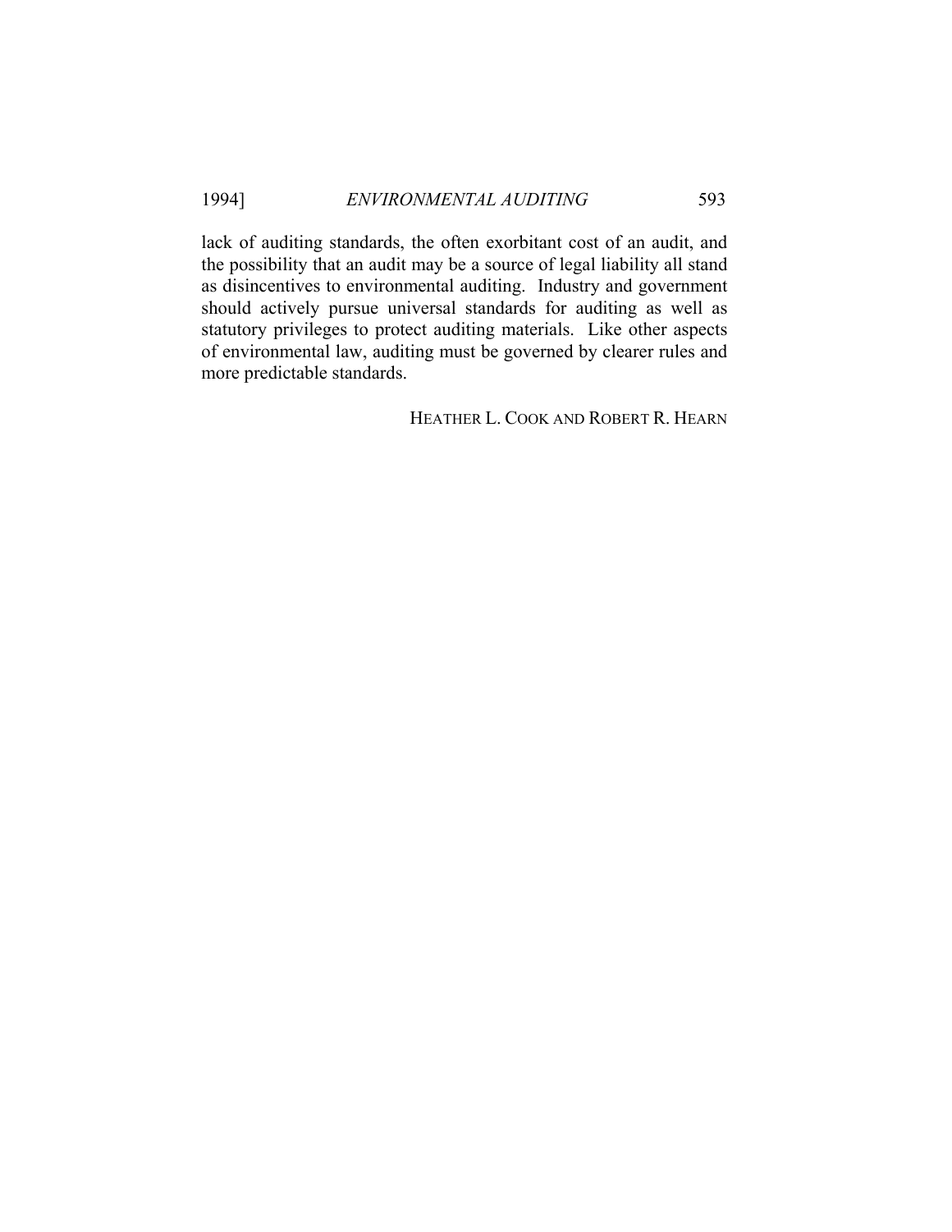lack of auditing standards, the often exorbitant cost of an audit, and the possibility that an audit may be a source of legal liability all stand as disincentives to environmental auditing. Industry and government should actively pursue universal standards for auditing as well as statutory privileges to protect auditing materials. Like other aspects of environmental law, auditing must be governed by clearer rules and more predictable standards.

HEATHER L. COOK AND ROBERT R. HEARN